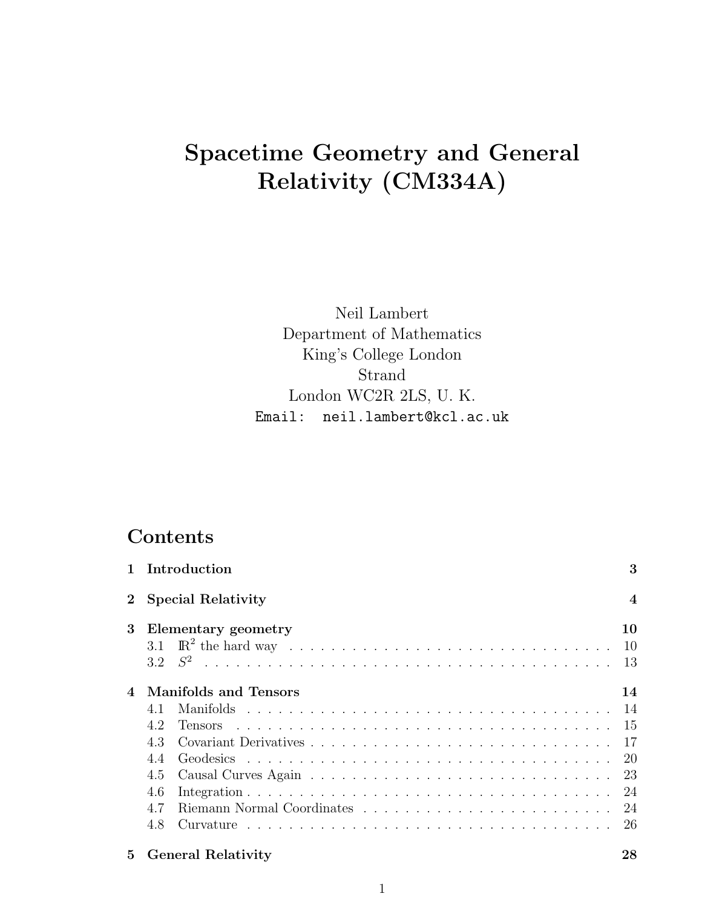# Spacetime Geometry and General Relativity (CM334A)

Neil Lambert
Department of Mathematics
King's College London
Strand
London WC2R 2LS, U. K.
Email: `neil.lambert@kcl.ac.uk`

## Contents

| | | |
|---|---|---|
| **1** | **Introduction** | **3** |
| **2** | **Special Relativity** | **4** |
| **3** | **Elementary geometry** | **10** |
| 3.1 | $\mathbb{R}^2$ the hard way | 10 |
| 3.2 | $S^2$ | 13 |
| **4** | **Manifolds and Tensors** | **14** |
| 4.1 | Manifolds | 14 |
| 4.2 | Tensors | 15 |
| 4.3 | Covariant Derivatives | 17 |
| 4.4 | Geodesics | 20 |
| 4.5 | Causal Curves Again | 23 |
| 4.6 | Integration | 24 |
| 4.7 | Riemann Normal Coordinates | 24 |
| 4.8 | Curvature | 26 |
| **5** | **General Relativity** | **28** |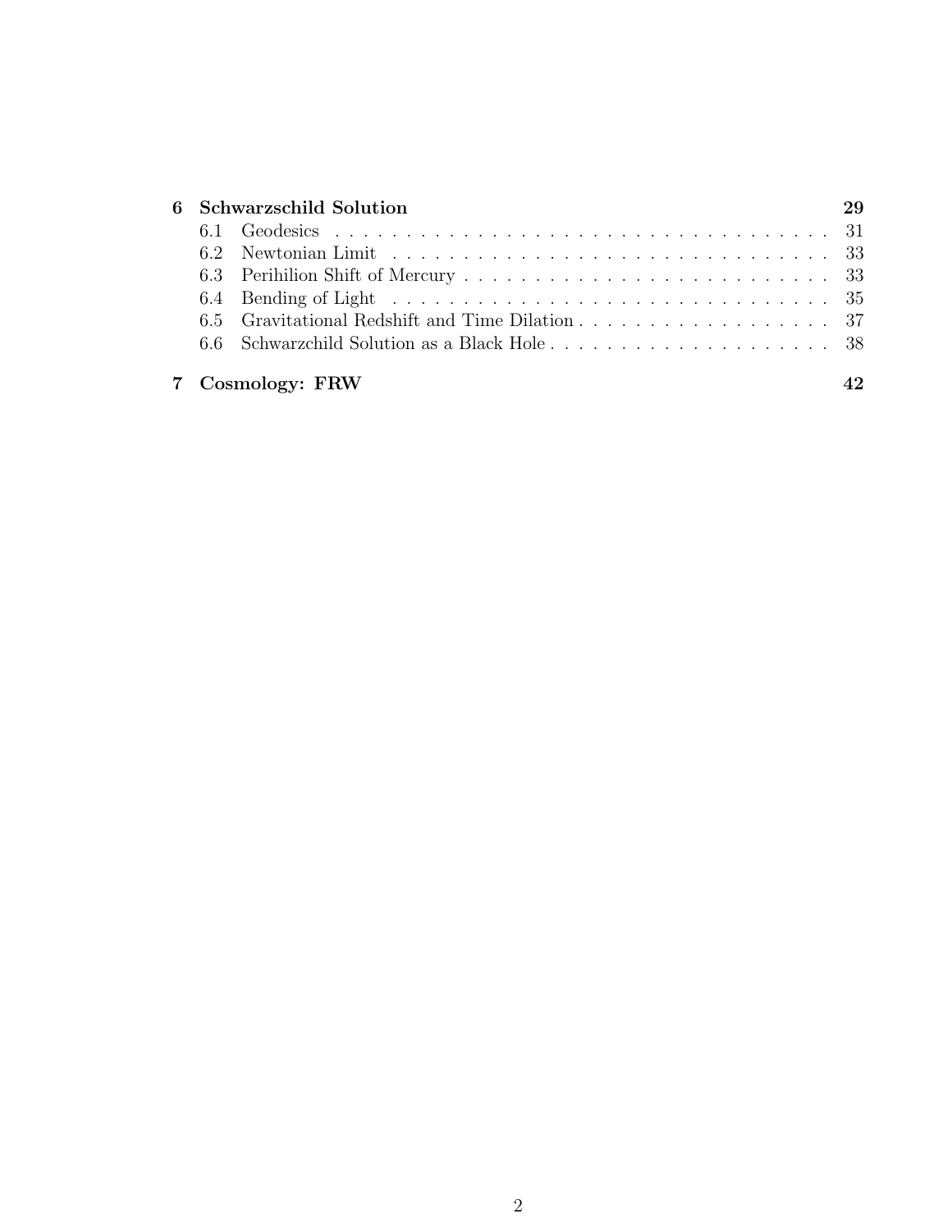**6 Schwarzschild Solution** — 29

- 6.1 Geodesics — 31
- 6.2 Newtonian Limit — 33
- 6.3 Perihilion Shift of Mercury — 33
- 6.4 Bending of Light — 35
- 6.5 Gravitational Redshift and Time Dilation — 37
- 6.6 Schwarzchild Solution as a Black Hole — 38

**7 Cosmology: FRW** — 42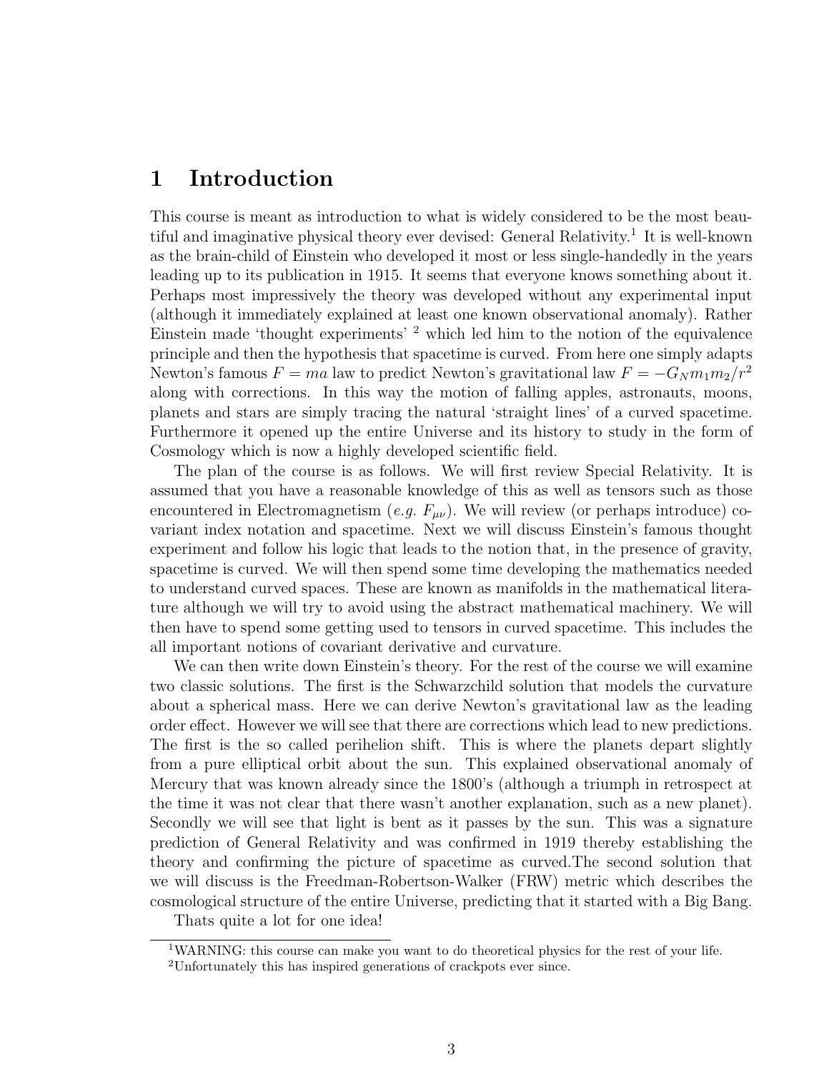# 1 Introduction

This course is meant as introduction to what is widely considered to be the most beautiful and imaginative physical theory ever devised: General Relativity.[1] It is well-known as the brain-child of Einstein who developed it most or less single-handedly in the years leading up to its publication in 1915. It seems that everyone knows something about it. Perhaps most impressively the theory was developed without any experimental input (although it immediately explained at least one known observational anomaly). Rather Einstein made 'thought experiments' [2] which led him to the notion of the equivalence principle and then the hypothesis that spacetime is curved. From here one simply adapts Newton's famous $F = ma$ law to predict Newton's gravitational law $F = -G_N m_1 m_2 / r^2$ along with corrections. In this way the motion of falling apples, astronauts, moons, planets and stars are simply tracing the natural 'straight lines' of a curved spacetime. Furthermore it opened up the entire Universe and its history to study in the form of Cosmology which is now a highly developed scientific field.

The plan of the course is as follows. We will first review Special Relativity. It is assumed that you have a reasonable knowledge of this as well as tensors such as those encountered in Electromagnetism (*e.g.* $F_{\mu\nu}$). We will review (or perhaps introduce) covariant index notation and spacetime. Next we will discuss Einstein's famous thought experiment and follow his logic that leads to the notion that, in the presence of gravity, spacetime is curved. We will then spend some time developing the mathematics needed to understand curved spaces. These are known as manifolds in the mathematical literature although we will try to avoid using the abstract mathematical machinery. We will then have to spend some getting used to tensors in curved spacetime. This includes the all important notions of covariant derivative and curvature.

We can then write down Einstein's theory. For the rest of the course we will examine two classic solutions. The first is the Schwarzchild solution that models the curvature about a spherical mass. Here we can derive Newton's gravitational law as the leading order effect. However we will see that there are corrections which lead to new predictions. The first is the so called perihelion shift. This is where the planets depart slightly from a pure elliptical orbit about the sun. This explained observational anomaly of Mercury that was known already since the 1800's (although a triumph in retrospect at the time it was not clear that there wasn't another explanation, such as a new planet). Secondly we will see that light is bent as it passes by the sun. This was a signature prediction of General Relativity and was confirmed in 1919 thereby establishing the theory and confirming the picture of spacetime as curved.The second solution that we will discuss is the Freedman-Robertson-Walker (FRW) metric which describes the cosmological structure of the entire Universe, predicting that it started with a Big Bang.

Thats quite a lot for one idea!

---

[1] WARNING: this course can make you want to do theoretical physics for the rest of your life.

[2] Unfortunately this has inspired generations of crackpots ever since.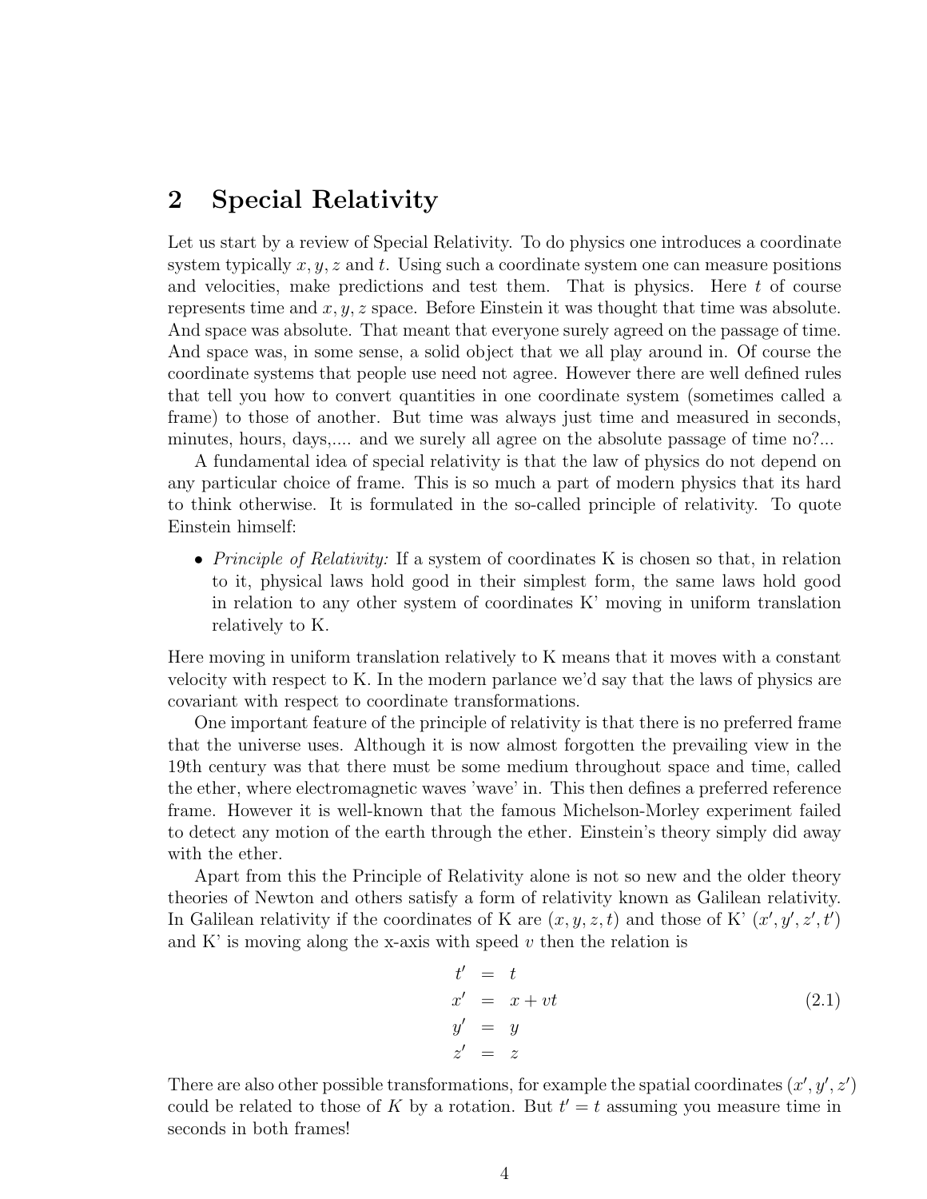# 2 Special Relativity

Let us start by a review of Special Relativity. To do physics one introduces a coordinate system typically $x, y, z$ and $t$. Using such a coordinate system one can measure positions and velocities, make predictions and test them. That is physics. Here $t$ of course represents time and $x, y, z$ space. Before Einstein it was thought that time was absolute. And space was absolute. That meant that everyone surely agreed on the passage of time. And space was, in some sense, a solid object that we all play around in. Of course the coordinate systems that people use need not agree. However there are well defined rules that tell you how to convert quantities in one coordinate system (sometimes called a frame) to those of another. But time was always just time and measured in seconds, minutes, hours, days,.... and we surely all agree on the absolute passage of time no?...

A fundamental idea of special relativity is that the law of physics do not depend on any particular choice of frame. This is so much a part of modern physics that its hard to think otherwise. It is formulated in the so-called principle of relativity. To quote Einstein himself:

- *Principle of Relativity:* If a system of coordinates K is chosen so that, in relation to it, physical laws hold good in their simplest form, the same laws hold good in relation to any other system of coordinates K' moving in uniform translation relatively to K.

Here moving in uniform translation relatively to K means that it moves with a constant velocity with respect to K. In the modern parlance we'd say that the laws of physics are covariant with respect to coordinate transformations.

One important feature of the principle of relativity is that there is no preferred frame that the universe uses. Although it is now almost forgotten the prevailing view in the 19th century was that there must be some medium throughout space and time, called the ether, where electromagnetic waves 'wave' in. This then defines a preferred reference frame. However it is well-known that the famous Michelson-Morley experiment failed to detect any motion of the earth through the ether. Einstein's theory simply did away with the ether.

Apart from this the Principle of Relativity alone is not so new and the older theory theories of Newton and others satisfy a form of relativity known as Galilean relativity. In Galilean relativity if the coordinates of K are $(x, y, z, t)$ and those of K' $(x', y', z', t')$ and K' is moving along the x-axis with speed $v$ then the relation is

$$
\begin{aligned}
t' &= t \\
x' &= x + vt \\
y' &= y \\
z' &= z
\end{aligned}
\tag{2.1}
$$

There are also other possible transformations, for example the spatial coordinates $(x', y', z')$ could be related to those of $K$ by a rotation. But $t' = t$ assuming you measure time in seconds in both frames!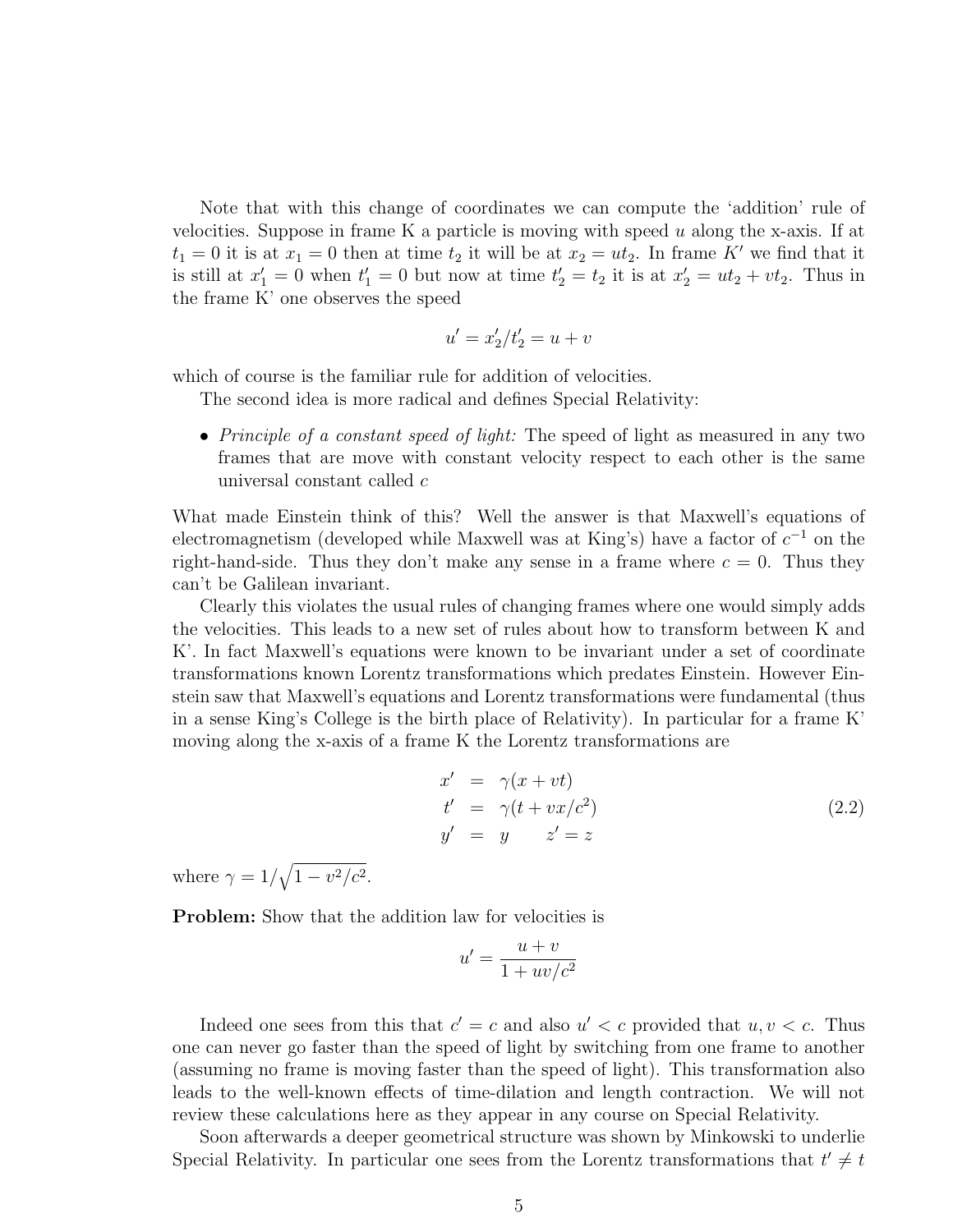Note that with this change of coordinates we can compute the 'addition' rule of velocities. Suppose in frame K a particle is moving with speed $u$ along the x-axis. If at $t_1 = 0$ it is at $x_1 = 0$ then at time $t_2$ it will be at $x_2 = ut_2$. In frame $K'$ we find that it is still at $x'_1 = 0$ when $t'_1 = 0$ but now at time $t'_2 = t_2$ it is at $x'_2 = ut_2 + vt_2$. Thus in the frame K' one observes the speed

$$u' = x'_2/t'_2 = u + v$$

which of course is the familiar rule for addition of velocities.

The second idea is more radical and defines Special Relativity:

- *Principle of a constant speed of light:* The speed of light as measured in any two frames that are move with constant velocity respect to each other is the same universal constant called $c$

What made Einstein think of this? Well the answer is that Maxwell's equations of electromagnetism (developed while Maxwell was at King's) have a factor of $c^{-1}$ on the right-hand-side. Thus they don't make any sense in a frame where $c = 0$. Thus they can't be Galilean invariant.

Clearly this violates the usual rules of changing frames where one would simply adds the velocities. This leads to a new set of rules about how to transform between K and K'. In fact Maxwell's equations were known to be invariant under a set of coordinate transformations known Lorentz transformations which predates Einstein. However Einstein saw that Maxwell's equations and Lorentz transformations were fundamental (thus in a sense King's College is the birth place of Relativity). In particular for a frame K' moving along the x-axis of a frame K the Lorentz transformations are

$$\begin{aligned} x' &= \gamma(x + vt) \\ t' &= \gamma(t + vx/c^2) \\ y' &= y \qquad z' = z \end{aligned} \tag{2.2}$$

where $\gamma = 1/\sqrt{1 - v^2/c^2}$.

**Problem:** Show that the addition law for velocities is

$$u' = \frac{u + v}{1 + uv/c^2}$$

Indeed one sees from this that $c' = c$ and also $u' < c$ provided that $u, v < c$. Thus one can never go faster than the speed of light by switching from one frame to another (assuming no frame is moving faster than the speed of light). This transformation also leads to the well-known effects of time-dilation and length contraction. We will not review these calculations here as they appear in any course on Special Relativity.

Soon afterwards a deeper geometrical structure was shown by Minkowski to underlie Special Relativity. In particular one sees from the Lorentz transformations that $t' \neq t$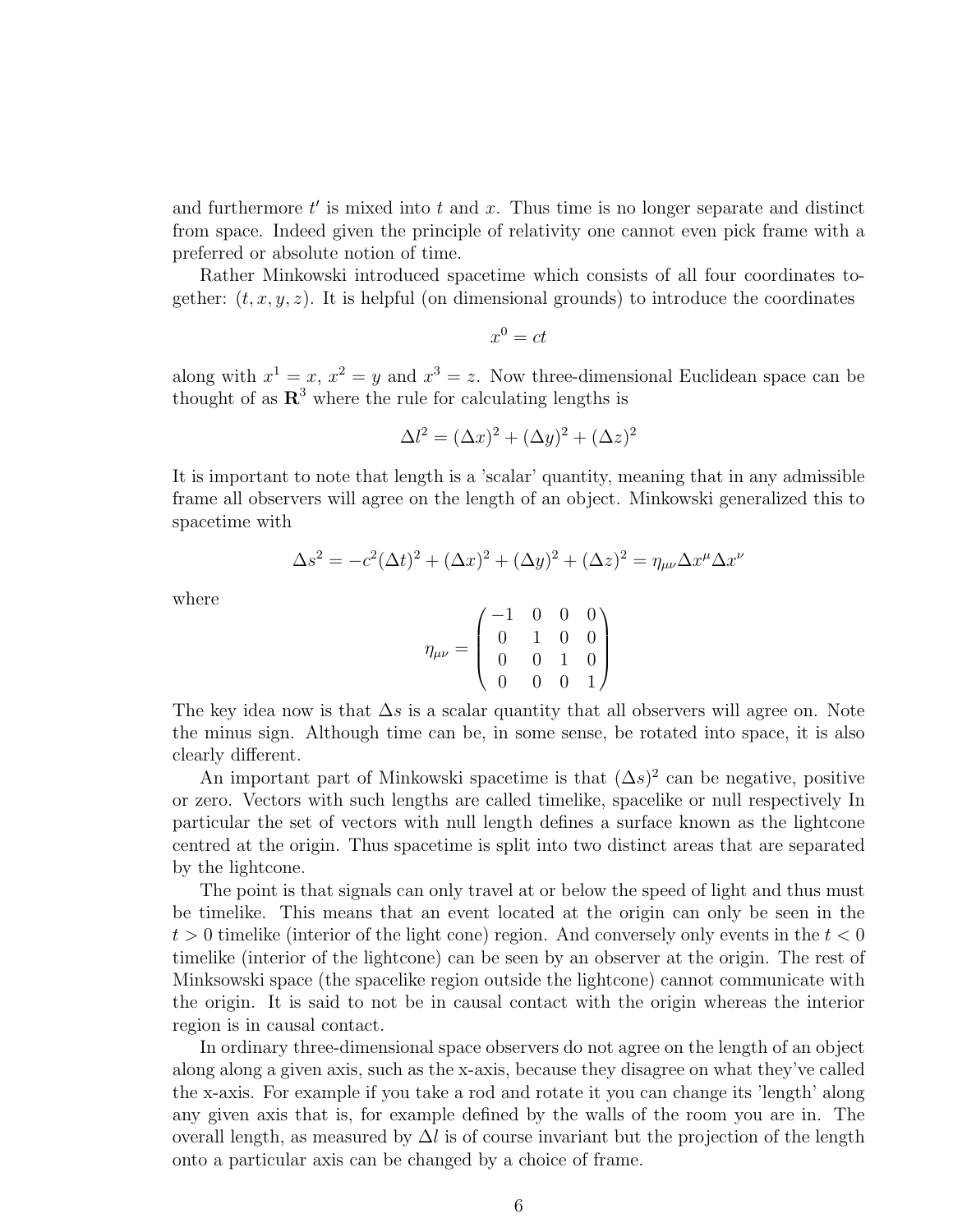and furthermore $t'$ is mixed into $t$ and $x$. Thus time is no longer separate and distinct from space. Indeed given the principle of relativity one cannot even pick frame with a preferred or absolute notion of time.

Rather Minkowski introduced spacetime which consists of all four coordinates together: $(t, x, y, z)$. It is helpful (on dimensional grounds) to introduce the coordinates

$$x^0 = ct$$

along with $x^1 = x$, $x^2 = y$ and $x^3 = z$. Now three-dimensional Euclidean space can be thought of as $\mathbf{R}^3$ where the rule for calculating lengths is

$$\Delta l^2 = (\Delta x)^2 + (\Delta y)^2 + (\Delta z)^2$$

It is important to note that length is a 'scalar' quantity, meaning that in any admissible frame all observers will agree on the length of an object. Minkowski generalized this to spacetime with

$$\Delta s^2 = -c^2(\Delta t)^2 + (\Delta x)^2 + (\Delta y)^2 + (\Delta z)^2 = \eta_{\mu\nu}\Delta x^\mu \Delta x^\nu$$

where

$$\eta_{\mu\nu} = \begin{pmatrix} -1 & 0 & 0 & 0 \\ 0 & 1 & 0 & 0 \\ 0 & 0 & 1 & 0 \\ 0 & 0 & 0 & 1 \end{pmatrix}$$

The key idea now is that $\Delta s$ is a scalar quantity that all observers will agree on. Note the minus sign. Although time can be, in some sense, be rotated into space, it is also clearly different.

An important part of Minkowski spacetime is that $(\Delta s)^2$ can be negative, positive or zero. Vectors with such lengths are called timelike, spacelike or null respectively In particular the set of vectors with null length defines a surface known as the lightcone centred at the origin. Thus spacetime is split into two distinct areas that are separated by the lightcone.

The point is that signals can only travel at or below the speed of light and thus must be timelike. This means that an event located at the origin can only be seen in the $t > 0$ timelike (interior of the light cone) region. And conversely only events in the $t < 0$ timelike (interior of the lightcone) can be seen by an observer at the origin. The rest of Minksowski space (the spacelike region outside the lightcone) cannot communicate with the origin. It is said to not be in causal contact with the origin whereas the interior region is in causal contact.

In ordinary three-dimensional space observers do not agree on the length of an object along along a given axis, such as the x-axis, because they disagree on what they've called the x-axis. For example if you take a rod and rotate it you can change its 'length' along any given axis that is, for example defined by the walls of the room you are in. The overall length, as measured by $\Delta l$ is of course invariant but the projection of the length onto a particular axis can be changed by a choice of frame.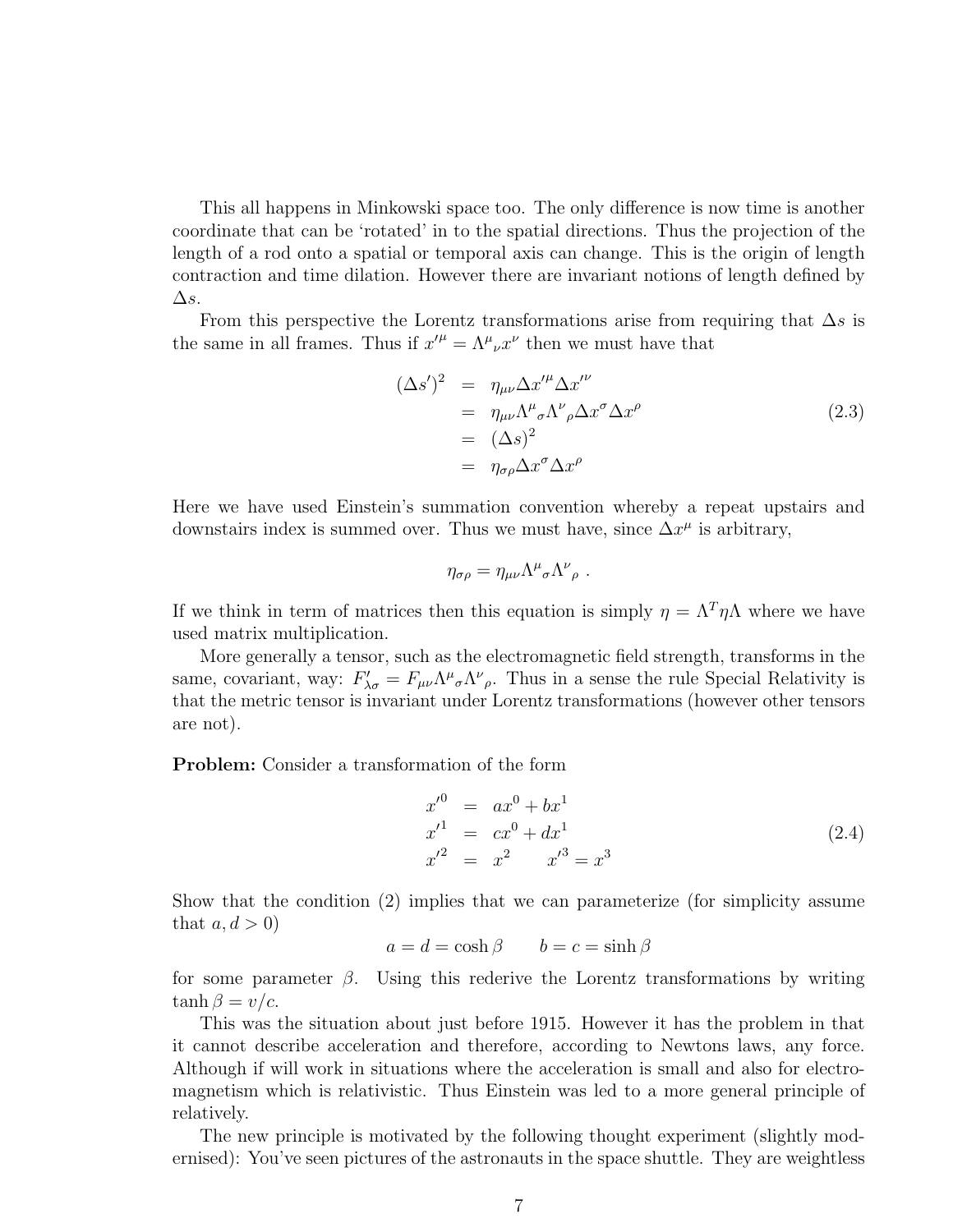This all happens in Minkowski space too. The only difference is now time is another coordinate that can be 'rotated' in to the spatial directions. Thus the projection of the length of a rod onto a spatial or temporal axis can change. This is the origin of length contraction and time dilation. However there are invariant notions of length defined by $\Delta s$.

From this perspective the Lorentz transformations arise from requiring that $\Delta s$ is the same in all frames. Thus if $x'^\mu = \Lambda^\mu{}_\nu x^\nu$ then we must have that

$$
\begin{aligned}
(\Delta s')^2 &= \eta_{\mu\nu}\Delta x'^\mu \Delta x'^\nu \\
&= \eta_{\mu\nu}\Lambda^\mu{}_\sigma \Lambda^\nu{}_\rho \Delta x^\sigma \Delta x^\rho \\
&= (\Delta s)^2 \\
&= \eta_{\sigma\rho}\Delta x^\sigma \Delta x^\rho
\end{aligned}
\tag{2.3}
$$

Here we have used Einstein's summation convention whereby a repeat upstairs and downstairs index is summed over. Thus we must have, since $\Delta x^\mu$ is arbitrary,

$$
\eta_{\sigma\rho} = \eta_{\mu\nu}\Lambda^\mu{}_\sigma \Lambda^\nu{}_\rho \ .
$$

If we think in term of matrices then this equation is simply $\eta = \Lambda^T \eta \Lambda$ where we have used matrix multiplication.

More generally a tensor, such as the electromagnetic field strength, transforms in the same, covariant, way: $F'_{\lambda\sigma} = F_{\mu\nu}\Lambda^\mu{}_\sigma \Lambda^\nu{}_\rho$. Thus in a sense the rule Special Relativity is that the metric tensor is invariant under Lorentz transformations (however other tensors are not).

**Problem:** Consider a transformation of the form

$$
\begin{aligned}
x'^0 &= ax^0 + bx^1 \\
x'^1 &= cx^0 + dx^1 \\
x'^2 &= x^2 \qquad x'^3 = x^3
\end{aligned}
\tag{2.4}
$$

Show that the condition (2) implies that we can parameterize (for simplicity assume that $a, d > 0$)

$$
a = d = \cosh\beta \qquad b = c = \sinh\beta
$$

for some parameter $\beta$. Using this rederive the Lorentz transformations by writing $\tanh\beta = v/c$.

This was the situation about just before 1915. However it has the problem in that it cannot describe acceleration and therefore, according to Newtons laws, any force. Although if will work in situations where the acceleration is small and also for electromagnetism which is relativistic. Thus Einstein was led to a more general principle of relatively.

The new principle is motivated by the following thought experiment (slightly modernised): You've seen pictures of the astronauts in the space shuttle. They are weightless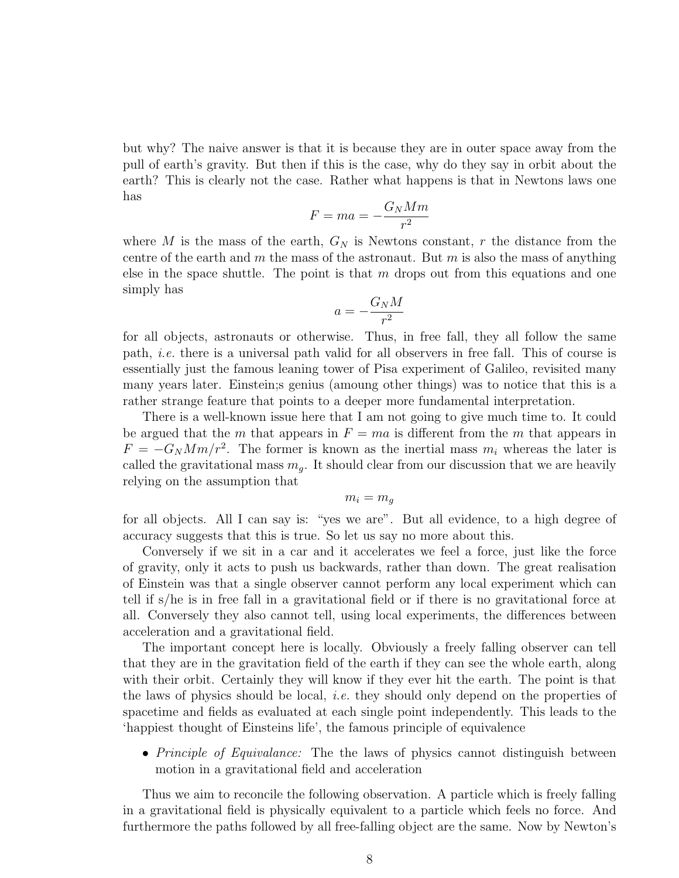but why? The naive answer is that it is because they are in outer space away from the pull of earth's gravity. But then if this is the case, why do they say in orbit about the earth? This is clearly not the case. Rather what happens is that in Newtons laws one has

$$F = ma = -\frac{G_N M m}{r^2}$$

where $M$ is the mass of the earth, $G_N$ is Newtons constant, $r$ the distance from the centre of the earth and $m$ the mass of the astronaut. But $m$ is also the mass of anything else in the space shuttle. The point is that $m$ drops out from this equations and one simply has

$$a = -\frac{G_N M}{r^2}$$

for all objects, astronauts or otherwise. Thus, in free fall, they all follow the same path, *i.e.* there is a universal path valid for all observers in free fall. This of course is essentially just the famous leaning tower of Pisa experiment of Galileo, revisited many many years later. Einstein;s genius (amoung other things) was to notice that this is a rather strange feature that points to a deeper more fundamental interpretation.

There is a well-known issue here that I am not going to give much time to. It could be argued that the $m$ that appears in $F = ma$ is different from the $m$ that appears in $F = -G_N M m/r^2$. The former is known as the inertial mass $m_i$ whereas the later is called the gravitational mass $m_g$. It should clear from our discussion that we are heavily relying on the assumption that

$$m_i = m_g$$

for all objects. All I can say is: "yes we are". But all evidence, to a high degree of accuracy suggests that this is true. So let us say no more about this.

Conversely if we sit in a car and it accelerates we feel a force, just like the force of gravity, only it acts to push us backwards, rather than down. The great realisation of Einstein was that a single observer cannot perform any local experiment which can tell if s/he is in free fall in a gravitational field or if there is no gravitational force at all. Conversely they also cannot tell, using local experiments, the differences between acceleration and a gravitational field.

The important concept here is locally. Obviously a freely falling observer can tell that they are in the gravitation field of the earth if they can see the whole earth, along with their orbit. Certainly they will know if they ever hit the earth. The point is that the laws of physics should be local, *i.e.* they should only depend on the properties of spacetime and fields as evaluated at each single point independently. This leads to the 'happiest thought of Einsteins life', the famous principle of equivalence

- *Principle of Equivalance:* The the laws of physics cannot distinguish between motion in a gravitational field and acceleration

Thus we aim to reconcile the following observation. A particle which is freely falling in a gravitational field is physically equivalent to a particle which feels no force. And furthermore the paths followed by all free-falling object are the same. Now by Newton's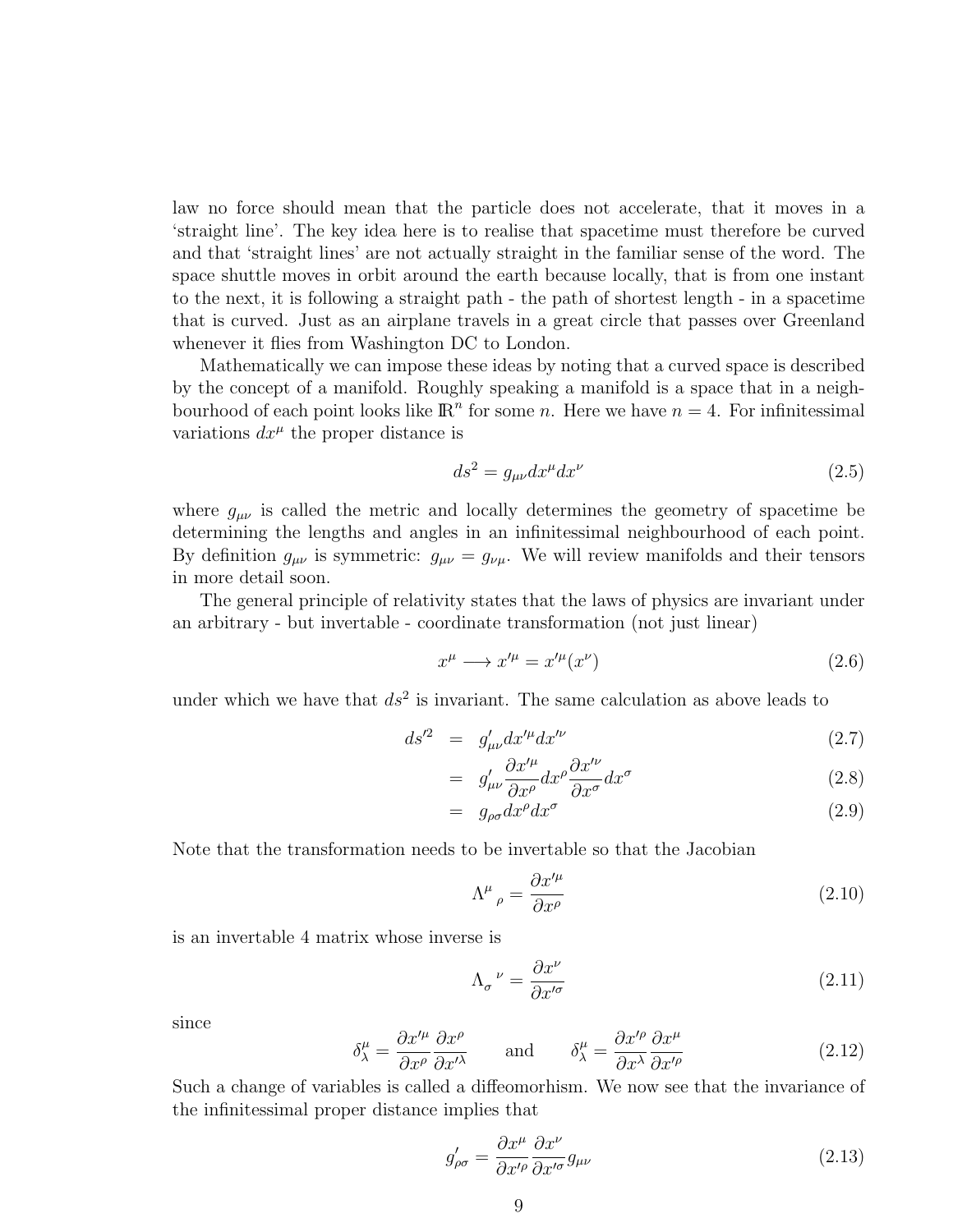law no force should mean that the particle does not accelerate, that it moves in a 'straight line'. The key idea here is to realise that spacetime must therefore be curved and that 'straight lines' are not actually straight in the familiar sense of the word. The space shuttle moves in orbit around the earth because locally, that is from one instant to the next, it is following a straight path - the path of shortest length - in a spacetime that is curved. Just as an airplane travels in a great circle that passes over Greenland whenever it flies from Washington DC to London.

Mathematically we can impose these ideas by noting that a curved space is described by the concept of a manifold. Roughly speaking a manifold is a space that in a neighbourhood of each point looks like $\mathbb{R}^n$ for some $n$. Here we have $n = 4$. For infinitessimal variations $dx^\mu$ the proper distance is

$$ds^2 = g_{\mu\nu} dx^\mu dx^\nu \tag{2.5}$$

where $g_{\mu\nu}$ is called the metric and locally determines the geometry of spacetime be determining the lengths and angles in an infinitessimal neighbourhood of each point. By definition $g_{\mu\nu}$ is symmetric: $g_{\mu\nu} = g_{\nu\mu}$. We will review manifolds and their tensors in more detail soon.

The general principle of relativity states that the laws of physics are invariant under an arbitrary - but invertable - coordinate transformation (not just linear)

$$x^\mu \longrightarrow x'^\mu = x'^\mu(x^\nu) \tag{2.6}$$

under which we have that $ds^2$ is invariant. The same calculation as above leads to

$$ds'^2 = g'_{\mu\nu} dx'^\mu dx'^\nu \tag{2.7}$$

$$= g'_{\mu\nu} \frac{\partial x'^\mu}{\partial x^\rho} dx^\rho \frac{\partial x'^\nu}{\partial x^\sigma} dx^\sigma \tag{2.8}$$

$$= g_{\rho\sigma} dx^\rho dx^\sigma \tag{2.9}$$

Note that the transformation needs to be invertable so that the Jacobian

$$\Lambda^\mu{}_\rho = \frac{\partial x'^\mu}{\partial x^\rho} \tag{2.10}$$

is an invertable 4 matrix whose inverse is

$$\Lambda_\sigma{}^\nu = \frac{\partial x^\nu}{\partial x'^\sigma} \tag{2.11}$$

since

$$\delta^\mu_\lambda = \frac{\partial x'^\mu}{\partial x^\rho} \frac{\partial x^\rho}{\partial x'^\lambda} \qquad \text{and} \qquad \delta^\mu_\lambda = \frac{\partial x'^\rho}{\partial x^\lambda} \frac{\partial x^\mu}{\partial x'^\rho} \tag{2.12}$$

Such a change of variables is called a diffeomorhism. We now see that the invariance of the infinitessimal proper distance implies that

$$g'_{\rho\sigma} = \frac{\partial x^\mu}{\partial x'^\rho} \frac{\partial x^\nu}{\partial x'^\sigma} g_{\mu\nu} \tag{2.13}$$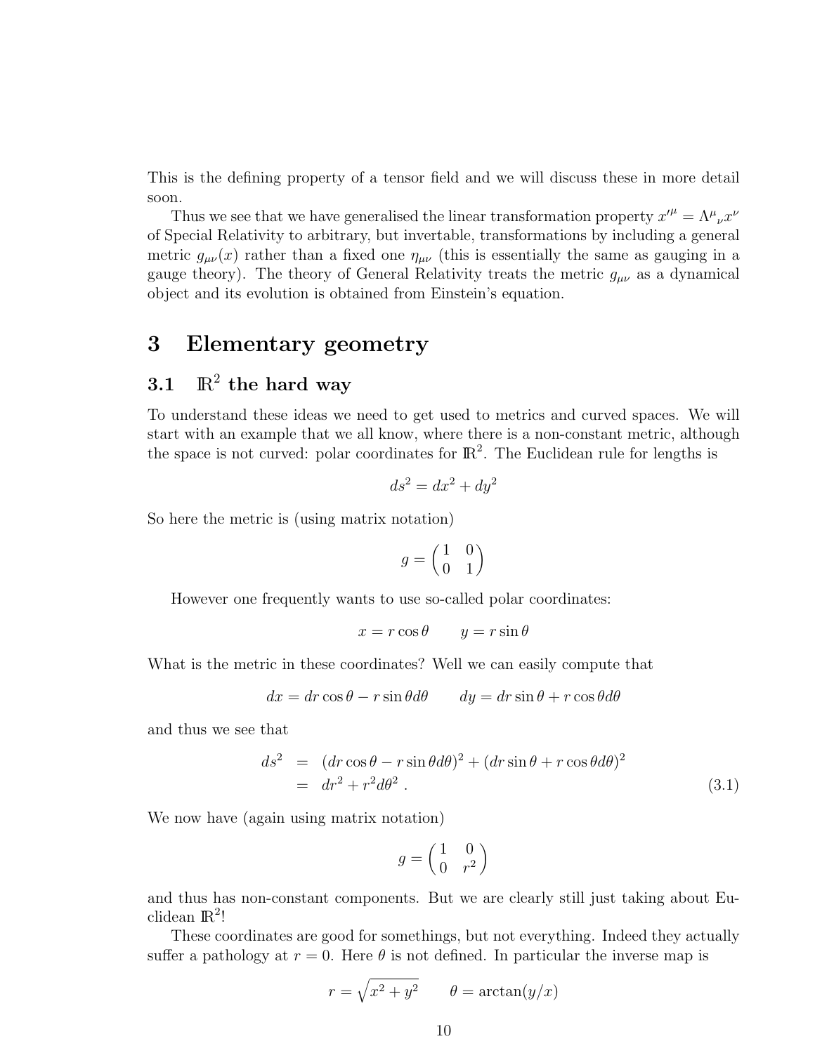This is the defining property of a tensor field and we will discuss these in more detail soon.

Thus we see that we have generalised the linear transformation property $x'^{\mu} = \Lambda^{\mu}{}_{\nu} x^{\nu}$ of Special Relativity to arbitrary, but invertable, transformations by including a general metric $g_{\mu\nu}(x)$ rather than a fixed one $\eta_{\mu\nu}$ (this is essentially the same as gauging in a gauge theory). The theory of General Relativity treats the metric $g_{\mu\nu}$ as a dynamical object and its evolution is obtained from Einstein's equation.

# 3 Elementary geometry

## 3.1 $\mathbb{R}^2$ the hard way

To understand these ideas we need to get used to metrics and curved spaces. We will start with an example that we all know, where there is a non-constant metric, although the space is not curved: polar coordinates for $\mathbb{R}^2$. The Euclidean rule for lengths is

$$ds^2 = dx^2 + dy^2$$

So here the metric is (using matrix notation)

$$g = \begin{pmatrix} 1 & 0 \\ 0 & 1 \end{pmatrix}$$

However one frequently wants to use so-called polar coordinates:

$$x = r\cos\theta \qquad y = r\sin\theta$$

What is the metric in these coordinates? Well we can easily compute that

$$dx = dr\cos\theta - r\sin\theta d\theta \qquad dy = dr\sin\theta + r\cos\theta d\theta$$

and thus we see that

$$\begin{aligned} ds^2 &= (dr\cos\theta - r\sin\theta d\theta)^2 + (dr\sin\theta + r\cos\theta d\theta)^2 \\ &= dr^2 + r^2 d\theta^2 \ . \end{aligned} \tag{3.1}$$

We now have (again using matrix notation)

$$g = \begin{pmatrix} 1 & 0 \\ 0 & r^2 \end{pmatrix}$$

and thus has non-constant components. But we are clearly still just taking about Euclidean $\mathbb{R}^2$!

These coordinates are good for somethings, but not everything. Indeed they actually suffer a pathology at $r = 0$. Here $\theta$ is not defined. In particular the inverse map is

$$r = \sqrt{x^2 + y^2} \qquad \theta = \arctan(y/x)$$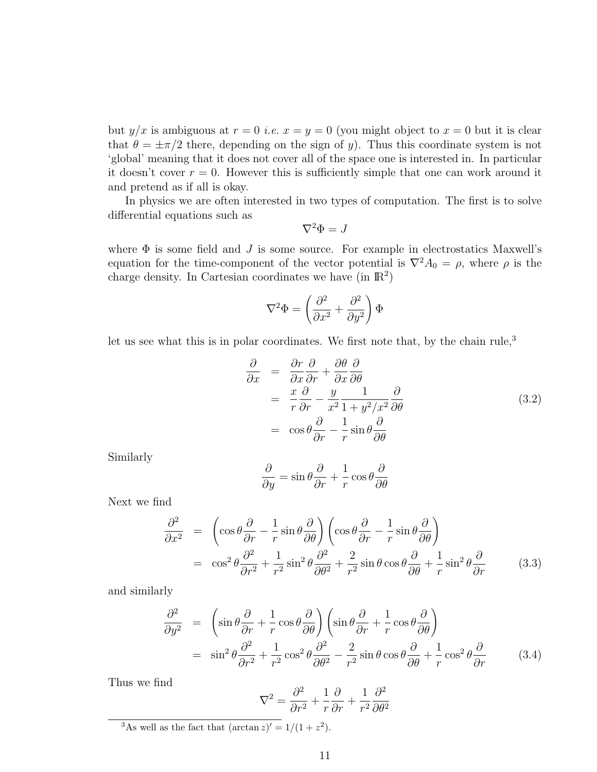but $y/x$ is ambiguous at $r = 0$ *i.e.* $x = y = 0$ (you might object to $x = 0$ but it is clear that $\theta = \pm\pi/2$ there, depending on the sign of $y$). Thus this coordinate system is not 'global' meaning that it does not cover all of the space one is interested in. In particular it doesn't cover $r = 0$. However this is sufficiently simple that one can work around it and pretend as if all is okay.

In physics we are often interested in two types of computation. The first is to solve differential equations such as

$$\nabla^2\Phi = J$$

where $\Phi$ is some field and $J$ is some source. For example in electrostatics Maxwell's equation for the time-component of the vector potential is $\nabla^2 A_0 = \rho$, where $\rho$ is the charge density. In Cartesian coordinates we have (in $\mathbb{R}^2$)

$$\nabla^2\Phi = \left(\frac{\partial^2}{\partial x^2} + \frac{\partial^2}{\partial y^2}\right)\Phi$$

let us see what this is in polar coordinates. We first note that, by the chain rule,[3]

$$\begin{aligned}
\frac{\partial}{\partial x} &= \frac{\partial r}{\partial x}\frac{\partial}{\partial r} + \frac{\partial \theta}{\partial x}\frac{\partial}{\partial \theta} \\
&= \frac{x}{r}\frac{\partial}{\partial r} - \frac{y}{x^2}\frac{1}{1 + y^2/x^2}\frac{\partial}{\partial \theta} \\
&= \cos\theta\frac{\partial}{\partial r} - \frac{1}{r}\sin\theta\frac{\partial}{\partial \theta}
\end{aligned} \tag{3.2}$$

Similarly

$$\frac{\partial}{\partial y} = \sin\theta\frac{\partial}{\partial r} + \frac{1}{r}\cos\theta\frac{\partial}{\partial \theta}$$

Next we find

$$\begin{aligned}
\frac{\partial^2}{\partial x^2} &= \left(\cos\theta\frac{\partial}{\partial r} - \frac{1}{r}\sin\theta\frac{\partial}{\partial \theta}\right)\left(\cos\theta\frac{\partial}{\partial r} - \frac{1}{r}\sin\theta\frac{\partial}{\partial \theta}\right) \\
&= \cos^2\theta\frac{\partial^2}{\partial r^2} + \frac{1}{r^2}\sin^2\theta\frac{\partial^2}{\partial \theta^2} + \frac{2}{r^2}\sin\theta\cos\theta\frac{\partial}{\partial \theta} + \frac{1}{r}\sin^2\theta\frac{\partial}{\partial r}
\end{aligned} \tag{3.3}$$

and similarly

$$\begin{aligned}
\frac{\partial^2}{\partial y^2} &= \left(\sin\theta\frac{\partial}{\partial r} + \frac{1}{r}\cos\theta\frac{\partial}{\partial \theta}\right)\left(\sin\theta\frac{\partial}{\partial r} + \frac{1}{r}\cos\theta\frac{\partial}{\partial \theta}\right) \\
&= \sin^2\theta\frac{\partial^2}{\partial r^2} + \frac{1}{r^2}\cos^2\theta\frac{\partial^2}{\partial \theta^2} - \frac{2}{r^2}\sin\theta\cos\theta\frac{\partial}{\partial \theta} + \frac{1}{r}\cos^2\theta\frac{\partial}{\partial r}
\end{aligned} \tag{3.4}$$

Thus we find

$$\nabla^2 = \frac{\partial^2}{\partial r^2} + \frac{1}{r}\frac{\partial}{\partial r} + \frac{1}{r^2}\frac{\partial^2}{\partial \theta^2}$$

[3] As well as the fact that $(\arctan z)' = 1/(1+z^2)$.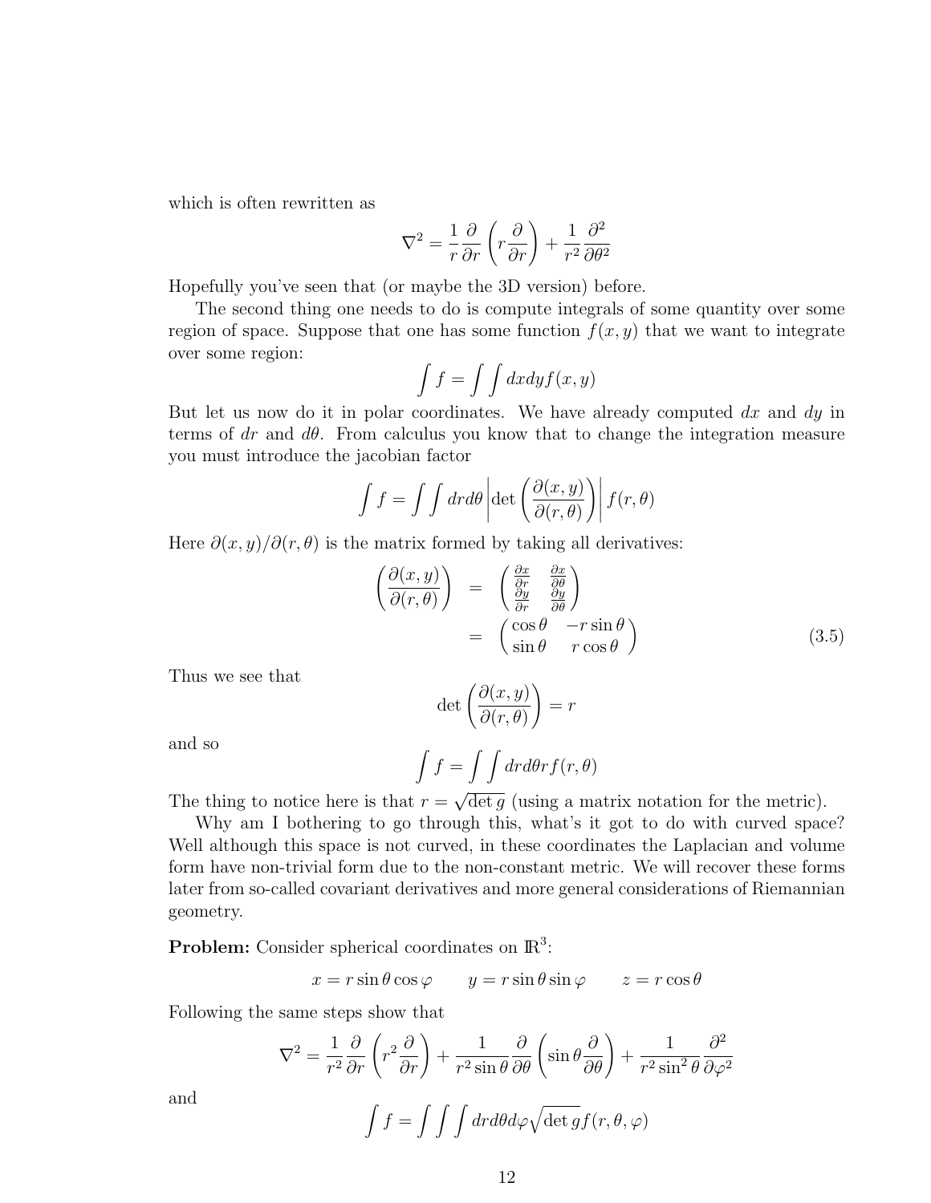which is often rewritten as

$$\nabla^2 = \frac{1}{r}\frac{\partial}{\partial r}\left(r\frac{\partial}{\partial r}\right) + \frac{1}{r^2}\frac{\partial^2}{\partial\theta^2}$$

Hopefully you've seen that (or maybe the 3D version) before.

The second thing one needs to do is compute integrals of some quantity over some region of space. Suppose that one has some function $f(x, y)$ that we want to integrate over some region:

$$\int f = \int\int dxdy f(x, y)$$

But let us now do it in polar coordinates. We have already computed $dx$ and $dy$ in terms of $dr$ and $d\theta$. From calculus you know that to change the integration measure you must introduce the jacobian factor

$$\int f = \int\int drd\theta \left|\det\left(\frac{\partial(x, y)}{\partial(r, \theta)}\right)\right| f(r, \theta)$$

Here $\partial(x, y)/\partial(r, \theta)$ is the matrix formed by taking all derivatives:

$$\begin{aligned}\left(\frac{\partial(x, y)}{\partial(r, \theta)}\right) &= \begin{pmatrix}\frac{\partial x}{\partial r} & \frac{\partial x}{\partial\theta} \\ \frac{\partial y}{\partial r} & \frac{\partial y}{\partial\theta}\end{pmatrix} \\ &= \begin{pmatrix}\cos\theta & -r\sin\theta \\ \sin\theta & r\cos\theta\end{pmatrix}\end{aligned} \tag{3.5}$$

Thus we see that

$$\det\left(\frac{\partial(x, y)}{\partial(r, \theta)}\right) = r$$

and so

$$\int f = \int\int drd\theta r f(r, \theta)$$

The thing to notice here is that $r = \sqrt{\det g}$ (using a matrix notation for the metric).

Why am I bothering to go through this, what's it got to do with curved space? Well although this space is not curved, in these coordinates the Laplacian and volume form have non-trivial form due to the non-constant metric. We will recover these forms later from so-called covariant derivatives and more general considerations of Riemannian geometry.

**Problem:** Consider spherical coordinates on $\mathbb{R}^3$:

$$x = r\sin\theta\cos\varphi \qquad y = r\sin\theta\sin\varphi \qquad z = r\cos\theta$$

Following the same steps show that

$$\nabla^2 = \frac{1}{r^2}\frac{\partial}{\partial r}\left(r^2\frac{\partial}{\partial r}\right) + \frac{1}{r^2\sin\theta}\frac{\partial}{\partial\theta}\left(\sin\theta\frac{\partial}{\partial\theta}\right) + \frac{1}{r^2\sin^2\theta}\frac{\partial^2}{\partial\varphi^2}$$

and

$$\int f = \int\int\int drd\theta d\varphi\sqrt{\det g} f(r, \theta, \varphi)$$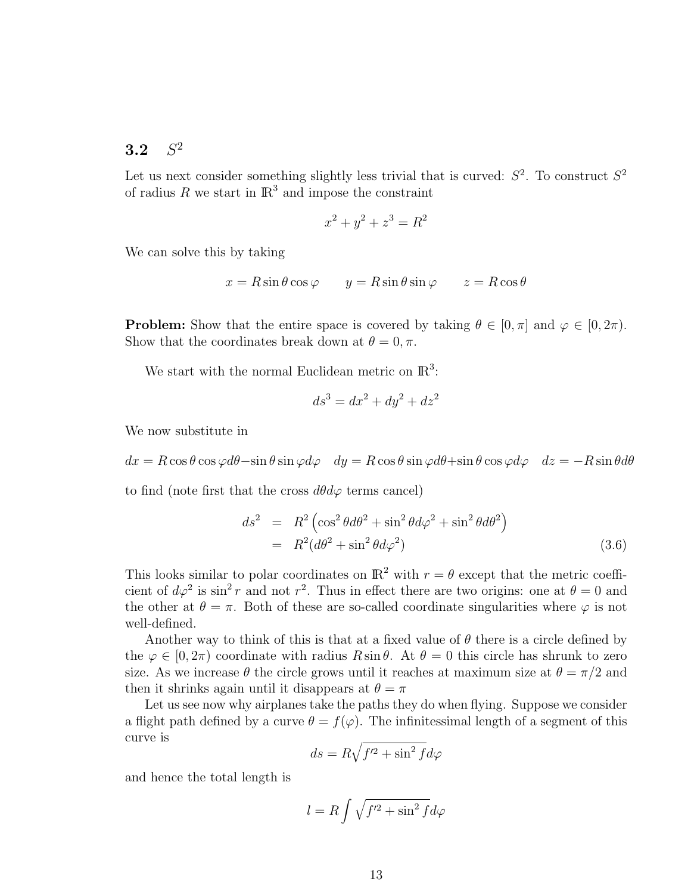## 3.2 $S^2$

Let us next consider something slightly less trivial that is curved: $S^2$. To construct $S^2$ of radius $R$ we start in $\mathbb{R}^3$ and impose the constraint

$$x^2 + y^2 + z^3 = R^2$$

We can solve this by taking

$$x = R\sin\theta\cos\varphi \qquad y = R\sin\theta\sin\varphi \qquad z = R\cos\theta$$

**Problem:** Show that the entire space is covered by taking $\theta \in [0, \pi]$ and $\varphi \in [0, 2\pi)$. Show that the coordinates break down at $\theta = 0, \pi$.

We start with the normal Euclidean metric on $\mathbb{R}^3$:

$$ds^3 = dx^2 + dy^2 + dz^2$$

We now substitute in

$$dx = R\cos\theta\cos\varphi d\theta - \sin\theta\sin\varphi d\varphi \quad dy = R\cos\theta\sin\varphi d\theta + \sin\theta\cos\varphi d\varphi \quad dz = -R\sin\theta d\theta$$

to find (note first that the cross $d\theta d\varphi$ terms cancel)

$$\begin{aligned} ds^2 &= R^2\left(\cos^2\theta d\theta^2 + \sin^2\theta d\varphi^2 + \sin^2\theta d\theta^2\right) \\ &= R^2(d\theta^2 + \sin^2\theta d\varphi^2) \end{aligned} \tag{3.6}$$

This looks similar to polar coordinates on $\mathbb{R}^2$ with $r = \theta$ except that the metric coefficient of $d\varphi^2$ is $\sin^2 r$ and not $r^2$. Thus in effect there are two origins: one at $\theta = 0$ and the other at $\theta = \pi$. Both of these are so-called coordinate singularities where $\varphi$ is not well-defined.

Another way to think of this is that at a fixed value of $\theta$ there is a circle defined by the $\varphi \in [0, 2\pi)$ coordinate with radius $R\sin\theta$. At $\theta = 0$ this circle has shrunk to zero size. As we increase $\theta$ the circle grows until it reaches at maximum size at $\theta = \pi/2$ and then it shrinks again until it disappears at $\theta = \pi$

Let us see now why airplanes take the paths they do when flying. Suppose we consider a flight path defined by a curve $\theta = f(\varphi)$. The infinitessimal length of a segment of this curve is

$$ds = R\sqrt{f'^2 + \sin^2 f}d\varphi$$

and hence the total length is

$$l = R\int\sqrt{f'^2 + \sin^2 f}d\varphi$$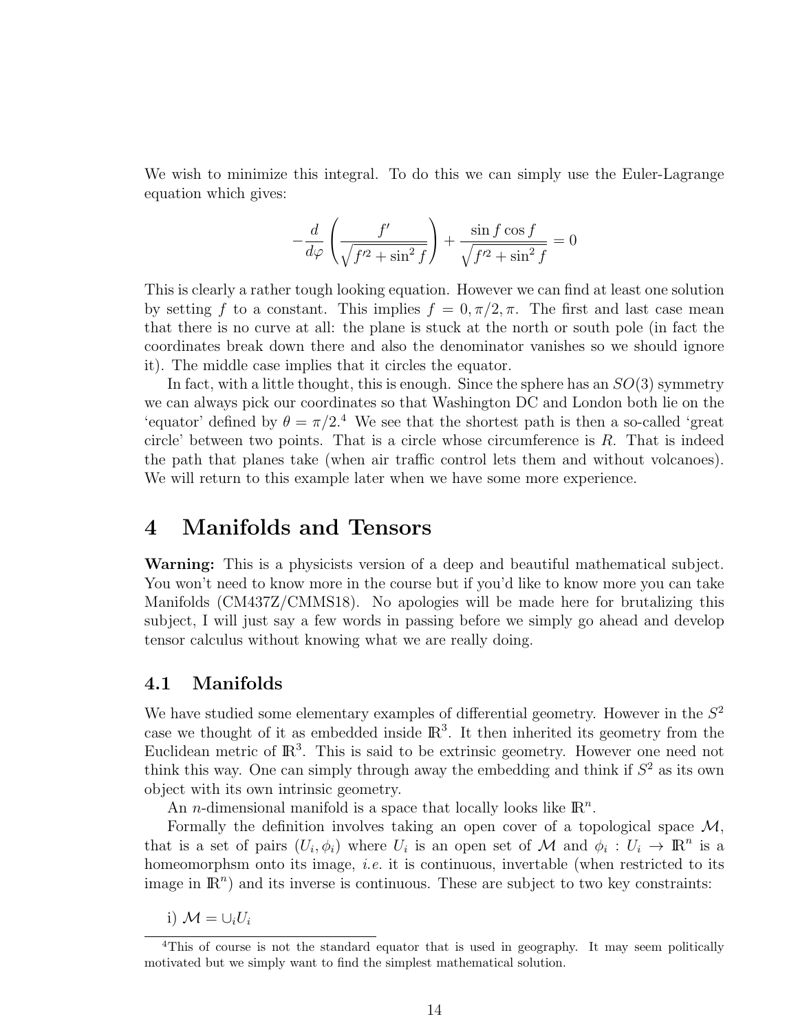We wish to minimize this integral. To do this we can simply use the Euler-Lagrange equation which gives:

$$-\frac{d}{d\varphi}\left(\frac{f'}{\sqrt{f'^2+\sin^2 f}}\right)+\frac{\sin f\cos f}{\sqrt{f'^2+\sin^2 f}}=0$$

This is clearly a rather tough looking equation. However we can find at least one solution by setting $f$ to a constant. This implies $f=0,\pi/2,\pi$. The first and last case mean that there is no curve at all: the plane is stuck at the north or south pole (in fact the coordinates break down there and also the denominator vanishes so we should ignore it). The middle case implies that it circles the equator.

In fact, with a little thought, this is enough. Since the sphere has an $SO(3)$ symmetry we can always pick our coordinates so that Washington DC and London both lie on the 'equator' defined by $\theta=\pi/2$.[4] We see that the shortest path is then a so-called 'great circle' between two points. That is a circle whose circumference is $R$. That is indeed the path that planes take (when air traffic control lets them and without volcanoes). We will return to this example later when we have some more experience.

# 4 Manifolds and Tensors

**Warning:** This is a physicists version of a deep and beautiful mathematical subject. You won't need to know more in the course but if you'd like to know more you can take Manifolds (CM437Z/CMMS18). No apologies will be made here for brutalizing this subject, I will just say a few words in passing before we simply go ahead and develop tensor calculus without knowing what we are really doing.

## 4.1 Manifolds

We have studied some elementary examples of differential geometry. However in the $S^2$ case we thought of it as embedded inside $\mathbb{R}^3$. It then inherited its geometry from the Euclidean metric of $\mathbb{R}^3$. This is said to be extrinsic geometry. However one need not think this way. One can simply through away the embedding and think if $S^2$ as its own object with its own intrinsic geometry.

An $n$-dimensional manifold is a space that locally looks like $\mathbb{R}^n$.

Formally the definition involves taking an open cover of a topological space $\mathcal{M}$, that is a set of pairs $(U_i,\phi_i)$ where $U_i$ is an open set of $\mathcal{M}$ and $\phi_i : U_i \to \mathbb{R}^n$ is a homeomorphsm onto its image, *i.e.* it is continuous, invertable (when restricted to its image in $\mathbb{R}^n$) and its inverse is continuous. These are subject to two key constraints:

i) $\mathcal{M}=\cup_i U_i$

[4] This of course is not the standard equator that is used in geography. It may seem politically motivated but we simply want to find the simplest mathematical solution.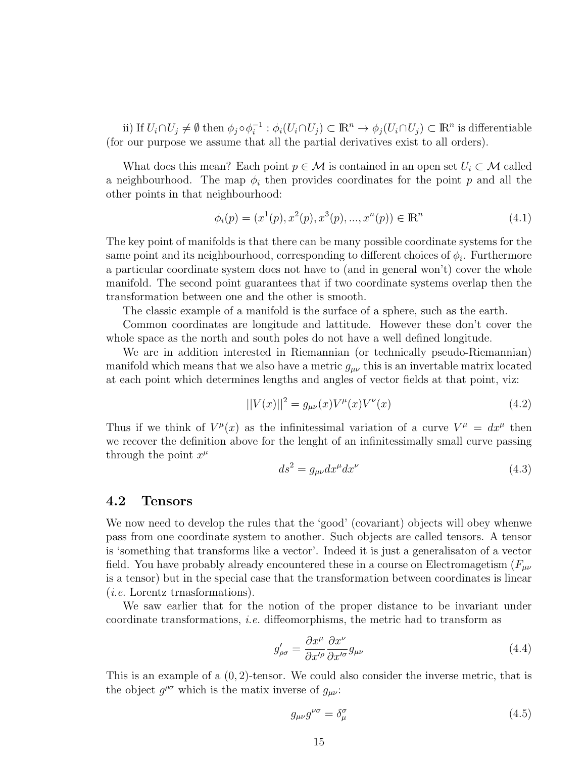ii) If $U_i \cap U_j \neq \emptyset$ then $\phi_j \circ \phi_i^{-1} : \phi_i(U_i \cap U_j) \subset \mathbb{R}^n \to \phi_j(U_i \cap U_j) \subset \mathbb{R}^n$ is differentiable (for our purpose we assume that all the partial derivatives exist to all orders).

What does this mean? Each point $p \in \mathcal{M}$ is contained in an open set $U_i \subset \mathcal{M}$ called a neighbourhood. The map $\phi_i$ then provides coordinates for the point $p$ and all the other points in that neighbourhood:

$$\phi_i(p) = (x^1(p), x^2(p), x^3(p), ..., x^n(p)) \in \mathbb{R}^n \tag{4.1}$$

The key point of manifolds is that there can be many possible coordinate systems for the same point and its neighbourhood, corresponding to different choices of $\phi_i$. Furthermore a particular coordinate system does not have to (and in general won't) cover the whole manifold. The second point guarantees that if two coordinate systems overlap then the transformation between one and the other is smooth.

The classic example of a manifold is the surface of a sphere, such as the earth.

Common coordinates are longitude and lattitude. However these don't cover the whole space as the north and south poles do not have a well defined longitude.

We are in addition interested in Riemannian (or technically pseudo-Riemannian) manifold which means that we also have a metric $g_{\mu\nu}$ this is an invertable matrix located at each point which determines lengths and angles of vector fields at that point, viz:

$$||V(x)||^2 = g_{\mu\nu}(x) V^\mu(x) V^\nu(x) \tag{4.2}$$

Thus if we think of $V^\mu(x)$ as the infinitessimal variation of a curve $V^\mu = dx^\mu$ then we recover the definition above for the lenght of an infinitessimally small curve passing through the point $x^\mu$

$$ds^2 = g_{\mu\nu} dx^\mu dx^\nu \tag{4.3}$$

## 4.2 Tensors

We now need to develop the rules that the 'good' (covariant) objects will obey whenwe pass from one coordinate system to another. Such objects are called tensors. A tensor is 'something that transforms like a vector'. Indeed it is just a generalisaton of a vector field. You have probably already encountered these in a course on Electromagetism ($F_{\mu\nu}$ is a tensor) but in the special case that the transformation between coordinates is linear (*i.e.* Lorentz trnasformations).

We saw earlier that for the notion of the proper distance to be invariant under coordinate transformations, *i.e.* diffeomorphisms, the metric had to transform as

$$g'_{\rho\sigma} = \frac{\partial x^\mu}{\partial x'^\rho} \frac{\partial x^\nu}{\partial x'^\sigma} g_{\mu\nu} \tag{4.4}$$

This is an example of a $(0, 2)$-tensor. We could also consider the inverse metric, that is the object $g^{\rho\sigma}$ which is the matix inverse of $g_{\mu\nu}$:

$$g_{\mu\nu} g^{\nu\sigma} = \delta^\sigma_\mu \tag{4.5}$$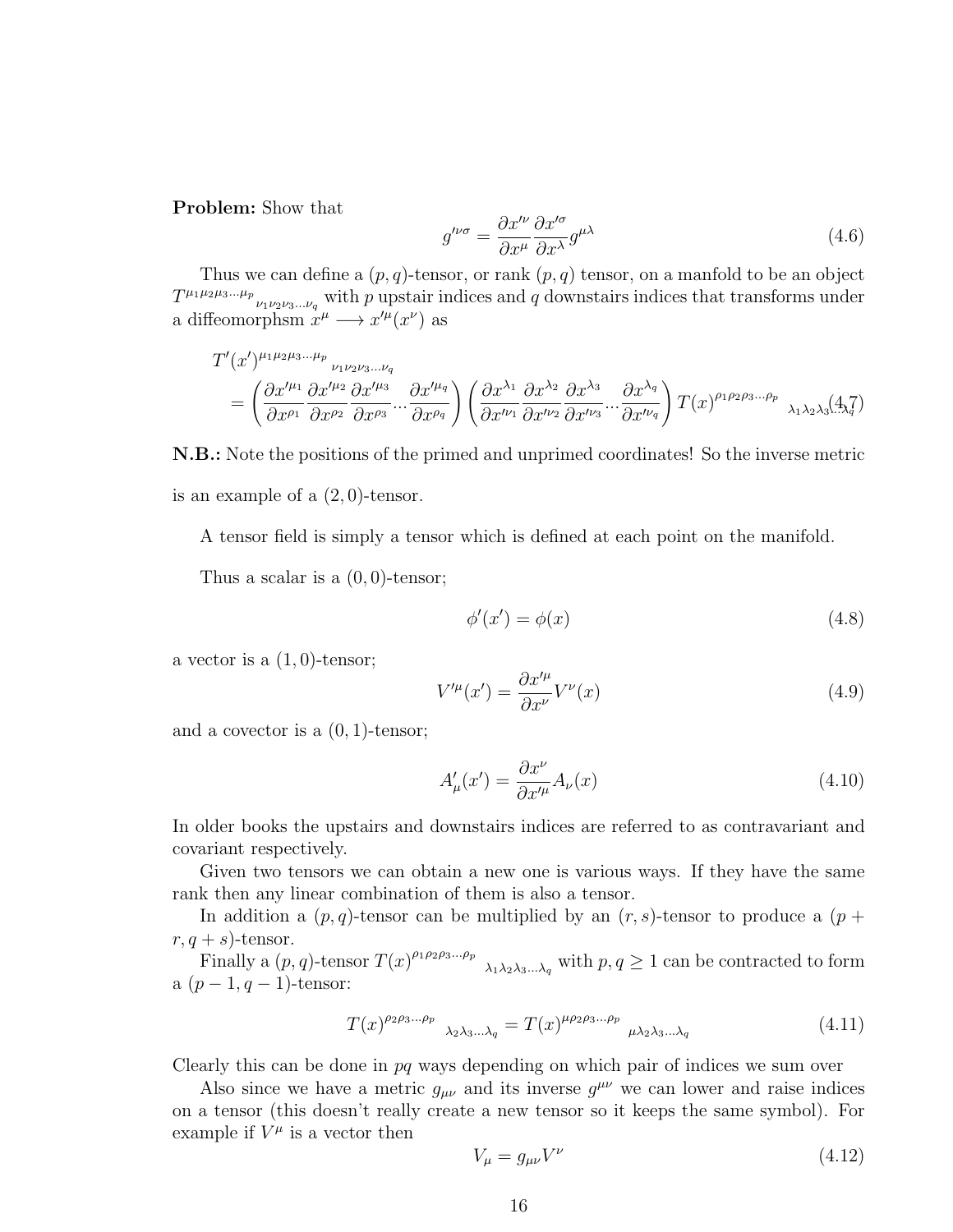**Problem:** Show that

$$g'^{\nu\sigma} = \frac{\partial x'^{\nu}}{\partial x^{\mu}} \frac{\partial x'^{\sigma}}{\partial x^{\lambda}} g^{\mu\lambda} \tag{4.6}$$

Thus we can define a $(p, q)$-tensor, or rank $(p, q)$ tensor, on a manfold to be an object $T^{\mu_1\mu_2\mu_3\ldots\mu_p}{}_{\nu_1\nu_2\nu_3\ldots\nu_q}$ with $p$ upstair indices and $q$ downstairs indices that transforms under a diffeomorphsm $x^{\mu} \longrightarrow x'^{\mu}(x^{\nu})$ as

$$T'(x')^{\mu_1\mu_2\mu_3\ldots\mu_p}{}_{\nu_1\nu_2\nu_3\ldots\nu_q}$$
$$= \left(\frac{\partial x'^{\mu_1}}{\partial x^{\rho_1}} \frac{\partial x'^{\mu_2}}{\partial x^{\rho_2}} \frac{\partial x'^{\mu_3}}{\partial x^{\rho_3}} \cdots \frac{\partial x'^{\mu_q}}{\partial x^{\rho_q}}\right) \left(\frac{\partial x^{\lambda_1}}{\partial x'^{\nu_1}} \frac{\partial x^{\lambda_2}}{\partial x'^{\nu_2}} \frac{\partial x^{\lambda_3}}{\partial x'^{\nu_3}} \cdots \frac{\partial x^{\lambda_q}}{\partial x'^{\nu_q}}\right) T(x)^{\rho_1\rho_2\rho_3\ldots\rho_p}{}_{\lambda_1\lambda_2\lambda_3\ldots\lambda_q} \tag{4.7}$$

**N.B.:** Note the positions of the primed and unprimed coordinates! So the inverse metric is an example of a $(2, 0)$-tensor.

A tensor field is simply a tensor which is defined at each point on the manifold.

Thus a scalar is a $(0, 0)$-tensor;

$$\phi'(x') = \phi(x) \tag{4.8}$$

a vector is a $(1, 0)$-tensor;

$$V'^{\mu}(x') = \frac{\partial x'^{\mu}}{\partial x^{\nu}} V^{\nu}(x) \tag{4.9}$$

and a covector is a $(0, 1)$-tensor;

$$A'_{\mu}(x') = \frac{\partial x^{\nu}}{\partial x'^{\mu}} A_{\nu}(x) \tag{4.10}$$

In older books the upstairs and downstairs indices are referred to as contravariant and covariant respectively.

Given two tensors we can obtain a new one is various ways. If they have the same rank then any linear combination of them is also a tensor.

In addition a $(p, q)$-tensor can be multiplied by an $(r, s)$-tensor to produce a $(p + r, q + s)$-tensor.

Finally a $(p, q)$-tensor $T(x)^{\rho_1\rho_2\rho_3\ldots\rho_p}{}_{\lambda_1\lambda_2\lambda_3\ldots\lambda_q}$ with $p, q \geq 1$ can be contracted to form a $(p - 1, q - 1)$-tensor:

$$T(x)^{\rho_2\rho_3\ldots\rho_p}{}_{\lambda_2\lambda_3\ldots\lambda_q} = T(x)^{\mu\rho_2\rho_3\ldots\rho_p}{}_{\mu\lambda_2\lambda_3\ldots\lambda_q} \tag{4.11}$$

Clearly this can be done in $pq$ ways depending on which pair of indices we sum over

Also since we have a metric $g_{\mu\nu}$ and its inverse $g^{\mu\nu}$ we can lower and raise indices on a tensor (this doesn't really create a new tensor so it keeps the same symbol). For example if $V^{\mu}$ is a vector then

$$V_{\mu} = g_{\mu\nu} V^{\nu} \tag{4.12}$$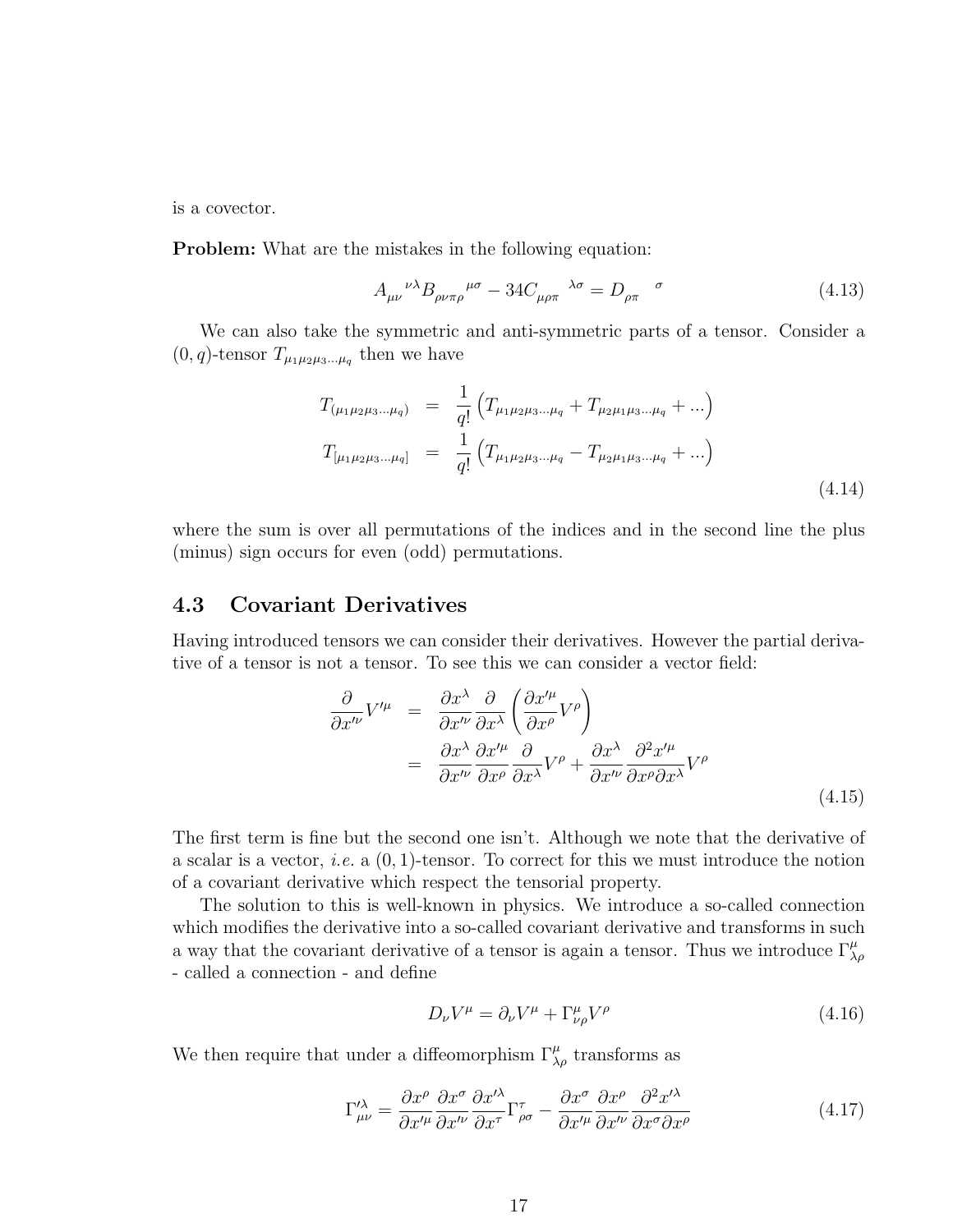is a covector.

**Problem:** What are the mistakes in the following equation:

$$A_{\mu\nu}{}^{\nu\lambda} B_{\rho\nu\pi\rho}{}^{\mu\sigma} - 34 C_{\mu\rho\pi}{}^{\lambda\sigma} = D_{\rho\pi}{}^{\sigma} \tag{4.13}$$

We can also take the symmetric and anti-symmetric parts of a tensor. Consider a $(0,q)$-tensor $T_{\mu_1\mu_2\mu_3\ldots\mu_q}$ then we have

$$\begin{aligned} T_{(\mu_1\mu_2\mu_3\ldots\mu_q)} &= \frac{1}{q!}\left(T_{\mu_1\mu_2\mu_3\ldots\mu_q} + T_{\mu_2\mu_1\mu_3\ldots\mu_q} + \ldots\right) \\ T_{[\mu_1\mu_2\mu_3\ldots\mu_q]} &= \frac{1}{q!}\left(T_{\mu_1\mu_2\mu_3\ldots\mu_q} - T_{\mu_2\mu_1\mu_3\ldots\mu_q} + \ldots\right) \end{aligned} \tag{4.14}$$

where the sum is over all permutations of the indices and in the second line the plus (minus) sign occurs for even (odd) permutations.

### 4.3 Covariant Derivatives

Having introduced tensors we can consider their derivatives. However the partial derivative of a tensor is not a tensor. To see this we can consider a vector field:

$$\begin{aligned} \frac{\partial}{\partial x'^\nu} V'^\mu &= \frac{\partial x^\lambda}{\partial x'^\nu}\frac{\partial}{\partial x^\lambda}\left(\frac{\partial x'^\mu}{\partial x^\rho} V^\rho\right) \\ &= \frac{\partial x^\lambda}{\partial x'^\nu}\frac{\partial x'^\mu}{\partial x^\rho}\frac{\partial}{\partial x^\lambda} V^\rho + \frac{\partial x^\lambda}{\partial x'^\nu}\frac{\partial^2 x'^\mu}{\partial x^\rho \partial x^\lambda} V^\rho \end{aligned} \tag{4.15}$$

The first term is fine but the second one isn't. Although we note that the derivative of a scalar is a vector, *i.e.* a $(0,1)$-tensor. To correct for this we must introduce the notion of a covariant derivative which respect the tensorial property.

The solution to this is well-known in physics. We introduce a so-called connection which modifies the derivative into a so-called covariant derivative and transforms in such a way that the covariant derivative of a tensor is again a tensor. Thus we introduce $\Gamma^\mu_{\lambda\rho}$ - called a connection - and define

$$D_\nu V^\mu = \partial_\nu V^\mu + \Gamma^\mu_{\nu\rho} V^\rho \tag{4.16}$$

We then require that under a diffeomorphism $\Gamma^\mu_{\lambda\rho}$ transforms as

$$\Gamma'^\lambda_{\mu\nu} = \frac{\partial x^\rho}{\partial x'^\mu}\frac{\partial x^\sigma}{\partial x'^\nu}\frac{\partial x'^\lambda}{\partial x^\tau}\Gamma^\tau_{\ \rho\sigma} - \frac{\partial x^\sigma}{\partial x'^\mu}\frac{\partial x^\rho}{\partial x'^\nu}\frac{\partial^2 x'^\lambda}{\partial x^\sigma \partial x^\rho} \tag{4.17}$$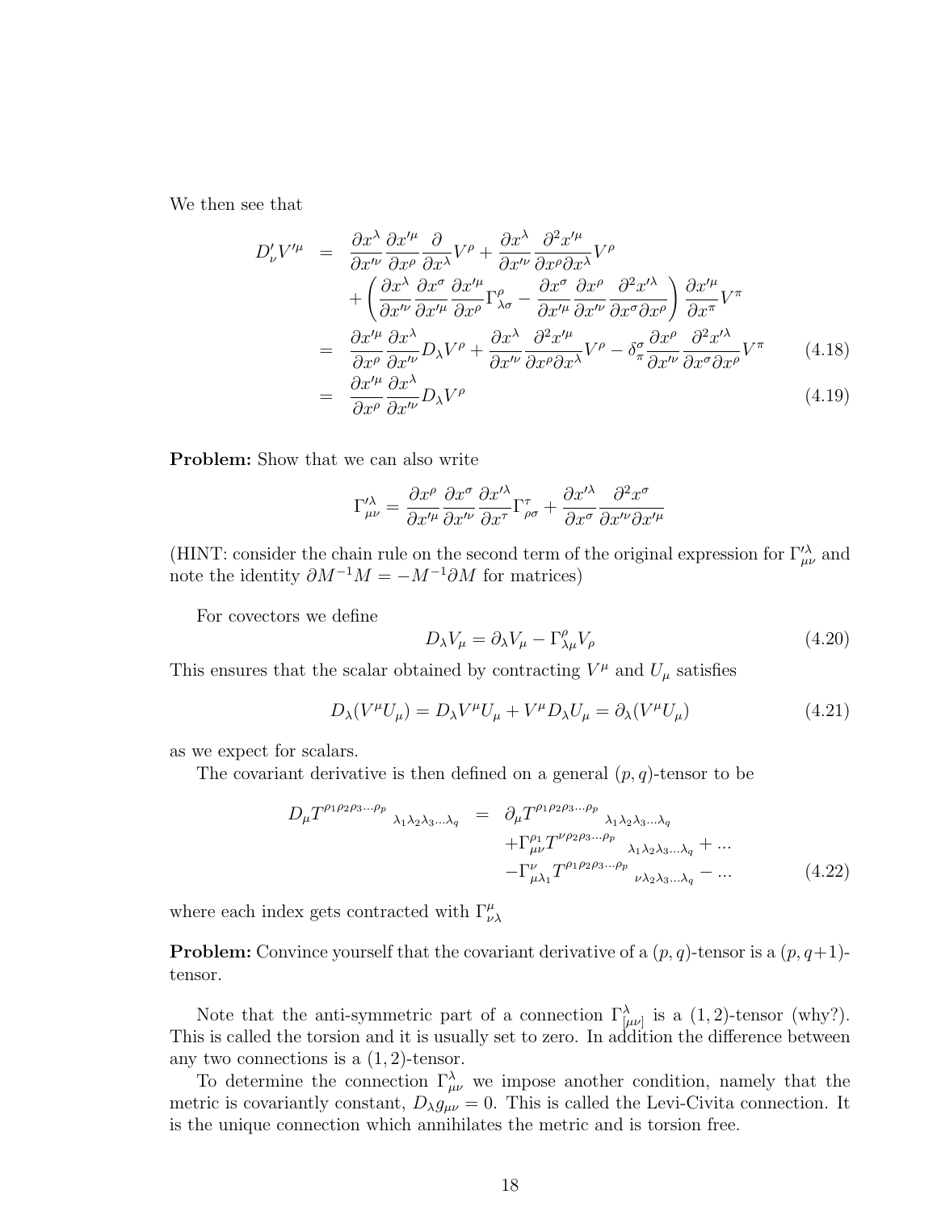We then see that

$$
\begin{aligned}
D'_\nu V'^\mu &= \frac{\partial x^\lambda}{\partial x'^\nu}\frac{\partial x'^\mu}{\partial x^\rho}\frac{\partial}{\partial x^\lambda}V^\rho + \frac{\partial x^\lambda}{\partial x'^\nu}\frac{\partial^2 x'^\mu}{\partial x^\rho \partial x^\lambda}V^\rho \\
&\quad + \left(\frac{\partial x^\lambda}{\partial x'^\nu}\frac{\partial x^\sigma}{\partial x'^\mu}\frac{\partial x'^\mu}{\partial x^\rho}\Gamma^\rho_{\lambda\sigma} - \frac{\partial x^\sigma}{\partial x'^\mu}\frac{\partial x^\rho}{\partial x'^\nu}\frac{\partial^2 x'^\lambda}{\partial x^\sigma \partial x^\rho}\right)\frac{\partial x'^\mu}{\partial x^\pi}V^\pi \\
&= \frac{\partial x'^\mu}{\partial x^\rho}\frac{\partial x^\lambda}{\partial x'^\nu}D_\lambda V^\rho + \frac{\partial x^\lambda}{\partial x'^\nu}\frac{\partial^2 x'^\mu}{\partial x^\rho \partial x^\lambda}V^\rho - \delta^\sigma_\pi \frac{\partial x^\rho}{\partial x'^\nu}\frac{\partial^2 x'^\lambda}{\partial x^\sigma \partial x^\rho}V^\pi \qquad (4.18) \\
&= \frac{\partial x'^\mu}{\partial x^\rho}\frac{\partial x^\lambda}{\partial x'^\nu}D_\lambda V^\rho \qquad (4.19)
\end{aligned}
$$

**Problem:** Show that we can also write

$$
\Gamma'^\lambda_{\mu\nu} = \frac{\partial x^\rho}{\partial x'^\mu}\frac{\partial x^\sigma}{\partial x'^\nu}\frac{\partial x'^\lambda}{\partial x^\tau}\Gamma^\tau_{\rho\sigma} + \frac{\partial x'^\lambda}{\partial x^\sigma}\frac{\partial^2 x^\sigma}{\partial x'^\nu \partial x'^\mu}
$$

(HINT: consider the chain rule on the second term of the original expression for $\Gamma'^\lambda_{\mu\nu}$ and note the identity $\partial M^{-1}M = -M^{-1}\partial M$ for matrices)

For covectors we define

$$
D_\lambda V_\mu = \partial_\lambda V_\mu - \Gamma^\rho_{\lambda\mu}V_\rho \qquad (4.20)
$$

This ensures that the scalar obtained by contracting $V^\mu$ and $U_\mu$ satisfies

$$
D_\lambda(V^\mu U_\mu) = D_\lambda V^\mu U_\mu + V^\mu D_\lambda U_\mu = \partial_\lambda(V^\mu U_\mu) \qquad (4.21)
$$

as we expect for scalars.

The covariant derivative is then defined on a general $(p,q)$-tensor to be

$$
\begin{aligned}
D_\mu T^{\rho_1\rho_2\rho_3\ldots\rho_p}{}_{\lambda_1\lambda_2\lambda_3\ldots\lambda_q} &= \partial_\mu T^{\rho_1\rho_2\rho_3\ldots\rho_p}{}_{\lambda_1\lambda_2\lambda_3\ldots\lambda_q} \\
&\quad + \Gamma^{\rho_1}_{\mu\nu}T^{\nu\rho_2\rho_3\ldots\rho_p}{}_{\lambda_1\lambda_2\lambda_3\ldots\lambda_q} + \ldots \\
&\quad - \Gamma^\nu_{\mu\lambda_1}T^{\rho_1\rho_2\rho_3\ldots\rho_p}{}_{\nu\lambda_2\lambda_3\ldots\lambda_q} - \ldots \qquad (4.22)
\end{aligned}
$$

where each index gets contracted with $\Gamma^\mu_{\nu\lambda}$

**Problem:** Convince yourself that the covariant derivative of a $(p,q)$-tensor is a $(p,q+1)$-tensor.

Note that the anti-symmetric part of a connection $\Gamma^\lambda_{[\mu\nu]}$ is a $(1,2)$-tensor (why?). This is called the torsion and it is usually set to zero. In addition the difference between any two connections is a $(1,2)$-tensor.

To determine the connection $\Gamma^\lambda_{\mu\nu}$ we impose another condition, namely that the metric is covariantly constant, $D_\lambda g_{\mu\nu} = 0$. This is called the Levi-Civita connection. It is the unique connection which annihilates the metric and is torsion free.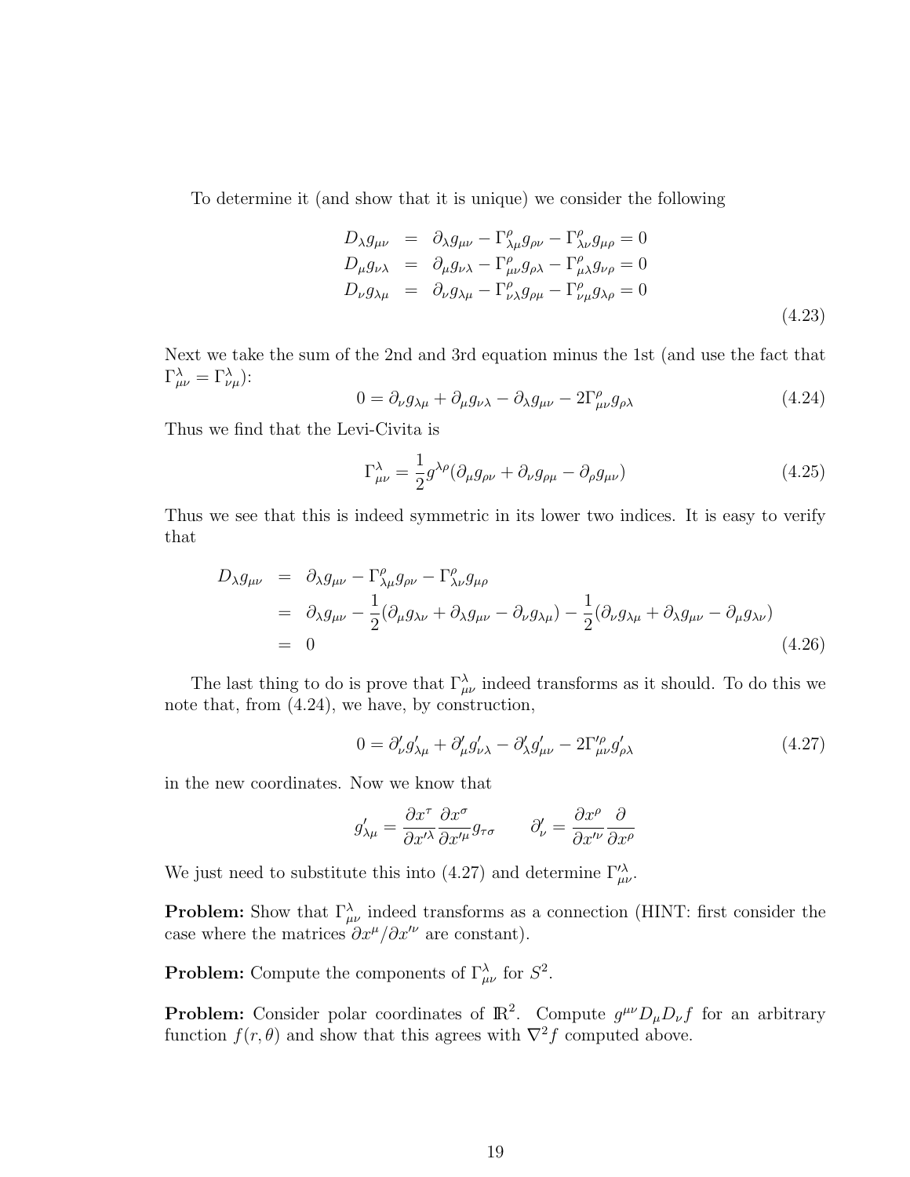To determine it (and show that it is unique) we consider the following

$$
\begin{aligned}
D_\lambda g_{\mu\nu} &= \partial_\lambda g_{\mu\nu} - \Gamma^\rho_{\lambda\mu} g_{\rho\nu} - \Gamma^\rho_{\lambda\nu} g_{\mu\rho} = 0 \\
D_\mu g_{\nu\lambda} &= \partial_\mu g_{\nu\lambda} - \Gamma^\rho_{\mu\nu} g_{\rho\lambda} - \Gamma^\rho_{\mu\lambda} g_{\nu\rho} = 0 \\
D_\nu g_{\lambda\mu} &= \partial_\nu g_{\lambda\mu} - \Gamma^\rho_{\nu\lambda} g_{\rho\mu} - \Gamma^\rho_{\nu\mu} g_{\lambda\rho} = 0
\end{aligned}
\tag{4.23}
$$

Next we take the sum of the 2nd and 3rd equation minus the 1st (and use the fact that $\Gamma^\lambda_{\mu\nu} = \Gamma^\lambda_{\nu\mu}$):

$$
0 = \partial_\nu g_{\lambda\mu} + \partial_\mu g_{\nu\lambda} - \partial_\lambda g_{\mu\nu} - 2\Gamma^\rho_{\mu\nu} g_{\rho\lambda} \tag{4.24}
$$

Thus we find that the Levi-Civita is

$$
\Gamma^\lambda_{\mu\nu} = \frac{1}{2} g^{\lambda\rho} (\partial_\mu g_{\rho\nu} + \partial_\nu g_{\rho\mu} - \partial_\rho g_{\mu\nu}) \tag{4.25}
$$

Thus we see that this is indeed symmetric in its lower two indices. It is easy to verify that

$$
\begin{aligned}
D_\lambda g_{\mu\nu} &= \partial_\lambda g_{\mu\nu} - \Gamma^\rho_{\lambda\mu} g_{\rho\nu} - \Gamma^\rho_{\lambda\nu} g_{\mu\rho} \\
&= \partial_\lambda g_{\mu\nu} - \frac{1}{2}(\partial_\mu g_{\lambda\nu} + \partial_\lambda g_{\mu\nu} - \partial_\nu g_{\lambda\mu}) - \frac{1}{2}(\partial_\nu g_{\lambda\mu} + \partial_\lambda g_{\mu\nu} - \partial_\mu g_{\lambda\nu}) \\
&= 0
\end{aligned}
\tag{4.26}
$$

The last thing to do is prove that $\Gamma^\lambda_{\mu\nu}$ indeed transforms as it should. To do this we note that, from (4.24), we have, by construction,

$$
0 = \partial'_\nu g'_{\lambda\mu} + \partial'_\mu g'_{\nu\lambda} - \partial'_\lambda g'_{\mu\nu} - 2\Gamma'^\rho_{\mu\nu} g'_{\rho\lambda} \tag{4.27}
$$

in the new coordinates. Now we know that

$$
g'_{\lambda\mu} = \frac{\partial x^\tau}{\partial x'^\lambda} \frac{\partial x^\sigma}{\partial x'^\mu} g_{\tau\sigma} \qquad \partial'_\nu = \frac{\partial x^\rho}{\partial x'^\nu} \frac{\partial}{\partial x^\rho}
$$

We just need to substitute this into (4.27) and determine $\Gamma'^\lambda_{\mu\nu}$.

**Problem:** Show that $\Gamma^\lambda_{\mu\nu}$ indeed transforms as a connection (HINT: first consider the case where the matrices $\partial x^\mu / \partial x'^\nu$ are constant).

**Problem:** Compute the components of $\Gamma^\lambda_{\mu\nu}$ for $S^2$.

**Problem:** Consider polar coordinates of $\mathbb{R}^2$. Compute $g^{\mu\nu} D_\mu D_\nu f$ for an arbitrary function $f(r, \theta)$ and show that this agrees with $\nabla^2 f$ computed above.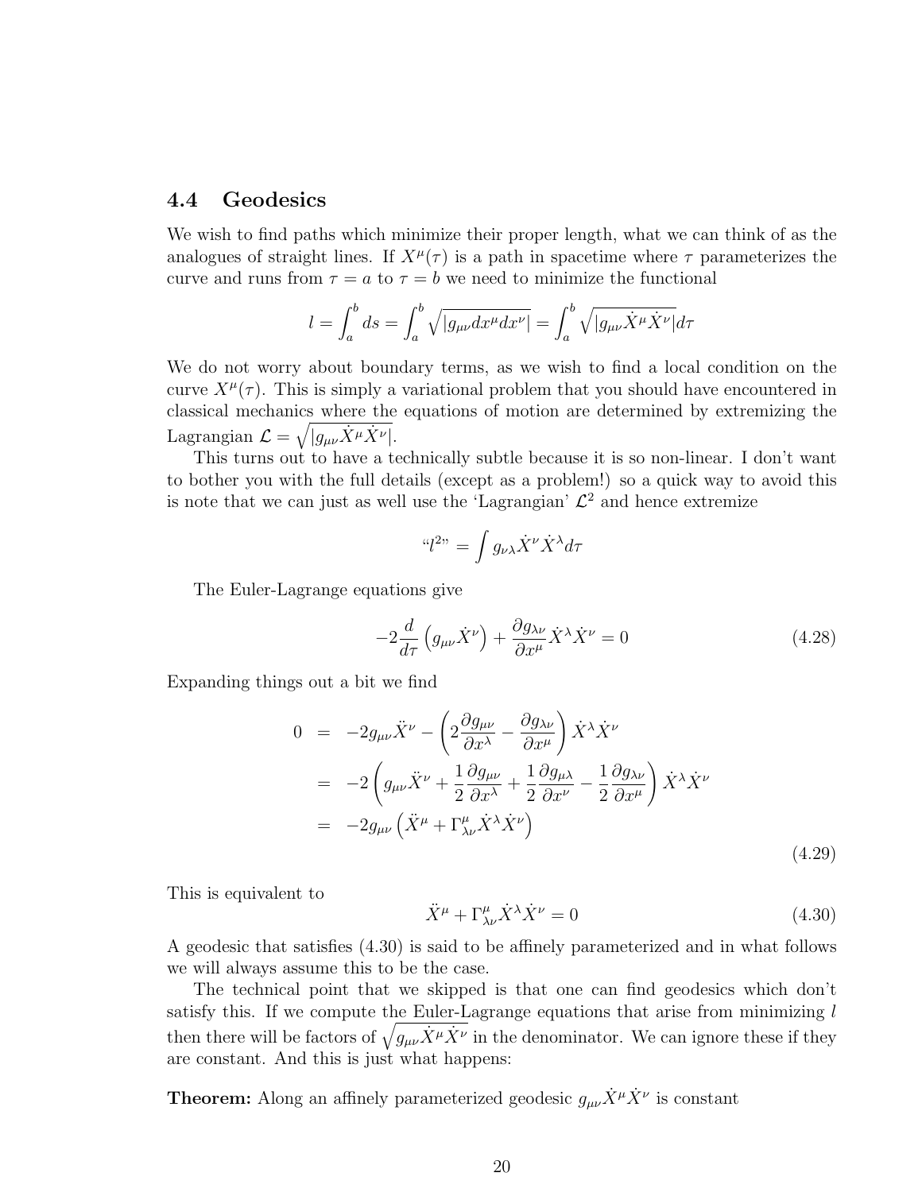## 4.4 Geodesics

We wish to find paths which minimize their proper length, what we can think of as the analogues of straight lines. If $X^\mu(\tau)$ is a path in spacetime where $\tau$ parameterizes the curve and runs from $\tau = a$ to $\tau = b$ we need to minimize the functional

$$l = \int_a^b ds = \int_a^b \sqrt{|g_{\mu\nu} dx^\mu dx^\nu|} = \int_a^b \sqrt{|g_{\mu\nu} \dot{X}^\mu \dot{X}^\nu|} d\tau$$

We do not worry about boundary terms, as we wish to find a local condition on the curve $X^\mu(\tau)$. This is simply a variational problem that you should have encountered in classical mechanics where the equations of motion are determined by extremizing the Lagrangian $\mathcal{L} = \sqrt{|g_{\mu\nu} \dot{X}^\mu \dot{X}^\nu|}$.

This turns out to have a technically subtle because it is so non-linear. I don't want to bother you with the full details (except as a problem!) so a quick way to avoid this is note that we can just as well use the 'Lagrangian' $\mathcal{L}^2$ and hence extremize

$$\text{“}l^2\text{”} = \int g_{\nu\lambda} \dot{X}^\nu \dot{X}^\lambda d\tau$$

The Euler-Lagrange equations give

$$-2\frac{d}{d\tau}\left(g_{\mu\nu}\dot{X}^\nu\right) + \frac{\partial g_{\lambda\nu}}{\partial x^\mu}\dot{X}^\lambda \dot{X}^\nu = 0 \tag{4.28}$$

Expanding things out a bit we find

$$\begin{aligned}
0 &= -2g_{\mu\nu}\ddot{X}^\nu - \left(2\frac{\partial g_{\mu\nu}}{\partial x^\lambda} - \frac{\partial g_{\lambda\nu}}{\partial x^\mu}\right)\dot{X}^\lambda \dot{X}^\nu \\
&= -2\left(g_{\mu\nu}\ddot{X}^\nu + \frac{1}{2}\frac{\partial g_{\mu\nu}}{\partial x^\lambda} + \frac{1}{2}\frac{\partial g_{\mu\lambda}}{\partial x^\nu} - \frac{1}{2}\frac{\partial g_{\lambda\nu}}{\partial x^\mu}\right)\dot{X}^\lambda \dot{X}^\nu \\
&= -2g_{\mu\nu}\left(\ddot{X}^\mu + \Gamma^\mu_{\lambda\nu}\dot{X}^\lambda \dot{X}^\nu\right)
\end{aligned} \tag{4.29}$$

This is equivalent to

$$\ddot{X}^\mu + \Gamma^\mu_{\lambda\nu}\dot{X}^\lambda \dot{X}^\nu = 0 \tag{4.30}$$

A geodesic that satisfies (4.30) is said to be affinely parameterized and in what follows we will always assume this to be the case.

The technical point that we skipped is that one can find geodesics which don't satisfy this. If we compute the Euler-Lagrange equations that arise from minimizing $l$ then there will be factors of $\sqrt{g_{\mu\nu}\dot{X}^\mu \dot{X}^\nu}$ in the denominator. We can ignore these if they are constant. And this is just what happens:

**Theorem:** Along an affinely parameterized geodesic $g_{\mu\nu}\dot{X}^\mu \dot{X}^\nu$ is constant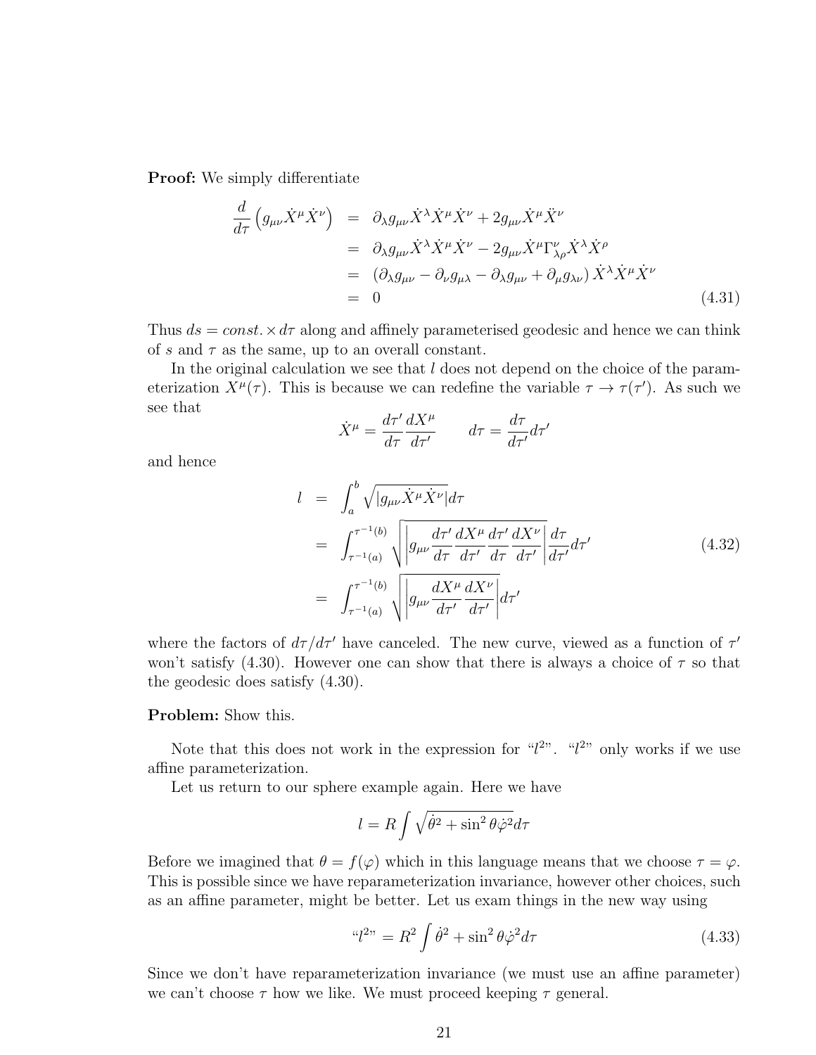**Proof:** We simply differentiate

$$
\begin{aligned}
\frac{d}{d\tau}\left(g_{\mu\nu}\dot{X}^\mu\dot{X}^\nu\right) &= \partial_\lambda g_{\mu\nu}\dot{X}^\lambda\dot{X}^\mu\dot{X}^\nu + 2g_{\mu\nu}\dot{X}^\mu\ddot{X}^\nu \\
&= \partial_\lambda g_{\mu\nu}\dot{X}^\lambda\dot{X}^\mu\dot{X}^\nu - 2g_{\mu\nu}\dot{X}^\mu\Gamma^\nu_{\lambda\rho}\dot{X}^\lambda\dot{X}^\rho \\
&= \left(\partial_\lambda g_{\mu\nu} - \partial_\nu g_{\mu\lambda} - \partial_\lambda g_{\mu\nu} + \partial_\mu g_{\lambda\nu}\right)\dot{X}^\lambda\dot{X}^\mu\dot{X}^\nu \\
&= 0
\end{aligned}
\tag{4.31}
$$

Thus $ds = const.\times d\tau$ along and affinely parameterised geodesic and hence we can think of $s$ and $\tau$ as the same, up to an overall constant.

In the original calculation we see that $l$ does not depend on the choice of the parameterization $X^\mu(\tau)$. This is because we can redefine the variable $\tau \to \tau(\tau')$. As such we see that

$$
\dot{X}^\mu = \frac{d\tau'}{d\tau}\frac{dX^\mu}{d\tau'} \qquad d\tau = \frac{d\tau}{d\tau'}d\tau'
$$

and hence

$$
\begin{aligned}
l &= \int_a^b \sqrt{|g_{\mu\nu}\dot{X}^\mu\dot{X}^\nu|}d\tau \\
&= \int_{\tau^{-1}(a)}^{\tau^{-1}(b)} \sqrt{\left|g_{\mu\nu}\frac{d\tau'}{d\tau}\frac{dX^\mu}{d\tau'}\frac{d\tau'}{d\tau}\frac{dX^\nu}{d\tau'}\right|}\frac{d\tau}{d\tau'}d\tau' \\
&= \int_{\tau^{-1}(a)}^{\tau^{-1}(b)} \sqrt{\left|g_{\mu\nu}\frac{dX^\mu}{d\tau'}\frac{dX^\nu}{d\tau'}\right|}d\tau'
\end{aligned}
\tag{4.32}
$$

where the factors of $d\tau/d\tau'$ have canceled. The new curve, viewed as a function of $\tau'$ won't satisfy (4.30). However one can show that there is always a choice of $\tau$ so that the geodesic does satisfy (4.30).

**Problem:** Show this.

Note that this does not work in the expression for "$l^2$". "$l^2$" only works if we use affine parameterization.

Let us return to our sphere example again. Here we have

$$
l = R\int\sqrt{\dot{\theta}^2 + \sin^2\theta\dot{\varphi}^2}d\tau
$$

Before we imagined that $\theta = f(\varphi)$ which in this language means that we choose $\tau = \varphi$. This is possible since we have reparameterization invariance, however other choices, such as an affine parameter, might be better. Let us exam things in the new way using

$$
\text{“}l^2\text{”} = R^2\int \dot{\theta}^2 + \sin^2\theta\dot{\varphi}^2 d\tau \tag{4.33}
$$

Since we don't have reparameterization invariance (we must use an affine parameter) we can't choose $\tau$ how we like. We must proceed keeping $\tau$ general.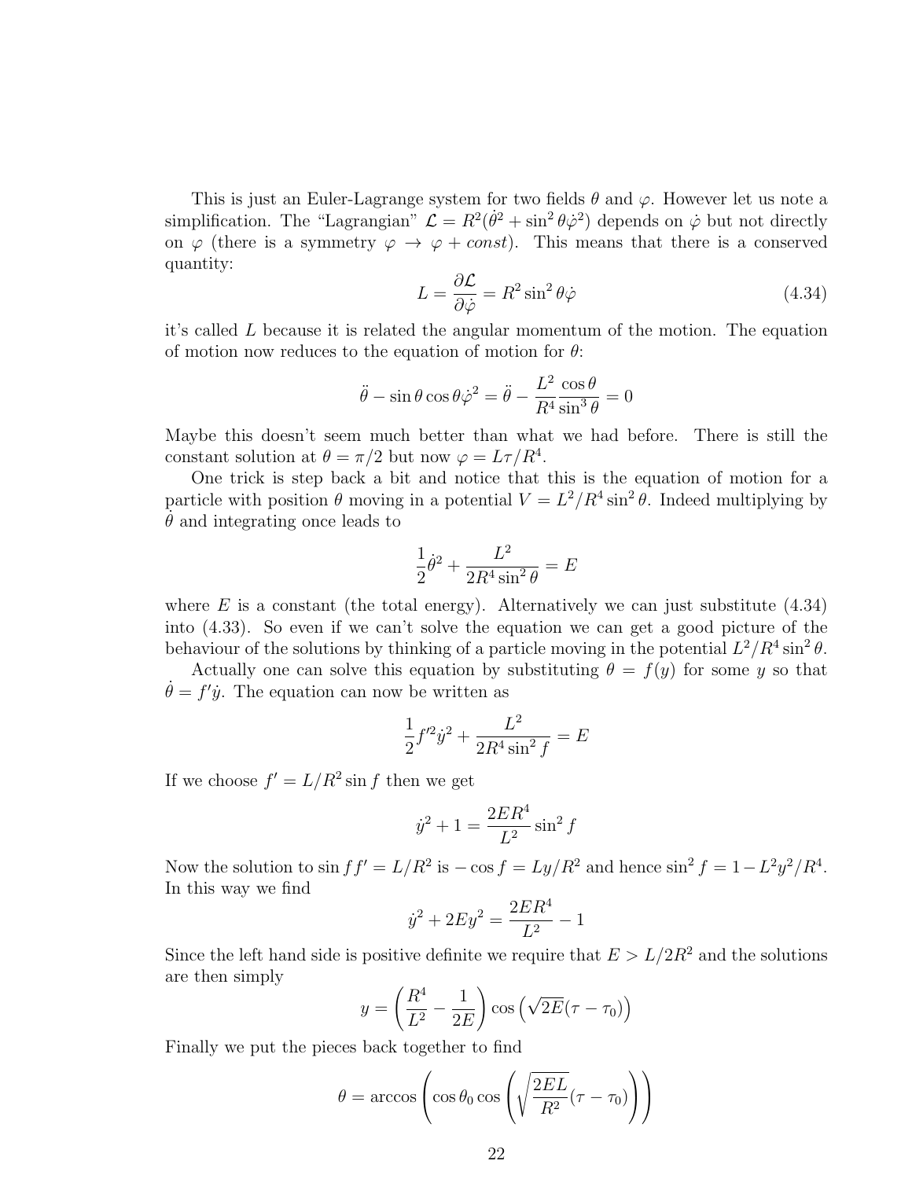This is just an Euler-Lagrange system for two fields $\theta$ and $\varphi$. However let us note a simplification. The "Lagrangian" $\mathcal{L} = R^2(\dot{\theta}^2 + \sin^2\theta\dot{\varphi}^2)$ depends on $\dot{\varphi}$ but not directly on $\varphi$ (there is a symmetry $\varphi \to \varphi + const$). This means that there is a conserved quantity:

$$L = \frac{\partial \mathcal{L}}{\partial \dot{\varphi}} = R^2 \sin^2\theta \dot{\varphi} \tag{4.34}$$

it's called $L$ because it is related the angular momentum of the motion. The equation of motion now reduces to the equation of motion for $\theta$:

$$\ddot{\theta} - \sin\theta\cos\theta\dot{\varphi}^2 = \ddot{\theta} - \frac{L^2}{R^4}\frac{\cos\theta}{\sin^3\theta} = 0$$

Maybe this doesn't seem much better than what we had before. There is still the constant solution at $\theta = \pi/2$ but now $\varphi = L\tau/R^4$.

One trick is step back a bit and notice that this is the equation of motion for a particle with position $\theta$ moving in a potential $V = L^2/R^4 \sin^2\theta$. Indeed multiplying by $\dot{\theta}$ and integrating once leads to

$$\frac{1}{2}\dot{\theta}^2 + \frac{L^2}{2R^4\sin^2\theta} = E$$

where $E$ is a constant (the total energy). Alternatively we can just substitute (4.34) into (4.33). So even if we can't solve the equation we can get a good picture of the behaviour of the solutions by thinking of a particle moving in the potential $L^2/R^4\sin^2\theta$.

Actually one can solve this equation by substituting $\theta = f(y)$ for some $y$ so that $\dot{\theta} = f'\dot{y}$. The equation can now be written as

$$\frac{1}{2}f'^2\dot{y}^2 + \frac{L^2}{2R^4\sin^2 f} = E$$

If we choose $f' = L/R^2 \sin f$ then we get

$$\dot{y}^2 + 1 = \frac{2ER^4}{L^2}\sin^2 f$$

Now the solution to $\sin f f' = L/R^2$ is $-\cos f = Ly/R^2$ and hence $\sin^2 f = 1 - L^2y^2/R^4$. In this way we find

$$\dot{y}^2 + 2Ey^2 = \frac{2ER^4}{L^2} - 1$$

Since the left hand side is positive definite we require that $E > L/2R^2$ and the solutions are then simply

$$y = \left(\frac{R^4}{L^2} - \frac{1}{2E}\right)\cos\left(\sqrt{2E}(\tau - \tau_0)\right)$$

Finally we put the pieces back together to find

$$\theta = \arccos\left(\cos\theta_0 \cos\left(\sqrt{\frac{2EL}{R^2}}(\tau - \tau_0)\right)\right)$$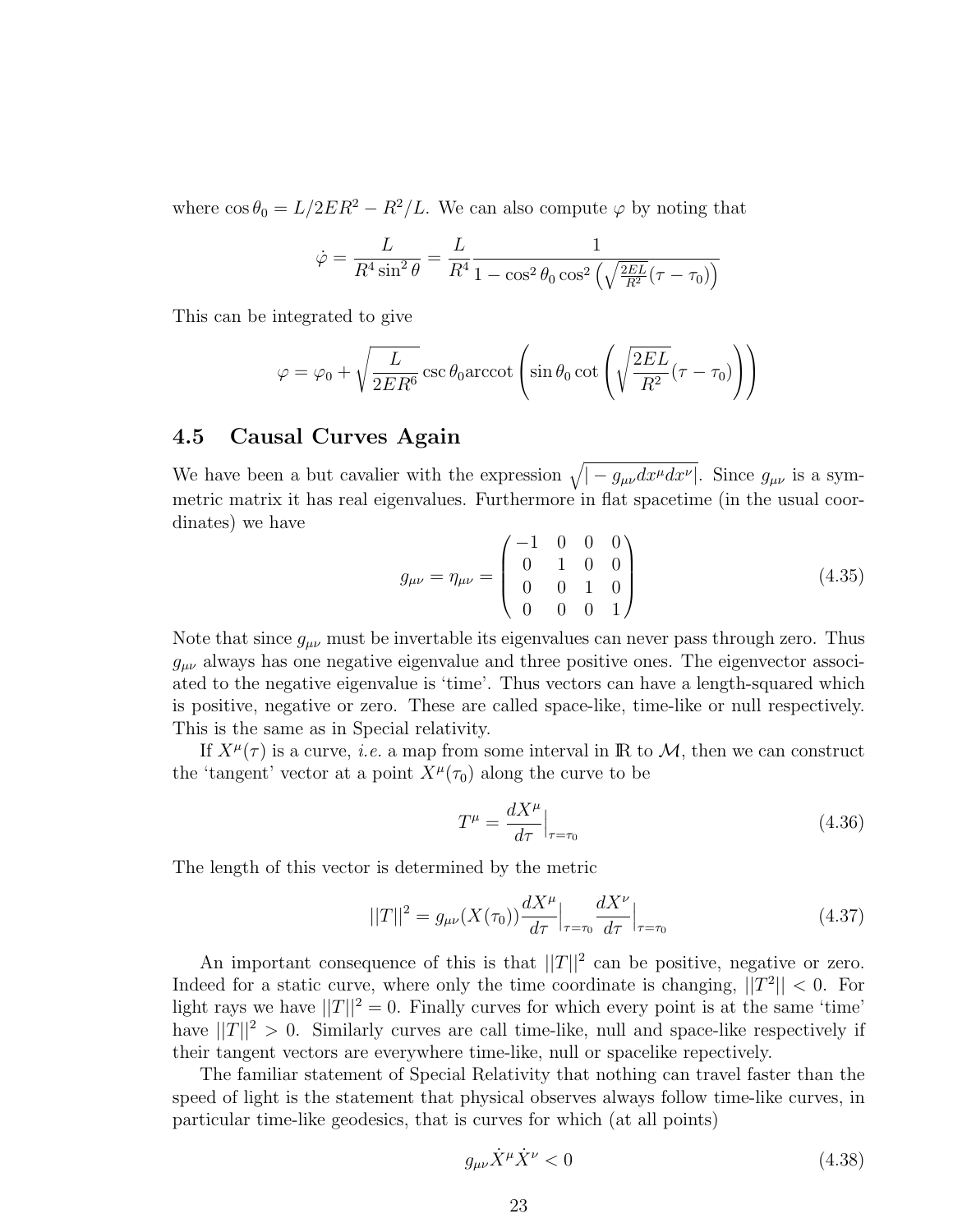where $\cos\theta_0 = L/2ER^2 - R^2/L$. We can also compute $\varphi$ by noting that

$$\dot{\varphi} = \frac{L}{R^4 \sin^2\theta} = \frac{L}{R^4} \frac{1}{1 - \cos^2\theta_0 \cos^2\left(\sqrt{\frac{2EL}{R^2}}(\tau - \tau_0)\right)}$$

This can be integrated to give

$$\varphi = \varphi_0 + \sqrt{\frac{L}{2ER^6}} \csc\theta_0 \text{arccot}\left(\sin\theta_0 \cot\left(\sqrt{\frac{2EL}{R^2}}(\tau - \tau_0)\right)\right)$$

## 4.5 Causal Curves Again

We have been a but cavalier with the expression $\sqrt{|-g_{\mu\nu}dx^\mu dx^\nu|}$. Since $g_{\mu\nu}$ is a symmetric matrix it has real eigenvalues. Furthermore in flat spacetime (in the usual coordinates) we have

$$g_{\mu\nu} = \eta_{\mu\nu} = \begin{pmatrix} -1 & 0 & 0 & 0 \\ 0 & 1 & 0 & 0 \\ 0 & 0 & 1 & 0 \\ 0 & 0 & 0 & 1 \end{pmatrix} \tag{4.35}$$

Note that since $g_{\mu\nu}$ must be invertable its eigenvalues can never pass through zero. Thus $g_{\mu\nu}$ always has one negative eigenvalue and three positive ones. The eigenvector associated to the negative eigenvalue is 'time'. Thus vectors can have a length-squared which is positive, negative or zero. These are called space-like, time-like or null respectively. This is the same as in Special relativity.

If $X^\mu(\tau)$ is a curve, *i.e.* a map from some interval in $\mathbb{R}$ to $\mathcal{M}$, then we can construct the 'tangent' vector at a point $X^\mu(\tau_0)$ along the curve to be

$$T^\mu = \frac{dX^\mu}{d\tau}\Big|_{\tau=\tau_0} \tag{4.36}$$

The length of this vector is determined by the metric

$$||T||^2 = g_{\mu\nu}(X(\tau_0))\frac{dX^\mu}{d\tau}\Big|_{\tau=\tau_0}\frac{dX^\nu}{d\tau}\Big|_{\tau=\tau_0} \tag{4.37}$$

An important consequence of this is that $||T||^2$ can be positive, negative or zero. Indeed for a static curve, where only the time coordinate is changing, $||T^2|| < 0$. For light rays we have $||T||^2 = 0$. Finally curves for which every point is at the same 'time' have $||T||^2 > 0$. Similarly curves are call time-like, null and space-like respectively if their tangent vectors are everywhere time-like, null or spacelike repectively.

The familiar statement of Special Relativity that nothing can travel faster than the speed of light is the statement that physical observes always follow time-like curves, in particular time-like geodesics, that is curves for which (at all points)

$$g_{\mu\nu}\dot{X}^\mu \dot{X}^\nu < 0 \tag{4.38}$$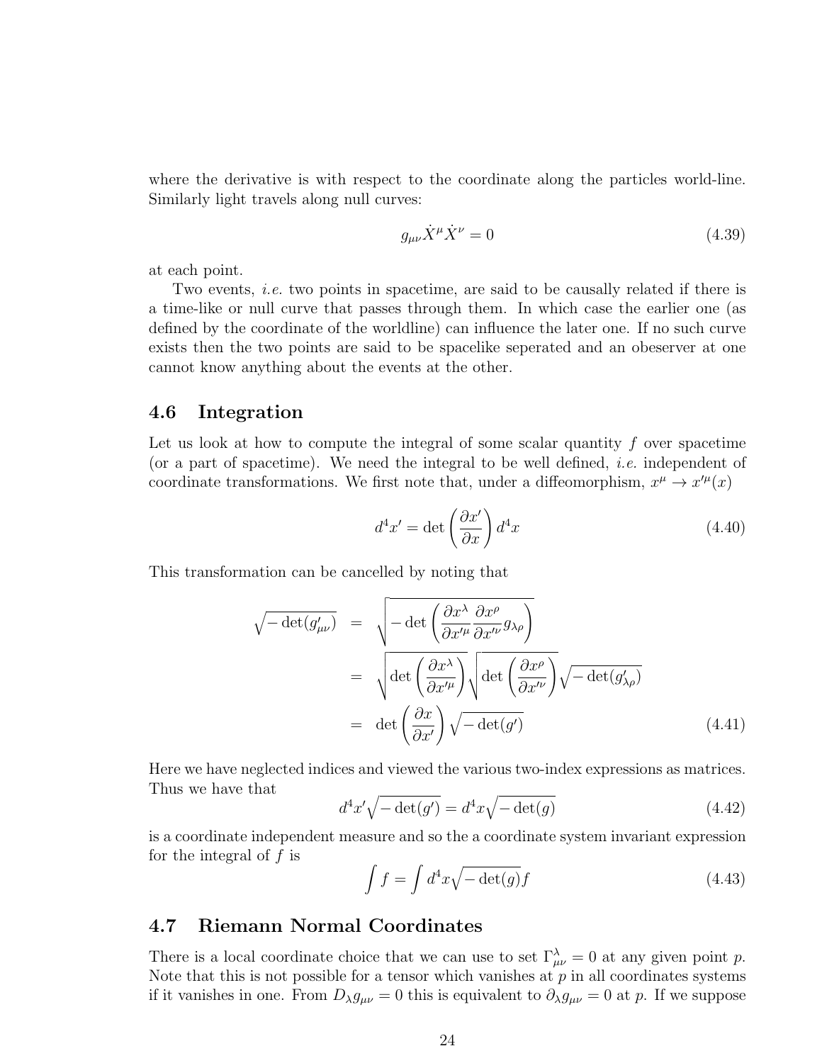where the derivative is with respect to the coordinate along the particles world-line. Similarly light travels along null curves:

$$g_{\mu\nu}\dot{X}^\mu \dot{X}^\nu = 0 \tag{4.39}$$

at each point.

Two events, *i.e.* two points in spacetime, are said to be causally related if there is a time-like or null curve that passes through them. In which case the earlier one (as defined by the coordinate of the worldline) can influence the later one. If no such curve exists then the two points are said to be spacelike seperated and an obeserver at one cannot know anything about the events at the other.

## 4.6 Integration

Let us look at how to compute the integral of some scalar quantity $f$ over spacetime (or a part of spacetime). We need the integral to be well defined, *i.e.* independent of coordinate transformations. We first note that, under a diffeomorphism, $x^\mu \to x'^\mu(x)$

$$d^4x' = \det\left(\frac{\partial x'}{\partial x}\right) d^4x \tag{4.40}$$

This transformation can be cancelled by noting that

$$\begin{aligned}
\sqrt{-\det(g'_{\mu\nu})} &= \sqrt{-\det\left(\frac{\partial x^\lambda}{\partial x'^\mu}\frac{\partial x^\rho}{\partial x'^\nu}g_{\lambda\rho}\right)} \\
&= \sqrt{\det\left(\frac{\partial x^\lambda}{\partial x'^\mu}\right)}\sqrt{\det\left(\frac{\partial x^\rho}{\partial x'^\nu}\right)}\sqrt{-\det(g'_{\lambda\rho})} \\
&= \det\left(\frac{\partial x}{\partial x'}\right)\sqrt{-\det(g')}
\end{aligned} \tag{4.41}$$

Here we have neglected indices and viewed the various two-index expressions as matrices. Thus we have that

$$d^4x'\sqrt{-\det(g')} = d^4x\sqrt{-\det(g)} \tag{4.42}$$

is a coordinate independent measure and so the a coordinate system invariant expression for the integral of $f$ is

$$\int f = \int d^4x\sqrt{-\det(g)}f \tag{4.43}$$

## 4.7 Riemann Normal Coordinates

There is a local coordinate choice that we can use to set $\Gamma^\lambda_{\mu\nu} = 0$ at any given point $p$. Note that this is not possible for a tensor which vanishes at $p$ in all coordinates systems if it vanishes in one. From $D_\lambda g_{\mu\nu} = 0$ this is equivalent to $\partial_\lambda g_{\mu\nu} = 0$ at $p$. If we suppose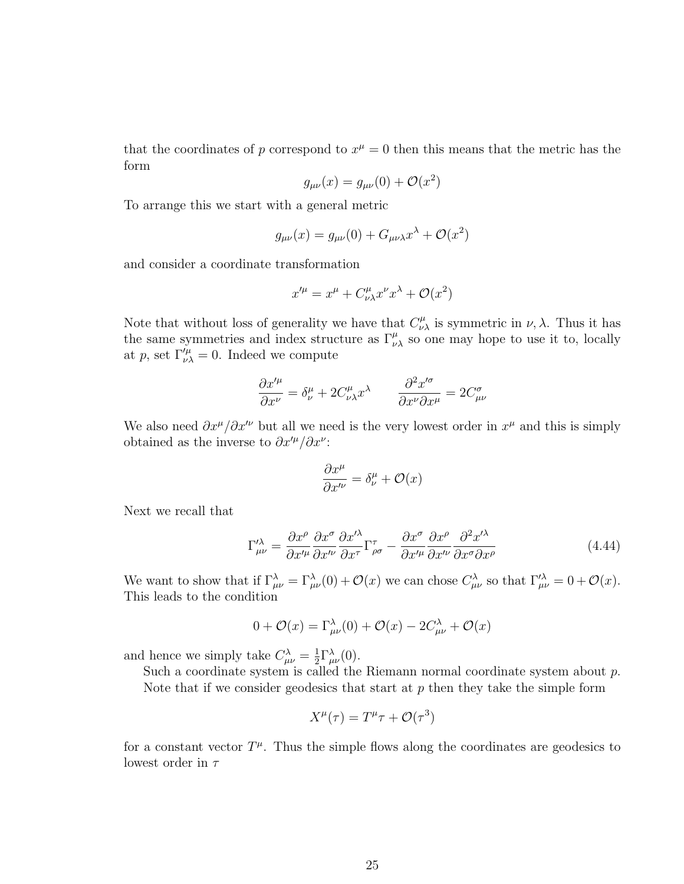that the coordinates of $p$ correspond to $x^\mu = 0$ then this means that the metric has the form

$$g_{\mu\nu}(x) = g_{\mu\nu}(0) + \mathcal{O}(x^2)$$

To arrange this we start with a general metric

$$g_{\mu\nu}(x) = g_{\mu\nu}(0) + G_{\mu\nu\lambda}x^\lambda + \mathcal{O}(x^2)$$

and consider a coordinate transformation

$$x'^\mu = x^\mu + C^\mu_{\nu\lambda}x^\nu x^\lambda + \mathcal{O}(x^2)$$

Note that without loss of generality we have that $C^\mu_{\nu\lambda}$ is symmetric in $\nu, \lambda$. Thus it has the same symmetries and index structure as $\Gamma^\mu_{\nu\lambda}$ so one may hope to use it to, locally at $p$, set $\Gamma'^\mu_{\nu\lambda} = 0$. Indeed we compute

$$\frac{\partial x'^\mu}{\partial x^\nu} = \delta^\mu_\nu + 2C^\mu_{\nu\lambda}x^\lambda \qquad \frac{\partial^2 x'^\sigma}{\partial x^\nu \partial x^\mu} = 2C^\sigma_{\mu\nu}$$

We also need $\partial x^\mu / \partial x'^\nu$ but all we need is the very lowest order in $x^\mu$ and this is simply obtained as the inverse to $\partial x'^\mu / \partial x^\nu$:

$$\frac{\partial x^\mu}{\partial x'^\nu} = \delta^\mu_\nu + \mathcal{O}(x)$$

Next we recall that

$$\Gamma'^\lambda_{\mu\nu} = \frac{\partial x^\rho}{\partial x'^\mu}\frac{\partial x^\sigma}{\partial x'^\nu}\frac{\partial x'^\lambda}{\partial x^\tau}\Gamma^\tau_{\rho\sigma} - \frac{\partial x^\sigma}{\partial x'^\mu}\frac{\partial x^\rho}{\partial x'^\nu}\frac{\partial^2 x'^\lambda}{\partial x^\sigma \partial x^\rho} \tag{4.44}$$

We want to show that if $\Gamma^\lambda_{\mu\nu} = \Gamma^\lambda_{\mu\nu}(0) + \mathcal{O}(x)$ we can chose $C^\lambda_{\mu\nu}$ so that $\Gamma'^\lambda_{\mu\nu} = 0 + \mathcal{O}(x)$. This leads to the condition

$$0 + \mathcal{O}(x) = \Gamma^\lambda_{\mu\nu}(0) + \mathcal{O}(x) - 2C^\lambda_{\mu\nu} + \mathcal{O}(x)$$

and hence we simply take $C^\lambda_{\mu\nu} = \frac{1}{2}\Gamma^\lambda_{\mu\nu}(0)$.

Such a coordinate system is called the Riemann normal coordinate system about $p$.

Note that if we consider geodesics that start at $p$ then they take the simple form

$$X^\mu(\tau) = T^\mu \tau + \mathcal{O}(\tau^3)$$

for a constant vector $T^\mu$. Thus the simple flows along the coordinates are geodesics to lowest order in $\tau$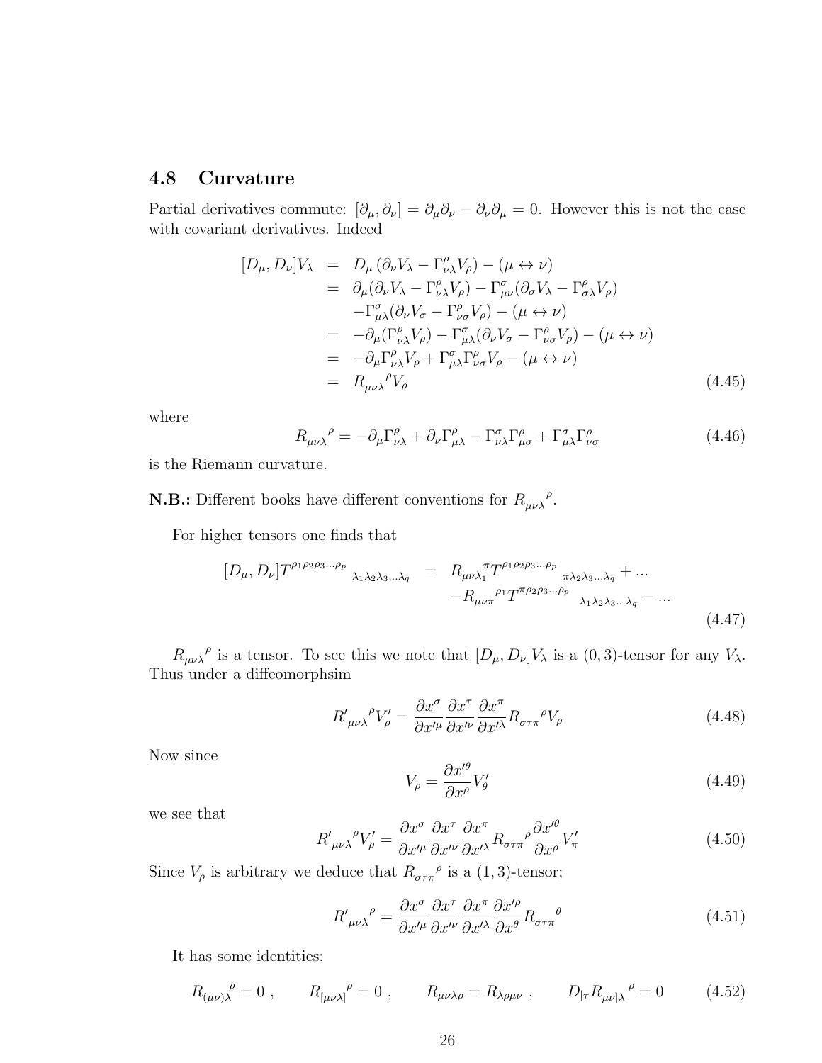## 4.8 Curvature

Partial derivatives commute: $[\partial_\mu, \partial_\nu] = \partial_\mu\partial_\nu - \partial_\nu\partial_\mu = 0$. However this is not the case with covariant derivatives. Indeed

$$
\begin{aligned}
[D_\mu, D_\nu]V_\lambda &= D_\mu\left(\partial_\nu V_\lambda - \Gamma^\rho_{\nu\lambda}V_\rho\right) - (\mu \leftrightarrow \nu) \\
&= \partial_\mu(\partial_\nu V_\lambda - \Gamma^\rho_{\nu\lambda}V_\rho) - \Gamma^\sigma_{\mu\nu}(\partial_\sigma V_\lambda - \Gamma^\rho_{\sigma\lambda}V_\rho) \\
&\quad -\Gamma^\sigma_{\mu\lambda}(\partial_\nu V_\sigma - \Gamma^\rho_{\nu\sigma}V_\rho) - (\mu \leftrightarrow \nu) \\
&= -\partial_\mu(\Gamma^\rho_{\nu\lambda}V_\rho) - \Gamma^\sigma_{\mu\lambda}(\partial_\nu V_\sigma - \Gamma^\rho_{\nu\sigma}V_\rho) - (\mu \leftrightarrow \nu) \\
&= -\partial_\mu\Gamma^\rho_{\nu\lambda}V_\rho + \Gamma^\sigma_{\mu\lambda}\Gamma^\rho_{\nu\sigma}V_\rho - (\mu \leftrightarrow \nu) \\
&= R_{\mu\nu\lambda}{}^\rho V_\rho
\end{aligned}
\tag{4.45}
$$

where

$$
R_{\mu\nu\lambda}{}^\rho = -\partial_\mu\Gamma^\rho_{\nu\lambda} + \partial_\nu\Gamma^\rho_{\mu\lambda} - \Gamma^\sigma_{\nu\lambda}\Gamma^\rho_{\mu\sigma} + \Gamma^\sigma_{\mu\lambda}\Gamma^\rho_{\nu\sigma}
\tag{4.46}
$$

is the Riemann curvature.

**N.B.:** Different books have different conventions for $R_{\mu\nu\lambda}{}^\rho$.

For higher tensors one finds that

$$
\begin{aligned}
[D_\mu, D_\nu]T^{\rho_1\rho_2\rho_3\ldots\rho_p}{}_{\lambda_1\lambda_2\lambda_3\ldots\lambda_q} &= R_{\mu\nu\lambda_1}{}^\pi T^{\rho_1\rho_2\rho_3\ldots\rho_p}{}_{\pi\lambda_2\lambda_3\ldots\lambda_q} + \ldots \\
&\quad -R_{\mu\nu\pi}{}^{\rho_1} T^{\pi\rho_2\rho_3\ldots\rho_p}{}_{\lambda_1\lambda_2\lambda_3\ldots\lambda_q} - \ldots
\end{aligned}
\tag{4.47}
$$

$R_{\mu\nu\lambda}{}^\rho$ is a tensor. To see this we note that $[D_\mu, D_\nu]V_\lambda$ is a $(0,3)$-tensor for any $V_\lambda$. Thus under a diffeomorphsim

$$
R'_{\mu\nu\lambda}{}^\rho V'_\rho = \frac{\partial x^\sigma}{\partial x'^\mu}\frac{\partial x^\tau}{\partial x'^\nu}\frac{\partial x^\pi}{\partial x'^\lambda}R_{\sigma\tau\pi}{}^\rho V_\rho
\tag{4.48}
$$

Now since

$$
V_\rho = \frac{\partial x'^\theta}{\partial x^\rho}V'_\theta
\tag{4.49}
$$

we see that

$$
R'_{\mu\nu\lambda}{}^\rho V'_\rho = \frac{\partial x^\sigma}{\partial x'^\mu}\frac{\partial x^\tau}{\partial x'^\nu}\frac{\partial x^\pi}{\partial x'^\lambda}R_{\sigma\tau\pi}{}^\rho \frac{\partial x'^\theta}{\partial x^\rho}V'_\pi
\tag{4.50}
$$

Since $V_\rho$ is arbitrary we deduce that $R_{\sigma\tau\pi}{}^\rho$ is a $(1,3)$-tensor;

$$
R'_{\mu\nu\lambda}{}^\rho = \frac{\partial x^\sigma}{\partial x'^\mu}\frac{\partial x^\tau}{\partial x'^\nu}\frac{\partial x^\pi}{\partial x'^\lambda}\frac{\partial x'^\rho}{\partial x^\theta}R_{\sigma\tau\pi}{}^\theta
\tag{4.51}
$$

It has some identities:

$$
R_{(\mu\nu)\lambda}{}^\rho = 0\ , \qquad R_{[\mu\nu\lambda]}{}^\rho = 0\ , \qquad R_{\mu\nu\lambda\rho} = R_{\lambda\rho\mu\nu}\ , \qquad D_{[\tau}R_{\mu\nu]\lambda}{}^\rho = 0
\tag{4.52}
$$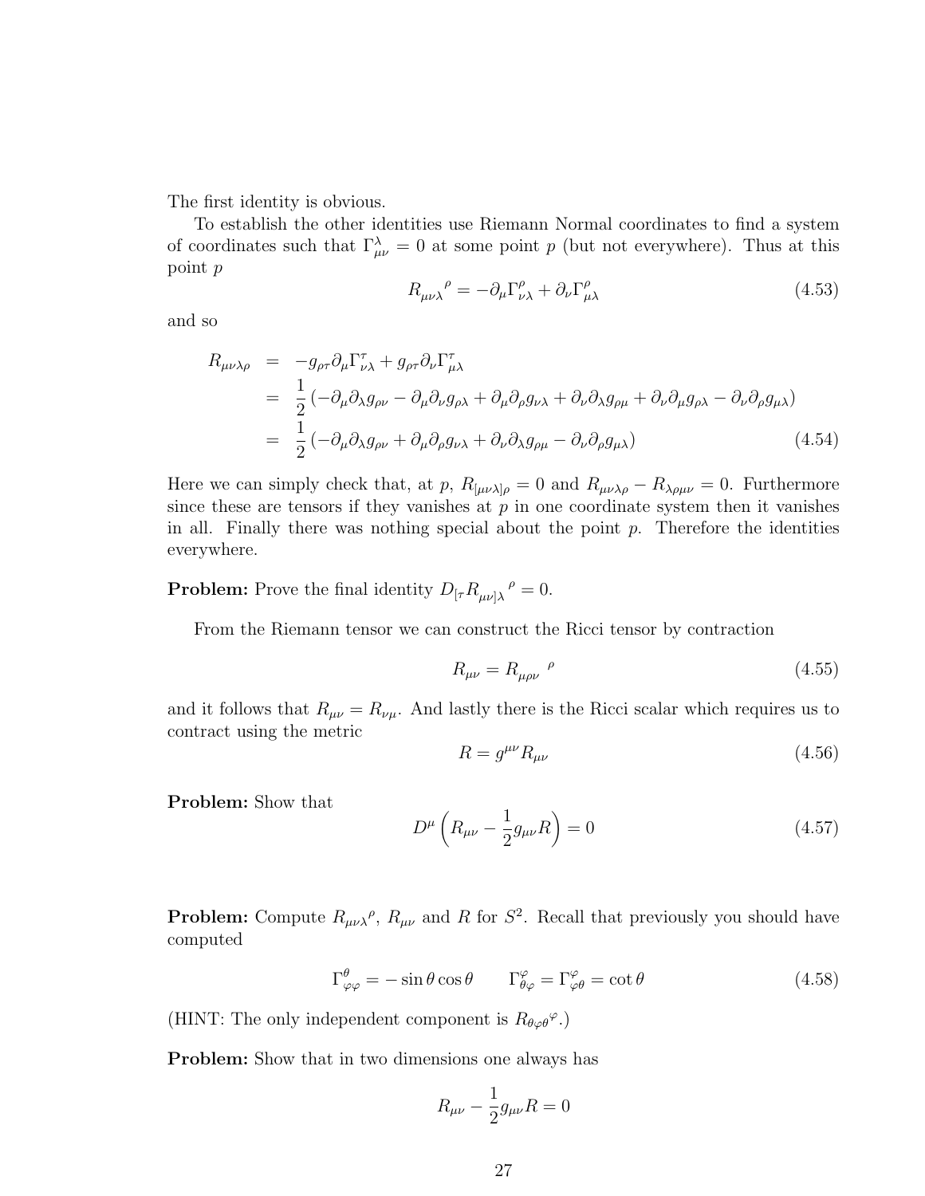The first identity is obvious.

To establish the other identities use Riemann Normal coordinates to find a system of coordinates such that $\Gamma^\lambda_{\mu\nu} = 0$ at some point $p$ (but not everywhere). Thus at this point $p$

$$R_{\mu\nu\lambda}{}^{\rho} = -\partial_\mu \Gamma^\rho_{\nu\lambda} + \partial_\nu \Gamma^\rho_{\mu\lambda} \tag{4.53}$$

and so

$$\begin{aligned}
R_{\mu\nu\lambda\rho} &= -g_{\rho\tau}\partial_\mu \Gamma^\tau_{\nu\lambda} + g_{\rho\tau}\partial_\nu \Gamma^\tau_{\mu\lambda} \\
&= \frac{1}{2}\left(-\partial_\mu\partial_\lambda g_{\rho\nu} - \partial_\mu\partial_\nu g_{\rho\lambda} + \partial_\mu\partial_\rho g_{\nu\lambda} + \partial_\nu\partial_\lambda g_{\rho\mu} + \partial_\nu\partial_\mu g_{\rho\lambda} - \partial_\nu\partial_\rho g_{\mu\lambda}\right) \\
&= \frac{1}{2}\left(-\partial_\mu\partial_\lambda g_{\rho\nu} + \partial_\mu\partial_\rho g_{\nu\lambda} + \partial_\nu\partial_\lambda g_{\rho\mu} - \partial_\nu\partial_\rho g_{\mu\lambda}\right)
\end{aligned} \tag{4.54}$$

Here we can simply check that, at $p$, $R_{[\mu\nu\lambda]\rho} = 0$ and $R_{\mu\nu\lambda\rho} - R_{\lambda\rho\mu\nu} = 0$. Furthermore since these are tensors if they vanishes at $p$ in one coordinate system then it vanishes in all. Finally there was nothing special about the point $p$. Therefore the identities everywhere.

**Problem:** Prove the final identity $D_{[\tau}R_{\mu\nu]\lambda}{}^{\rho} = 0$.

From the Riemann tensor we can construct the Ricci tensor by contraction

$$R_{\mu\nu} = R_{\mu\rho\nu}{}^{\rho} \tag{4.55}$$

and it follows that $R_{\mu\nu} = R_{\nu\mu}$. And lastly there is the Ricci scalar which requires us to contract using the metric

$$R = g^{\mu\nu}R_{\mu\nu} \tag{4.56}$$

**Problem:** Show that

$$D^\mu\left(R_{\mu\nu} - \frac{1}{2}g_{\mu\nu}R\right) = 0 \tag{4.57}$$

**Problem:** Compute $R_{\mu\nu\lambda}{}^{\rho}$, $R_{\mu\nu}$ and $R$ for $S^2$. Recall that previously you should have computed

$$\Gamma^\theta_{\varphi\varphi} = -\sin\theta\cos\theta \qquad \Gamma^\varphi_{\theta\varphi} = \Gamma^\varphi_{\varphi\theta} = \cot\theta \tag{4.58}$$

(HINT: The only independent component is $R_{\theta\varphi\theta}{}^{\varphi}$.)

**Problem:** Show that in two dimensions one always has

$$R_{\mu\nu} - \frac{1}{2}g_{\mu\nu}R = 0$$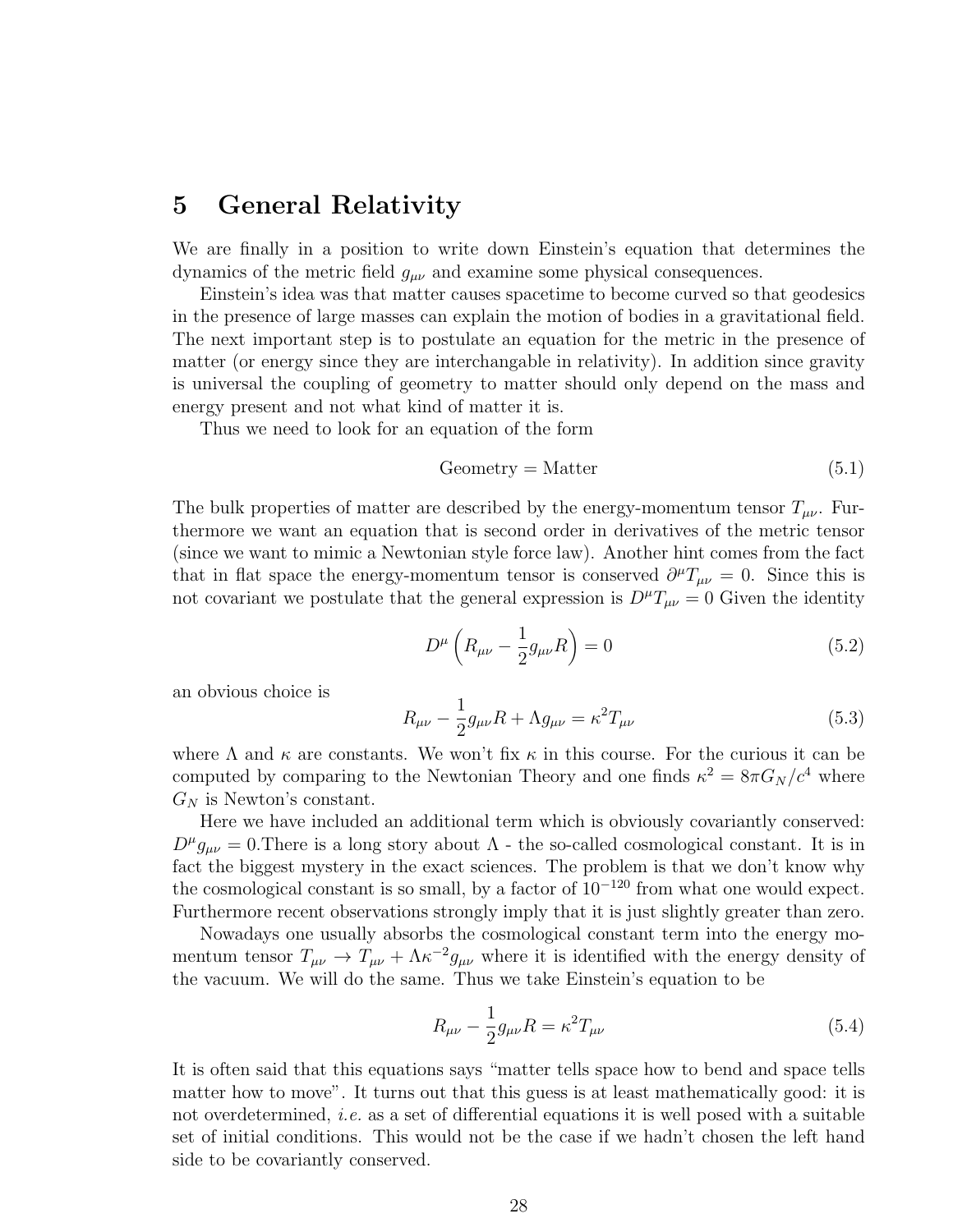# 5 General Relativity

We are finally in a position to write down Einstein's equation that determines the dynamics of the metric field $g_{\mu\nu}$ and examine some physical consequences.

Einstein's idea was that matter causes spacetime to become curved so that geodesics in the presence of large masses can explain the motion of bodies in a gravitational field. The next important step is to postulate an equation for the metric in the presence of matter (or energy since they are interchangable in relativity). In addition since gravity is universal the coupling of geometry to matter should only depend on the mass and energy present and not what kind of matter it is.

Thus we need to look for an equation of the form

$$\text{Geometry} = \text{Matter} \tag{5.1}$$

The bulk properties of matter are described by the energy-momentum tensor $T_{\mu\nu}$. Furthermore we want an equation that is second order in derivatives of the metric tensor (since we want to mimic a Newtonian style force law). Another hint comes from the fact that in flat space the energy-momentum tensor is conserved $\partial^\mu T_{\mu\nu} = 0$. Since this is not covariant we postulate that the general expression is $D^\mu T_{\mu\nu} = 0$ Given the identity

$$D^\mu \left( R_{\mu\nu} - \frac{1}{2} g_{\mu\nu} R \right) = 0 \tag{5.2}$$

an obvious choice is

$$R_{\mu\nu} - \frac{1}{2} g_{\mu\nu} R + \Lambda g_{\mu\nu} = \kappa^2 T_{\mu\nu} \tag{5.3}$$

where $\Lambda$ and $\kappa$ are constants. We won't fix $\kappa$ in this course. For the curious it can be computed by comparing to the Newtonian Theory and one finds $\kappa^2 = 8\pi G_N/c^4$ where $G_N$ is Newton's constant.

Here we have included an additional term which is obviously covariantly conserved: $D^\mu g_{\mu\nu} = 0$.There is a long story about $\Lambda$ - the so-called cosmological constant. It is in fact the biggest mystery in the exact sciences. The problem is that we don't know why the cosmological constant is so small, by a factor of $10^{-120}$ from what one would expect. Furthermore recent observations strongly imply that it is just slightly greater than zero.

Nowadays one usually absorbs the cosmological constant term into the energy momentum tensor $T_{\mu\nu} \to T_{\mu\nu} + \Lambda \kappa^{-2} g_{\mu\nu}$ where it is identified with the energy density of the vacuum. We will do the same. Thus we take Einstein's equation to be

$$R_{\mu\nu} - \frac{1}{2} g_{\mu\nu} R = \kappa^2 T_{\mu\nu} \tag{5.4}$$

It is often said that this equations says "matter tells space how to bend and space tells matter how to move". It turns out that this guess is at least mathematically good: it is not overdetermined, *i.e.* as a set of differential equations it is well posed with a suitable set of initial conditions. This would not be the case if we hadn't chosen the left hand side to be covariantly conserved.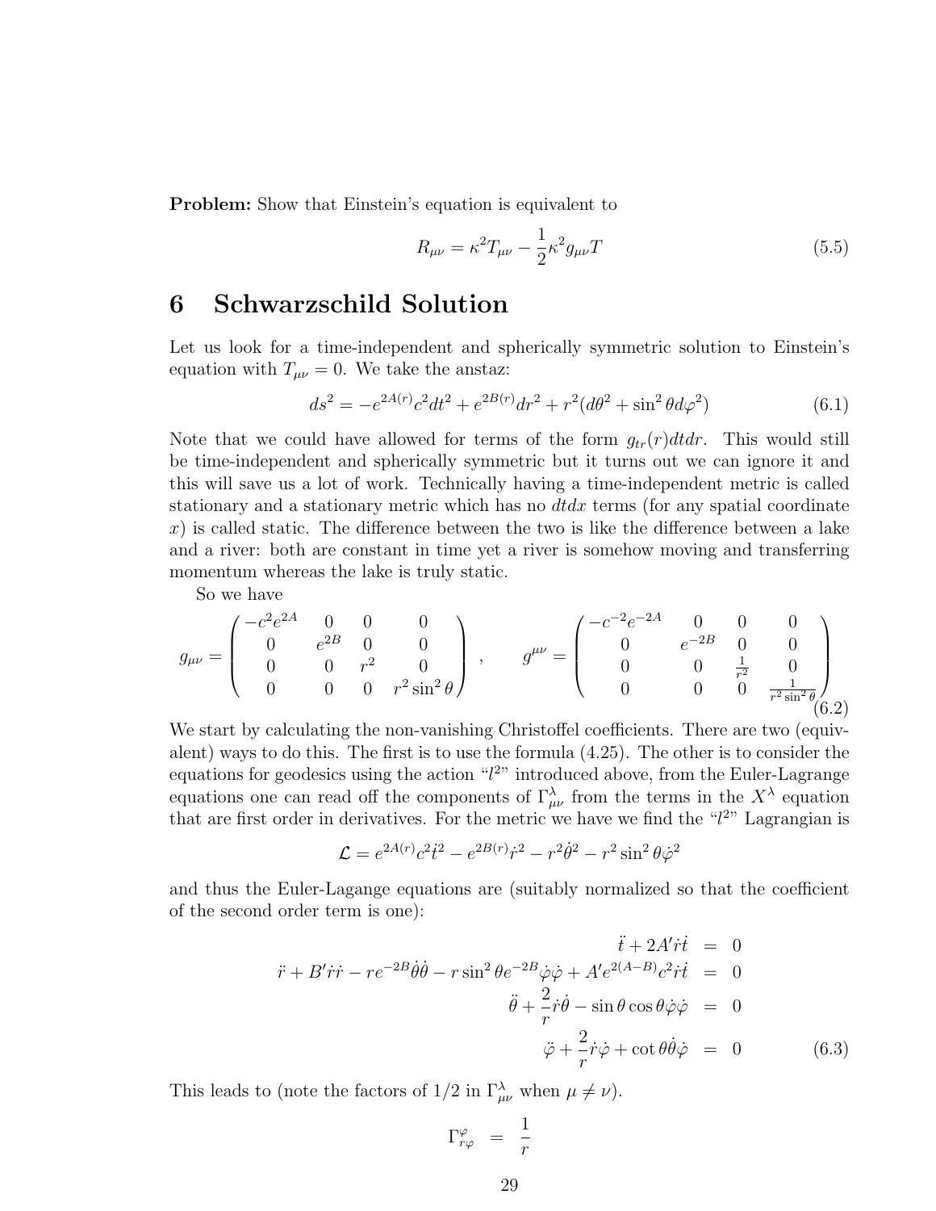**Problem:** Show that Einstein's equation is equivalent to

$$R_{\mu\nu} = \kappa^2 T_{\mu\nu} - \frac{1}{2}\kappa^2 g_{\mu\nu} T \tag{5.5}$$

# 6 Schwarzschild Solution

Let us look for a time-independent and spherically symmetric solution to Einstein's equation with $T_{\mu\nu} = 0$. We take the anstaz:

$$ds^2 = -e^{2A(r)}c^2 dt^2 + e^{2B(r)}dr^2 + r^2(d\theta^2 + \sin^2\theta d\varphi^2) \tag{6.1}$$

Note that we could have allowed for terms of the form $g_{tr}(r)dtdr$. This would still be time-independent and spherically symmetric but it turns out we can ignore it and this will save us a lot of work. Technically having a time-independent metric is called stationary and a stationary metric which has no $dtdx$ terms (for any spatial coordinate $x$) is called static. The difference between the two is like the difference between a lake and a river: both are constant in time yet a river is somehow moving and transferring momentum whereas the lake is truly static.

So we have

$$g_{\mu\nu} = \begin{pmatrix} -c^2 e^{2A} & 0 & 0 & 0 \\ 0 & e^{2B} & 0 & 0 \\ 0 & 0 & r^2 & 0 \\ 0 & 0 & 0 & r^2\sin^2\theta \end{pmatrix}, \qquad g^{\mu\nu} = \begin{pmatrix} -c^{-2}e^{-2A} & 0 & 0 & 0 \\ 0 & e^{-2B} & 0 & 0 \\ 0 & 0 & \frac{1}{r^2} & 0 \\ 0 & 0 & 0 & \frac{1}{r^2\sin^2\theta} \end{pmatrix} \tag{6.2}$$

We start by calculating the non-vanishing Christoffel coefficients. There are two (equivalent) ways to do this. The first is to use the formula (4.25). The other is to consider the equations for geodesics using the action "$l^2$" introduced above, from the Euler-Lagrange equations one can read off the components of $\Gamma^\lambda_{\mu\nu}$ from the terms in the $X^\lambda$ equation that are first order in derivatives. For the metric we have we find the "$l^2$" Lagrangian is

$$\mathcal{L} = e^{2A(r)}c^2\dot{t}^2 - e^{2B(r)}\dot{r}^2 - r^2\dot{\theta}^2 - r^2\sin^2\theta\dot{\varphi}^2$$

and thus the Euler-Lagange equations are (suitably normalized so that the coefficient of the second order term is one):

$$\begin{aligned} \ddot{t} + 2A'\dot{r}\dot{t} &= 0 \\ \ddot{r} + B'\dot{r}\dot{r} - re^{-2B}\dot{\theta}\dot{\theta} - r\sin^2\theta e^{-2B}\dot{\varphi}\dot{\varphi} + A'e^{2(A-B)}c^2\dot{t}\dot{t} &= 0 \\ \ddot{\theta} + \frac{2}{r}\dot{r}\dot{\theta} - \sin\theta\cos\theta\dot{\varphi}\dot{\varphi} &= 0 \\ \ddot{\varphi} + \frac{2}{r}\dot{r}\dot{\varphi} + \cot\theta\dot{\theta}\dot{\varphi} &= 0 \end{aligned} \tag{6.3}$$

This leads to (note the factors of 1/2 in $\Gamma^\lambda_{\mu\nu}$ when $\mu \neq \nu$).

$$\Gamma^\varphi_{r\varphi} = \frac{1}{r}$$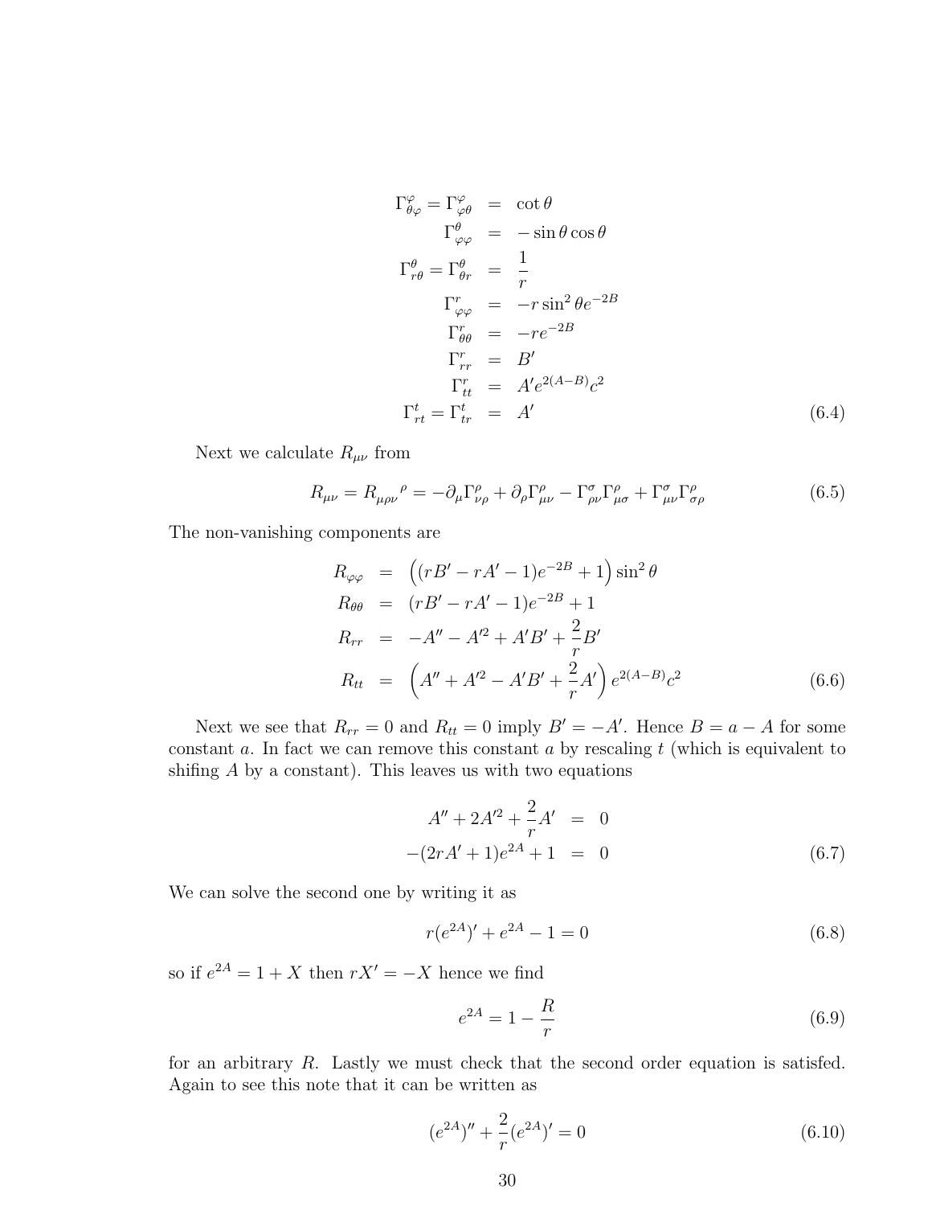$$
\begin{aligned}
\Gamma^{\varphi}_{\theta\varphi} = \Gamma^{\varphi}_{\varphi\theta} &= \cot\theta \\
\Gamma^{\theta}_{\varphi\varphi} &= -\sin\theta\cos\theta \\
\Gamma^{\theta}_{r\theta} = \Gamma^{\theta}_{\theta r} &= \frac{1}{r} \\
\Gamma^{r}_{\varphi\varphi} &= -r\sin^2\theta e^{-2B} \\
\Gamma^{r}_{\theta\theta} &= -re^{-2B} \\
\Gamma^{r}_{rr} &= B' \\
\Gamma^{r}_{tt} &= A'e^{2(A-B)}c^2 \\
\Gamma^{t}_{rt} = \Gamma^{t}_{tr} &= A'
\end{aligned}
\tag{6.4}
$$

Next we calculate $R_{\mu\nu}$ from

$$
R_{\mu\nu} = R_{\mu\rho\nu}{}^{\rho} = -\partial_\mu \Gamma^{\rho}_{\nu\rho} + \partial_\rho \Gamma^{\rho}_{\mu\nu} - \Gamma^{\sigma}_{\rho\nu}\Gamma^{\rho}_{\mu\sigma} + \Gamma^{\sigma}_{\mu\nu}\Gamma^{\rho}_{\sigma\rho}
\tag{6.5}
$$

The non-vanishing components are

$$
\begin{aligned}
R_{\varphi\varphi} &= \left((rB' - rA' - 1)e^{-2B} + 1\right)\sin^2\theta \\
R_{\theta\theta} &= (rB' - rA' - 1)e^{-2B} + 1 \\
R_{rr} &= -A'' - A'^2 + A'B' + \frac{2}{r}B' \\
R_{tt} &= \left(A'' + A'^2 - A'B' + \frac{2}{r}A'\right)e^{2(A-B)}c^2
\end{aligned}
\tag{6.6}
$$

Next we see that $R_{rr} = 0$ and $R_{tt} = 0$ imply $B' = -A'$. Hence $B = a - A$ for some constant $a$. In fact we can remove this constant $a$ by rescaling $t$ (which is equivalent to shifing $A$ by a constant). This leaves us with two equations

$$
\begin{aligned}
A'' + 2A'^2 + \frac{2}{r}A' &= 0 \\
-(2rA' + 1)e^{2A} + 1 &= 0
\end{aligned}
\tag{6.7}
$$

We can solve the second one by writing it as

$$
r(e^{2A})' + e^{2A} - 1 = 0
\tag{6.8}
$$

so if $e^{2A} = 1 + X$ then $rX' = -X$ hence we find

$$
e^{2A} = 1 - \frac{R}{r}
\tag{6.9}
$$

for an arbitrary $R$. Lastly we must check that the second order equation is satisfed. Again to see this note that it can be written as

$$
(e^{2A})'' + \frac{2}{r}(e^{2A})' = 0
\tag{6.10}
$$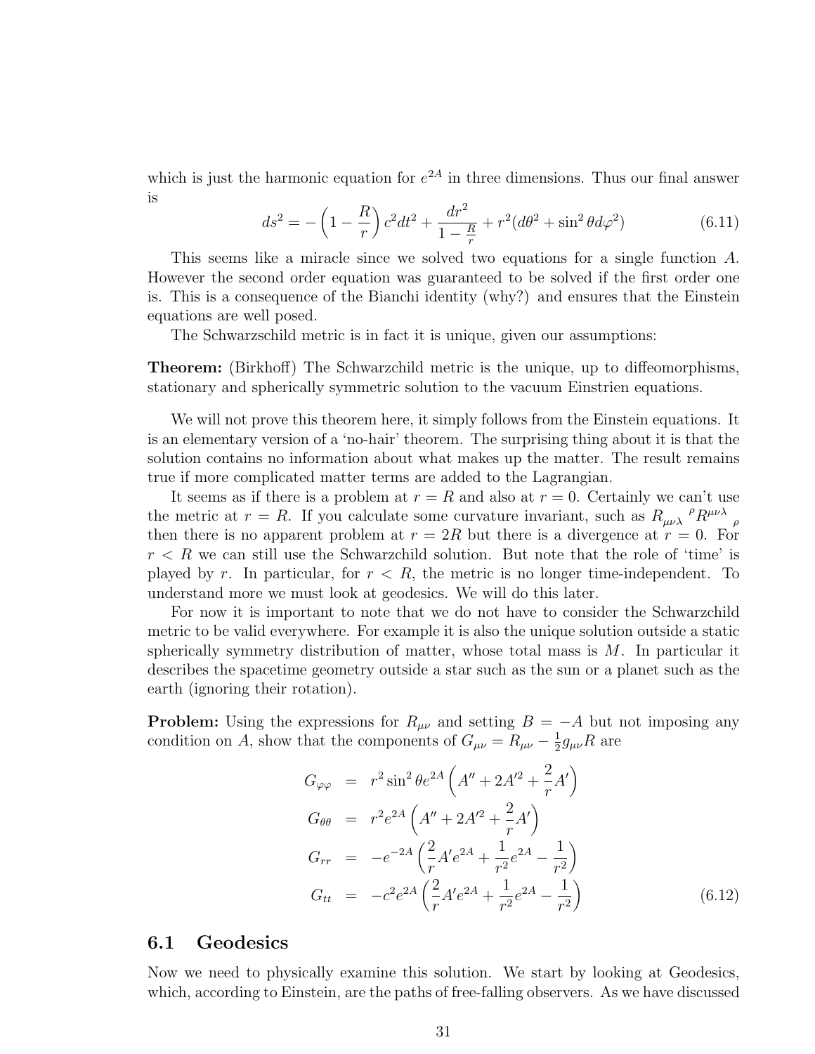which is just the harmonic equation for $e^{2A}$ in three dimensions. Thus our final answer is

$$ds^2 = -\left(1 - \frac{R}{r}\right)c^2dt^2 + \frac{dr^2}{1 - \frac{R}{r}} + r^2(d\theta^2 + \sin^2\theta d\varphi^2) \tag{6.11}$$

This seems like a miracle since we solved two equations for a single function $A$. However the second order equation was guaranteed to be solved if the first order one is. This is a consequence of the Bianchi identity (why?) and ensures that the Einstein equations are well posed.

The Schwarzschild metric is in fact it is unique, given our assumptions:

**Theorem:** (Birkhoff) The Schwarzschild metric is the unique, up to diffeomorphisms, stationary and spherically symmetric solution to the vacuum Einstrien equations.

We will not prove this theorem here, it simply follows from the Einstein equations. It is an elementary version of a 'no-hair' theorem. The surprising thing about it is that the solution contains no information about what makes up the matter. The result remains true if more complicated matter terms are added to the Lagrangian.

It seems as if there is a problem at $r = R$ and also at $r = 0$. Certainly we can't use the metric at $r = R$. If you calculate some curvature invariant, such as $R_{\mu\nu\lambda}{}^{\rho}R^{\mu\nu\lambda}{}_{\rho}$ then there is no apparent problem at $r = 2R$ but there is a divergence at $r = 0$. For $r < R$ we can still use the Schwarzchild solution. But note that the role of 'time' is played by $r$. In particular, for $r < R$, the metric is no longer time-independent. To understand more we must look at geodesics. We will do this later.

For now it is important to note that we do not have to consider the Schwarzchild metric to be valid everywhere. For example it is also the unique solution outside a static spherically symmetry distribution of matter, whose total mass is $M$. In particular it describes the spacetime geometry outside a star such as the sun or a planet such as the earth (ignoring their rotation).

**Problem:** Using the expressions for $R_{\mu\nu}$ and setting $B = -A$ but not imposing any condition on $A$, show that the components of $G_{\mu\nu} = R_{\mu\nu} - \frac{1}{2}g_{\mu\nu}R$ are

$$\begin{aligned}
G_{\varphi\varphi} &= r^2\sin^2\theta e^{2A}\left(A'' + 2A'^2 + \frac{2}{r}A'\right) \\
G_{\theta\theta} &= r^2 e^{2A}\left(A'' + 2A'^2 + \frac{2}{r}A'\right) \\
G_{rr} &= -e^{-2A}\left(\frac{2}{r}A'e^{2A} + \frac{1}{r^2}e^{2A} - \frac{1}{r^2}\right) \\
G_{tt} &= -c^2e^{2A}\left(\frac{2}{r}A'e^{2A} + \frac{1}{r^2}e^{2A} - \frac{1}{r^2}\right)
\end{aligned} \tag{6.12}$$

## 6.1 Geodesics

Now we need to physically examine this solution. We start by looking at Geodesics, which, according to Einstein, are the paths of free-falling observers. As we have discussed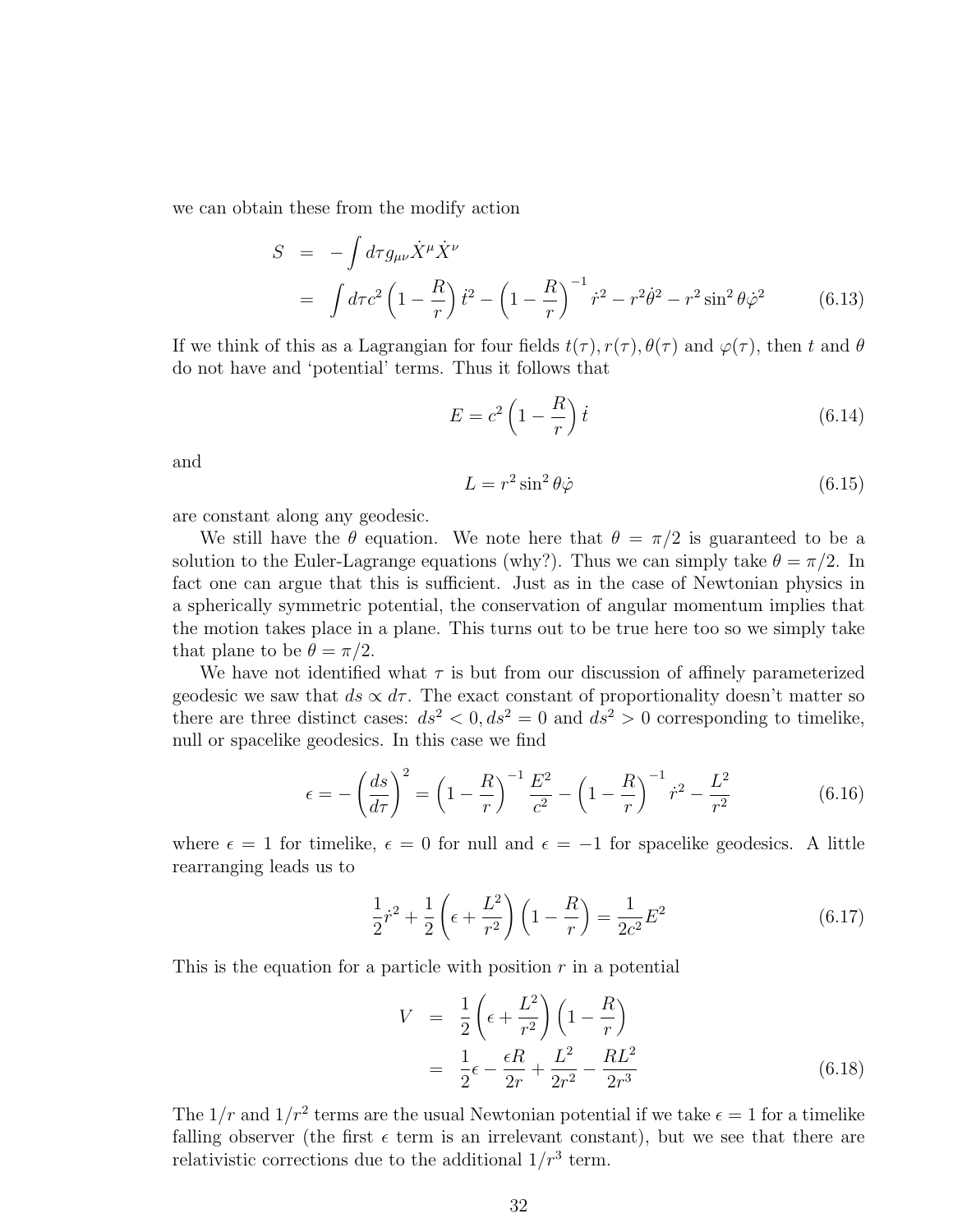we can obtain these from the modify action

$$
\begin{aligned}
S &= -\int d\tau g_{\mu\nu}\dot{X}^{\mu}\dot{X}^{\nu} \\
&= \int d\tau c^2\left(1-\frac{R}{r}\right)\dot{t}^2 - \left(1-\frac{R}{r}\right)^{-1}\dot{r}^2 - r^2\dot{\theta}^2 - r^2\sin^2\theta\dot{\varphi}^2 \qquad (6.13)
\end{aligned}
$$

If we think of this as a Lagrangian for four fields $t(\tau), r(\tau), \theta(\tau)$ and $\varphi(\tau)$, then $t$ and $\theta$ do not have and 'potential' terms. Thus it follows that

$$
E = c^2\left(1-\frac{R}{r}\right)\dot{t} \qquad (6.14)
$$

and

$$
L = r^2\sin^2\theta\dot{\varphi} \qquad (6.15)
$$

are constant along any geodesic.

We still have the $\theta$ equation. We note here that $\theta = \pi/2$ is guaranteed to be a solution to the Euler-Lagrange equations (why?). Thus we can simply take $\theta = \pi/2$. In fact one can argue that this is sufficient. Just as in the case of Newtonian physics in a spherically symmetric potential, the conservation of angular momentum implies that the motion takes place in a plane. This turns out to be true here too so we simply take that plane to be $\theta = \pi/2$.

We have not identified what $\tau$ is but from our discussion of affinely parameterized geodesic we saw that $ds \propto d\tau$. The exact constant of proportionality doesn't matter so there are three distinct cases: $ds^2 < 0, ds^2 = 0$ and $ds^2 > 0$ corresponding to timelike, null or spacelike geodesics. In this case we find

$$
\epsilon = -\left(\frac{ds}{d\tau}\right)^2 = \left(1-\frac{R}{r}\right)^{-1}\frac{E^2}{c^2} - \left(1-\frac{R}{r}\right)^{-1}\dot{r}^2 - \frac{L^2}{r^2} \qquad (6.16)
$$

where $\epsilon = 1$ for timelike, $\epsilon = 0$ for null and $\epsilon = -1$ for spacelike geodesics. A little rearranging leads us to

$$
\frac{1}{2}\dot{r}^2 + \frac{1}{2}\left(\epsilon + \frac{L^2}{r^2}\right)\left(1-\frac{R}{r}\right) = \frac{1}{2c^2}E^2 \qquad (6.17)
$$

This is the equation for a particle with position $r$ in a potential

$$
\begin{aligned}
V &= \frac{1}{2}\left(\epsilon + \frac{L^2}{r^2}\right)\left(1-\frac{R}{r}\right) \\
&= \frac{1}{2}\epsilon - \frac{\epsilon R}{2r} + \frac{L^2}{2r^2} - \frac{RL^2}{2r^3} \qquad (6.18)
\end{aligned}
$$

The $1/r$ and $1/r^2$ terms are the usual Newtonian potential if we take $\epsilon = 1$ for a timelike falling observer (the first $\epsilon$ term is an irrelevant constant), but we see that there are relativistic corrections due to the additional $1/r^3$ term.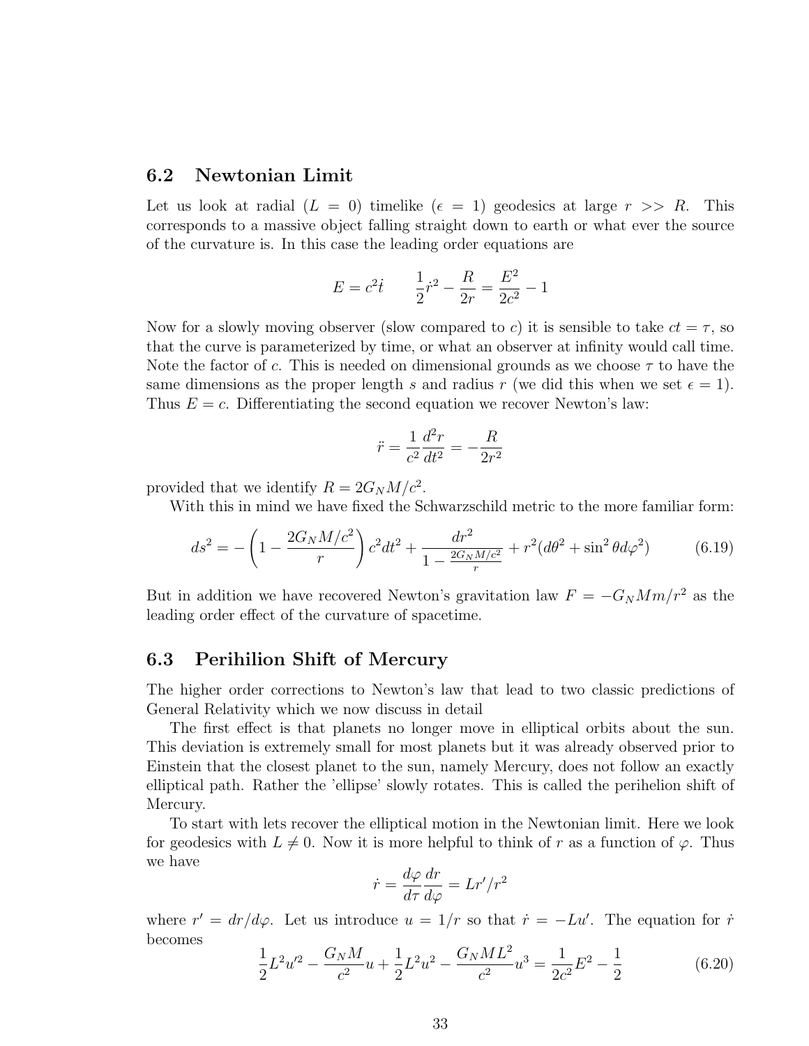## 6.2 Newtonian Limit

Let us look at radial ($L = 0$) timelike ($\epsilon = 1$) geodesics at large $r >> R$. This corresponds to a massive object falling straight down to earth or what ever the source of the curvature is. In this case the leading order equations are

$$E = c^2 \dot{t} \qquad \frac{1}{2}\dot{r}^2 - \frac{R}{2r} = \frac{E^2}{2c^2} - 1$$

Now for a slowly moving observer (slow compared to $c$) it is sensible to take $ct = \tau$, so that the curve is parameterized by time, or what an observer at infinity would call time. Note the factor of $c$. This is needed on dimensional grounds as we choose $\tau$ to have the same dimensions as the proper length $s$ and radius $r$ (we did this when we set $\epsilon = 1$). Thus $E = c$. Differentiating the second equation we recover Newton's law:

$$\ddot{r} = \frac{1}{c^2}\frac{d^2 r}{dt^2} = -\frac{R}{2r^2}$$

provided that we identify $R = 2G_N M/c^2$.

With this in mind we have fixed the Schwarzschild metric to the more familiar form:

$$ds^2 = -\left(1 - \frac{2G_N M/c^2}{r}\right)c^2 dt^2 + \frac{dr^2}{1 - \frac{2G_N M/c^2}{r}} + r^2(d\theta^2 + \sin^2\theta d\varphi^2) \tag{6.19}$$

But in addition we have recovered Newton's gravitation law $F = -G_N Mm/r^2$ as the leading order effect of the curvature of spacetime.

## 6.3 Perihilion Shift of Mercury

The higher order corrections to Newton's law that lead to two classic predictions of General Relativity which we now discuss in detail

The first effect is that planets no longer move in elliptical orbits about the sun. This deviation is extremely small for most planets but it was already observed prior to Einstein that the closest planet to the sun, namely Mercury, does not follow an exactly elliptical path. Rather the 'ellipse' slowly rotates. This is called the perihelion shift of Mercury.

To start with lets recover the elliptical motion in the Newtonian limit. Here we look for geodesics with $L \neq 0$. Now it is more helpful to think of $r$ as a function of $\varphi$. Thus we have

$$\dot{r} = \frac{d\varphi}{d\tau}\frac{dr}{d\varphi} = Lr'/r^2$$

where $r' = dr/d\varphi$. Let us introduce $u = 1/r$ so that $\dot{r} = -Lu'$. The equation for $\dot{r}$ becomes

$$\frac{1}{2}L^2 u'^2 - \frac{G_N M}{c^2}u + \frac{1}{2}L^2 u^2 - \frac{G_N M L^2}{c^2}u^3 = \frac{1}{2c^2}E^2 - \frac{1}{2} \tag{6.20}$$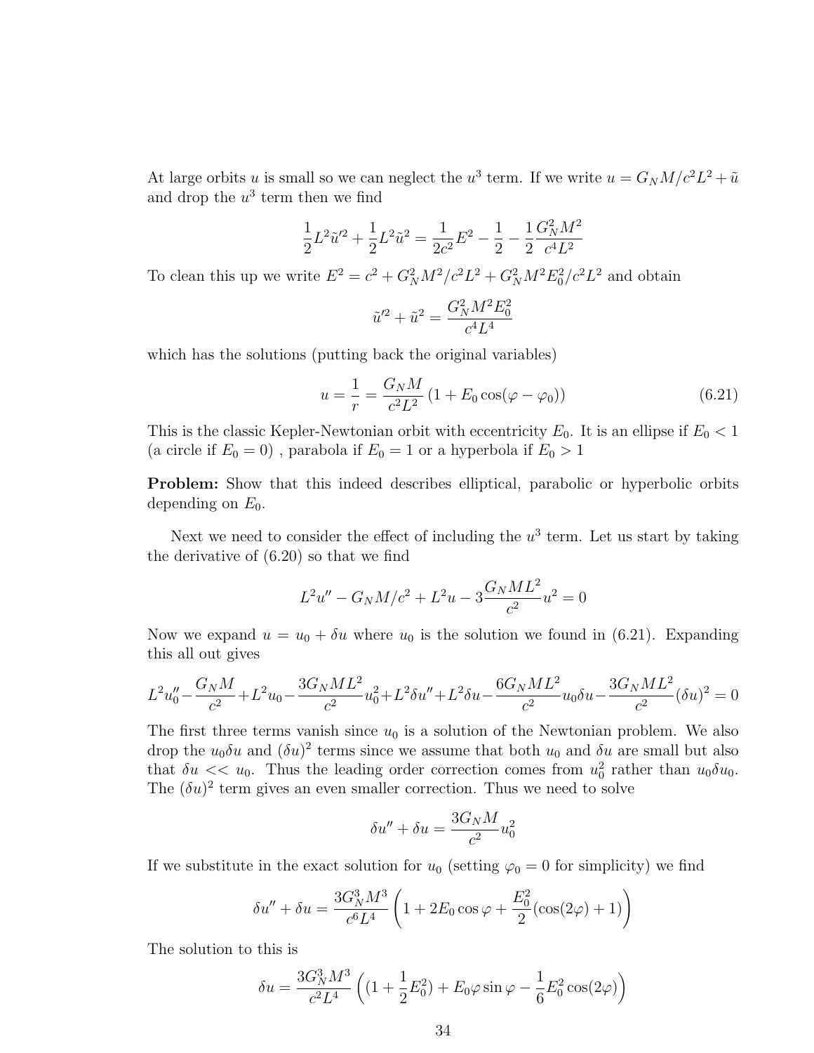At large orbits $u$ is small so we can neglect the $u^3$ term. If we write $u = G_N M/c^2L^2 + \tilde{u}$ and drop the $u^3$ term then we find

$$\frac{1}{2}L^2\tilde{u}'^2 + \frac{1}{2}L^2\tilde{u}^2 = \frac{1}{2c^2}E^2 - \frac{1}{2} - \frac{1}{2}\frac{G_N^2M^2}{c^4L^2}$$

To clean this up we write $E^2 = c^2 + G_N^2M^2/c^2L^2 + G_N^2M^2E_0^2/c^2L^2$ and obtain

$$\tilde{u}'^2 + \tilde{u}^2 = \frac{G_N^2M^2E_0^2}{c^4L^4}$$

which has the solutions (putting back the original variables)

$$u = \frac{1}{r} = \frac{G_N M}{c^2L^2}\left(1 + E_0\cos(\varphi - \varphi_0)\right) \tag{6.21}$$

This is the classic Kepler-Newtonian orbit with eccentricity $E_0$. It is an ellipse if $E_0 < 1$ (a circle if $E_0 = 0$) , parabola if $E_0 = 1$ or a hyperbola if $E_0 > 1$

**Problem:** Show that this indeed describes elliptical, parabolic or hyperbolic orbits depending on $E_0$.

Next we need to consider the effect of including the $u^3$ term. Let us start by taking the derivative of (6.20) so that we find

$$L^2u'' - G_NM/c^2 + L^2u - 3\frac{G_NML^2}{c^2}u^2 = 0$$

Now we expand $u = u_0 + \delta u$ where $u_0$ is the solution we found in (6.21). Expanding this all out gives

$$L^2u_0'' - \frac{G_NM}{c^2} + L^2u_0 - \frac{3G_NML^2}{c^2}u_0^2 + L^2\delta u'' + L^2\delta u - \frac{6G_NML^2}{c^2}u_0\delta u - \frac{3G_NML^2}{c^2}(\delta u)^2 = 0$$

The first three terms vanish since $u_0$ is a solution of the Newtonian problem. We also drop the $u_0\delta u$ and $(\delta u)^2$ terms since we assume that both $u_0$ and $\delta u$ are small but also that $\delta u << u_0$. Thus the leading order correction comes from $u_0^2$ rather than $u_0\delta u_0$. The $(\delta u)^2$ term gives an even smaller correction. Thus we need to solve

$$\delta u'' + \delta u = \frac{3G_NM}{c^2}u_0^2$$

If we substitute in the exact solution for $u_0$ (setting $\varphi_0 = 0$ for simplicity) we find

$$\delta u'' + \delta u = \frac{3G_N^3M^3}{c^6L^4}\left(1 + 2E_0\cos\varphi + \frac{E_0^2}{2}(\cos(2\varphi) + 1)\right)$$

The solution to this is

$$\delta u = \frac{3G_N^3M^3}{c^2L^4}\left((1 + \frac{1}{2}E_0^2) + E_0\varphi\sin\varphi - \frac{1}{6}E_0^2\cos(2\varphi)\right)$$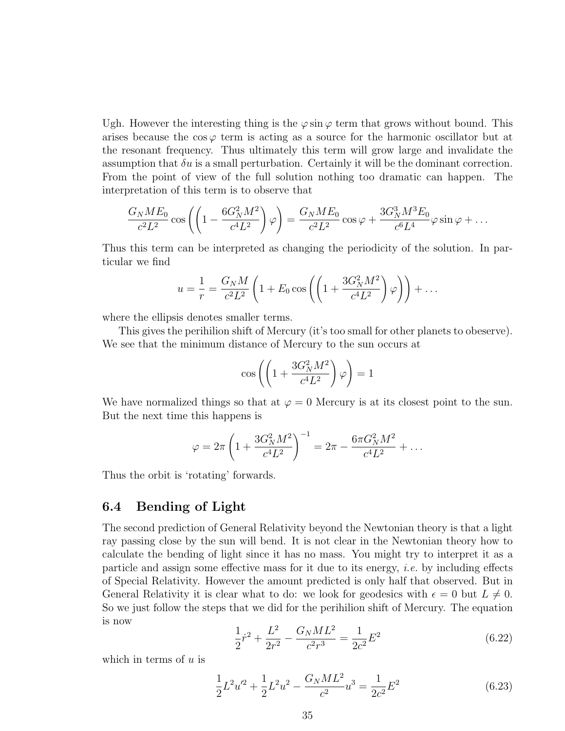Ugh. However the interesting thing is the $\varphi \sin\varphi$ term that grows without bound. This arises because the $\cos\varphi$ term is acting as a source for the harmonic oscillator but at the resonant frequency. Thus ultimately this term will grow large and invalidate the assumption that $\delta u$ is a small perturbation. Certainly it will be the dominant correction. From the point of view of the full solution nothing too dramatic can happen. The interpretation of this term is to observe that

$$\frac{G_N M E_0}{c^2 L^2}\cos\left(\left(1-\frac{6G_N^2M^2}{c^4L^2}\right)\varphi\right) = \frac{G_N M E_0}{c^2 L^2}\cos\varphi + \frac{3G_N^3M^3E_0}{c^6L^4}\varphi\sin\varphi + \ldots$$

Thus this term can be interpreted as changing the periodicity of the solution. In particular we find

$$u = \frac{1}{r} = \frac{G_N M}{c^2L^2}\left(1 + E_0\cos\left(\left(1+\frac{3G_N^2M^2}{c^4L^2}\right)\varphi\right)\right) + \ldots$$

where the ellipsis denotes smaller terms.

This gives the perihilion shift of Mercury (it's too small for other planets to obeserve). We see that the minimum distance of Mercury to the sun occurs at

$$\cos\left(\left(1+\frac{3G_N^2M^2}{c^4L^2}\right)\varphi\right) = 1$$

We have normalized things so that at $\varphi = 0$ Mercury is at its closest point to the sun. But the next time this happens is

$$\varphi = 2\pi\left(1+\frac{3G_N^2M^2}{c^4L^2}\right)^{-1} = 2\pi - \frac{6\pi G_N^2M^2}{c^4L^2} + \ldots$$

Thus the orbit is 'rotating' forwards.

## 6.4 Bending of Light

The second prediction of General Relativity beyond the Newtonian theory is that a light ray passing close by the sun will bend. It is not clear in the Newtonian theory how to calculate the bending of light since it has no mass. You might try to interpret it as a particle and assign some effective mass for it due to its energy, *i.e.* by including effects of Special Relativity. However the amount predicted is only half that observed. But in General Relativity it is clear what to do: we look for geodesics with $\epsilon = 0$ but $L \neq 0$. So we just follow the steps that we did for the perihilion shift of Mercury. The equation is now

$$\frac{1}{2}\dot{r}^2 + \frac{L^2}{2r^2} - \frac{G_N M L^2}{c^2 r^3} = \frac{1}{2c^2}E^2 \tag{6.22}$$

which in terms of $u$ is

$$\frac{1}{2}L^2u'^2 + \frac{1}{2}L^2u^2 - \frac{G_N M L^2}{c^2}u^3 = \frac{1}{2c^2}E^2 \tag{6.23}$$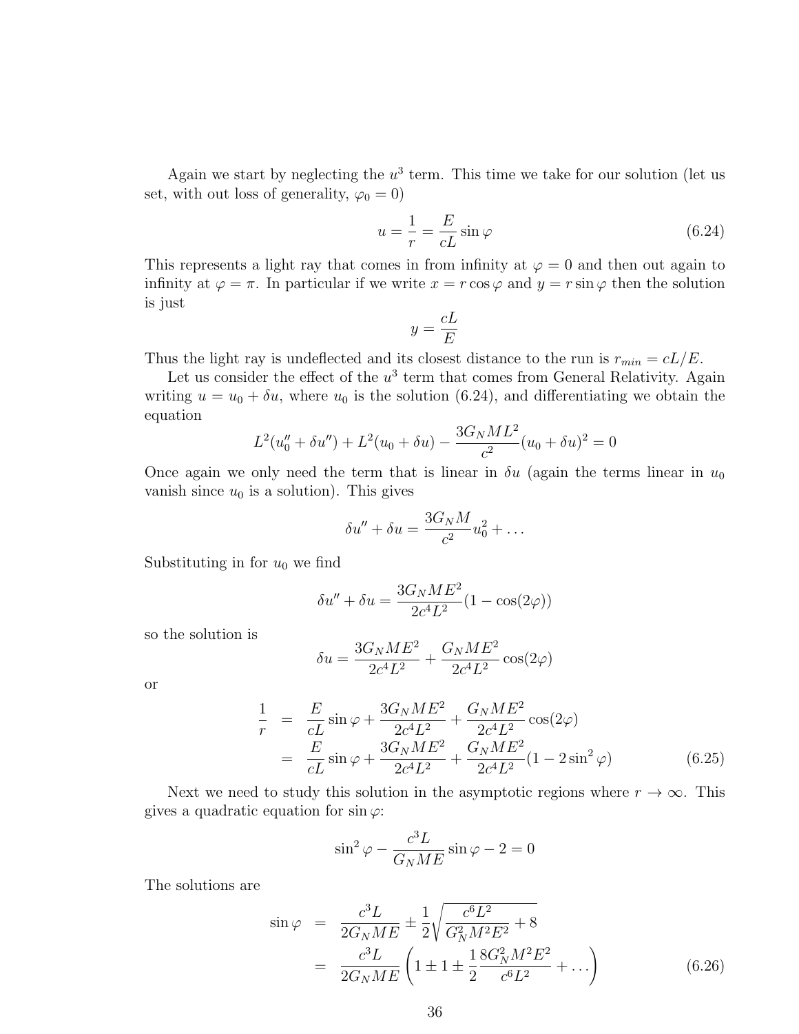Again we start by neglecting the $u^3$ term. This time we take for our solution (let us set, with out loss of generality, $\varphi_0 = 0$)

$$u = \frac{1}{r} = \frac{E}{cL}\sin\varphi \tag{6.24}$$

This represents a light ray that comes in from infinity at $\varphi = 0$ and then out again to infinity at $\varphi = \pi$. In particular if we write $x = r\cos\varphi$ and $y = r\sin\varphi$ then the solution is just

$$y = \frac{cL}{E}$$

Thus the light ray is undeflected and its closest distance to the run is $r_{min} = cL/E$.

Let us consider the effect of the $u^3$ term that comes from General Relativity. Again writing $u = u_0 + \delta u$, where $u_0$ is the solution (6.24), and differentiating we obtain the equation

$$L^2(u_0'' + \delta u'') + L^2(u_0 + \delta u) - \frac{3G_N M L^2}{c^2}(u_0 + \delta u)^2 = 0$$

Once again we only need the term that is linear in $\delta u$ (again the terms linear in $u_0$ vanish since $u_0$ is a solution). This gives

$$\delta u'' + \delta u = \frac{3G_N M}{c^2}u_0^2 + \ldots$$

Substituting in for $u_0$ we find

$$\delta u'' + \delta u = \frac{3G_N M E^2}{2c^4 L^2}(1 - \cos(2\varphi))$$

so the solution is

$$\delta u = \frac{3G_N M E^2}{2c^4 L^2} + \frac{G_N M E^2}{2c^4 L^2}\cos(2\varphi)$$

or

$$\begin{aligned}
\frac{1}{r} &= \frac{E}{cL}\sin\varphi + \frac{3G_N M E^2}{2c^4 L^2} + \frac{G_N M E^2}{2c^4 L^2}\cos(2\varphi) \\
&= \frac{E}{cL}\sin\varphi + \frac{3G_N M E^2}{2c^4 L^2} + \frac{G_N M E^2}{2c^4 L^2}(1 - 2\sin^2\varphi)
\end{aligned} \tag{6.25}$$

Next we need to study this solution in the asymptotic regions where $r \to \infty$. This gives a quadratic equation for $\sin\varphi$:

$$\sin^2\varphi - \frac{c^3 L}{G_N M E}\sin\varphi - 2 = 0$$

The solutions are

$$\begin{aligned}
\sin\varphi &= \frac{c^3 L}{2G_N M E} \pm \frac{1}{2}\sqrt{\frac{c^6 L^2}{G_N^2 M^2 E^2} + 8} \\
&= \frac{c^3 L}{2G_N M E}\left(1 \pm 1 \pm \frac{1}{2}\frac{8G_N^2 M^2 E^2}{c^6 L^2} + \ldots\right)
\end{aligned} \tag{6.26}$$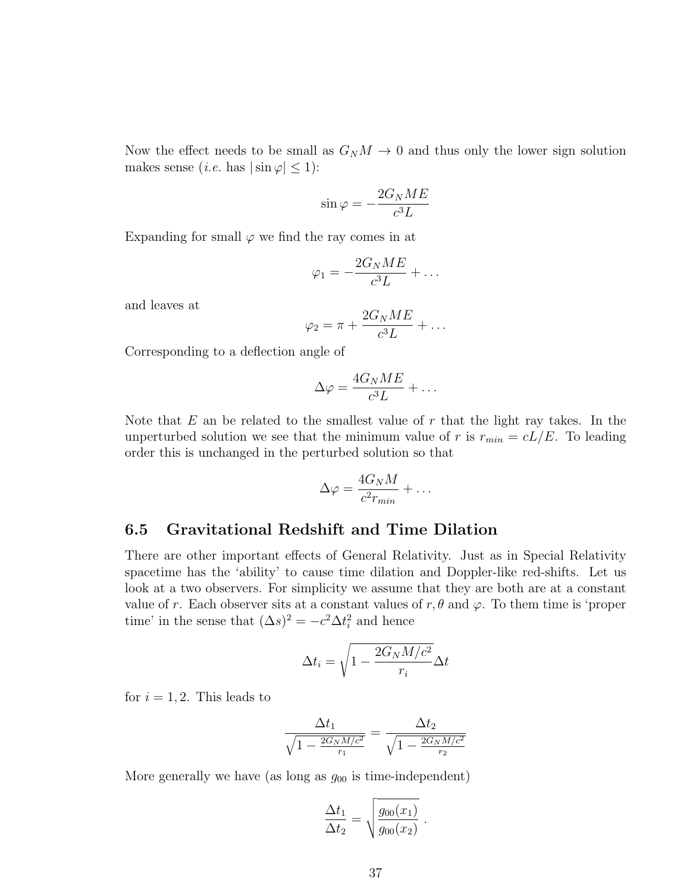Now the effect needs to be small as $G_N M \to 0$ and thus only the lower sign solution makes sense (*i.e.* has $|\sin\varphi| \leq 1$):

$$\sin\varphi = -\frac{2G_N ME}{c^3 L}$$

Expanding for small $\varphi$ we find the ray comes in at

$$\varphi_1 = -\frac{2G_N ME}{c^3 L} + \dots$$

and leaves at

$$\varphi_2 = \pi + \frac{2G_N ME}{c^3 L} + \dots$$

Corresponding to a deflection angle of

$$\Delta\varphi = \frac{4G_N ME}{c^3 L} + \dots$$

Note that $E$ an be related to the smallest value of $r$ that the light ray takes. In the unperturbed solution we see that the minimum value of $r$ is $r_{min} = cL/E$. To leading order this is unchanged in the perturbed solution so that

$$\Delta\varphi = \frac{4G_N M}{c^2 r_{min}} + \dots$$

## 6.5 Gravitational Redshift and Time Dilation

There are other important effects of General Relativity. Just as in Special Relativity spacetime has the 'ability' to cause time dilation and Doppler-like red-shifts. Let us look at a two observers. For simplicity we assume that they are both are at a constant value of $r$. Each observer sits at a constant values of $r, \theta$ and $\varphi$. To them time is 'proper time' in the sense that $(\Delta s)^2 = -c^2 \Delta t_i^2$ and hence

$$\Delta t_i = \sqrt{1 - \frac{2G_N M/c^2}{r_i}}\Delta t$$

for $i = 1, 2$. This leads to

$$\frac{\Delta t_1}{\sqrt{1 - \frac{2G_N M/c^2}{r_1}}} = \frac{\Delta t_2}{\sqrt{1 - \frac{2G_N M/c^2}{r_2}}}$$

More generally we have (as long as $g_{00}$ is time-independent)

$$\frac{\Delta t_1}{\Delta t_2} = \sqrt{\frac{g_{00}(x_1)}{g_{00}(x_2)}} \ .$$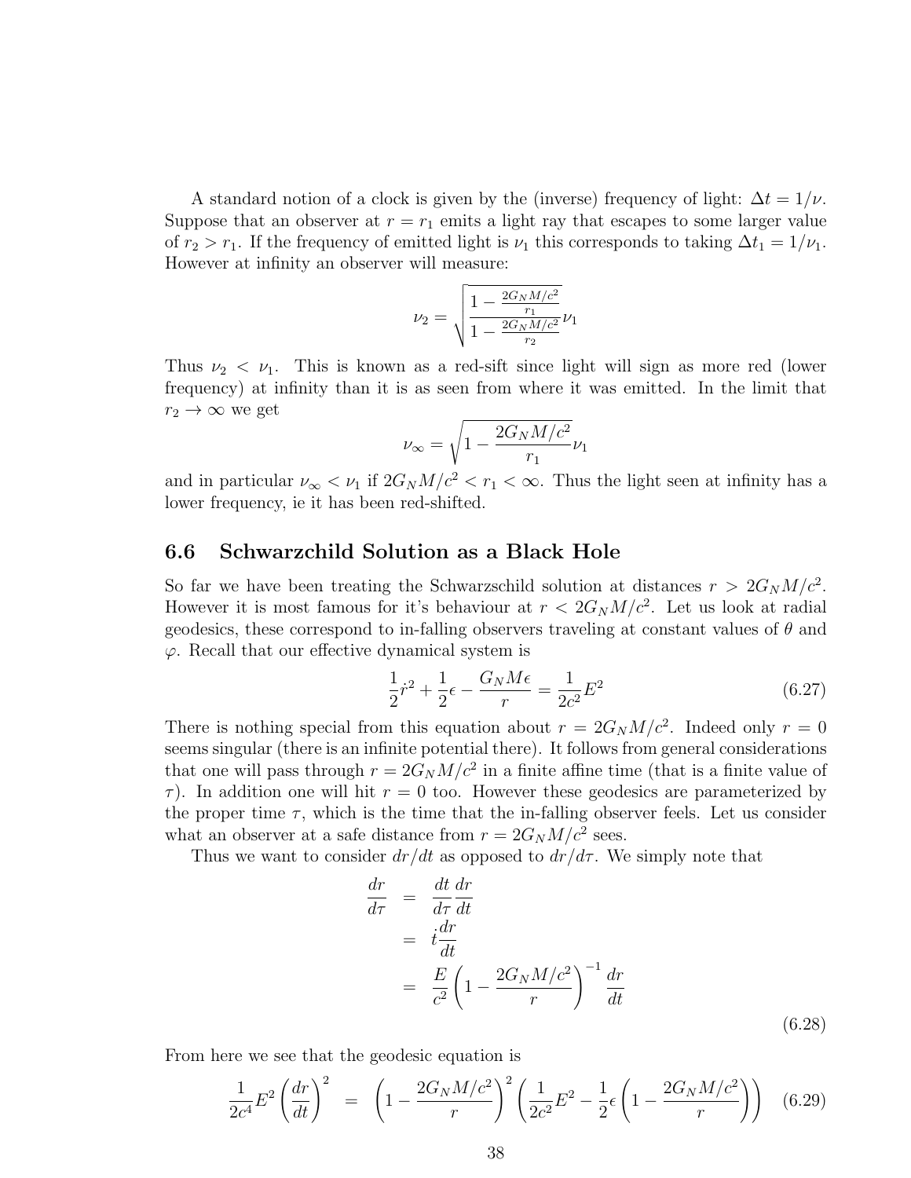A standard notion of a clock is given by the (inverse) frequency of light: $\Delta t = 1/\nu$. Suppose that an observer at $r = r_1$ emits a light ray that escapes to some larger value of $r_2 > r_1$. If the frequency of emitted light is $\nu_1$ this corresponds to taking $\Delta t_1 = 1/\nu_1$. However at infinity an observer will measure:

$$\nu_2 = \sqrt{\frac{1 - \frac{2G_N M/c^2}{r_1}}{1 - \frac{2G_N M/c^2}{r_2}}}\nu_1$$

Thus $\nu_2 < \nu_1$. This is known as a red-sift since light will sign as more red (lower frequency) at infinity than it is as seen from where it was emitted. In the limit that $r_2 \to \infty$ we get

$$\nu_\infty = \sqrt{1 - \frac{2G_N M/c^2}{r_1}}\nu_1$$

and in particular $\nu_\infty < \nu_1$ if $2G_N M/c^2 < r_1 < \infty$. Thus the light seen at infinity has a lower frequency, ie it has been red-shifted.

## 6.6 Schwarzchild Solution as a Black Hole

So far we have been treating the Schwarzschild solution at distances $r > 2G_N M/c^2$. However it is most famous for it's behaviour at $r < 2G_N M/c^2$. Let us look at radial geodesics, these correspond to in-falling observers traveling at constant values of $\theta$ and $\varphi$. Recall that our effective dynamical system is

$$\frac{1}{2}\dot{r}^2 + \frac{1}{2}\epsilon - \frac{G_N M \epsilon}{r} = \frac{1}{2c^2}E^2 \tag{6.27}$$

There is nothing special from this equation about $r = 2G_N M/c^2$. Indeed only $r = 0$ seems singular (there is an infinite potential there). It follows from general considerations that one will pass through $r = 2G_N M/c^2$ in a finite affine time (that is a finite value of $\tau$). In addition one will hit $r = 0$ too. However these geodesics are parameterized by the proper time $\tau$, which is the time that the in-falling observer feels. Let us consider what an observer at a safe distance from $r = 2G_N M/c^2$ sees.

Thus we want to consider $dr/dt$ as opposed to $dr/d\tau$. We simply note that

$$\begin{aligned}
\frac{dr}{d\tau} &= \frac{dt}{d\tau}\frac{dr}{dt} \\
&= \dot{t}\frac{dr}{dt} \\
&= \frac{E}{c^2}\left(1 - \frac{2G_N M/c^2}{r}\right)^{-1}\frac{dr}{dt}
\end{aligned} \tag{6.28}$$

From here we see that the geodesic equation is

$$\frac{1}{2c^4}E^2\left(\frac{dr}{dt}\right)^2 = \left(1 - \frac{2G_N M/c^2}{r}\right)^2\left(\frac{1}{2c^2}E^2 - \frac{1}{2}\epsilon\left(1 - \frac{2G_N M/c^2}{r}\right)\right) \tag{6.29}$$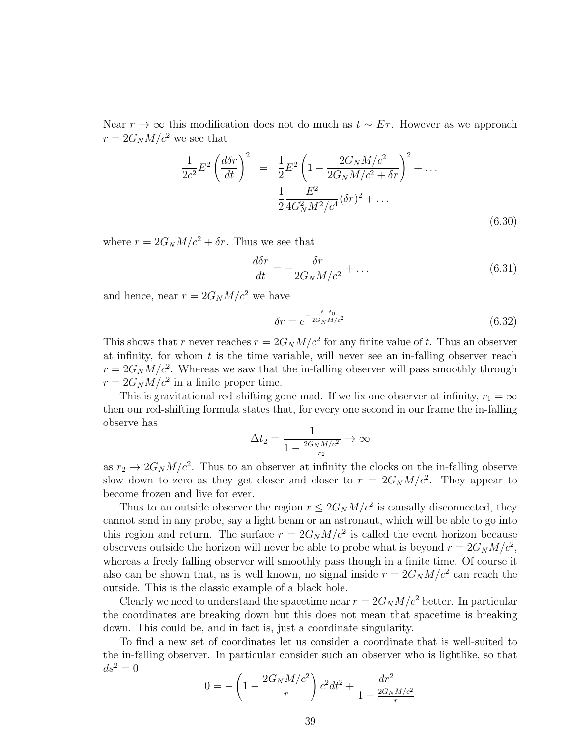Near $r \to \infty$ this modification does not do much as $t \sim E\tau$. However as we approach $r = 2G_N M/c^2$ we see that

$$
\begin{aligned}
\frac{1}{2c^2}E^2\left(\frac{d\delta r}{dt}\right)^2 &= \frac{1}{2}E^2\left(1 - \frac{2G_N M/c^2}{2G_N M/c^2 + \delta r}\right)^2 + \dots \\
&= \frac{1}{2}\frac{E^2}{4G_N^2 M^2/c^4}(\delta r)^2 + \dots
\end{aligned}
\tag{6.30}
$$

where $r = 2G_N M/c^2 + \delta r$. Thus we see that

$$
\frac{d\delta r}{dt} = -\frac{\delta r}{2G_N M/c^2} + \dots \tag{6.31}
$$

and hence, near $r = 2G_N M/c^2$ we have

$$
\delta r = e^{-\frac{t - t_0}{2G_N M/c^2}} \tag{6.32}
$$

This shows that $r$ never reaches $r = 2G_N M/c^2$ for any finite value of $t$. Thus an observer at infinity, for whom $t$ is the time variable, will never see an in-falling observer reach $r = 2G_N M/c^2$. Whereas we saw that the in-falling observer will pass smoothly through $r = 2G_N M/c^2$ in a finite proper time.

This is gravitational red-shifting gone mad. If we fix one observer at infinity, $r_1 = \infty$ then our red-shifting formula states that, for every one second in our frame the in-falling observe has

$$
\Delta t_2 = \frac{1}{1 - \frac{2G_N M/c^2}{r_2}} \to \infty
$$

as $r_2 \to 2G_N M/c^2$. Thus to an observer at infinity the clocks on the in-falling observe slow down to zero as they get closer and closer to $r = 2G_N M/c^2$. They appear to become frozen and live for ever.

Thus to an outside observer the region $r \leq 2G_N M/c^2$ is causally disconnected, they cannot send in any probe, say a light beam or an astronaut, which will be able to go into this region and return. The surface $r = 2G_N M/c^2$ is called the event horizon because observers outside the horizon will never be able to probe what is beyond $r = 2G_N M/c^2$, whereas a freely falling observer will smoothly pass though in a finite time. Of course it also can be shown that, as is well known, no signal inside $r = 2G_N M/c^2$ can reach the outside. This is the classic example of a black hole.

Clearly we need to understand the spacetime near $r = 2G_N M/c^2$ better. In particular the coordinates are breaking down but this does not mean that spacetime is breaking down. This could be, and in fact is, just a coordinate singularity.

To find a new set of coordinates let us consider a coordinate that is well-suited to the in-falling observer. In particular consider such an observer who is lightlike, so that $ds^2 = 0$

$$
0 = -\left(1 - \frac{2G_N M/c^2}{r}\right)c^2 dt^2 + \frac{dr^2}{1 - \frac{2G_N M/c^2}{r}}
$$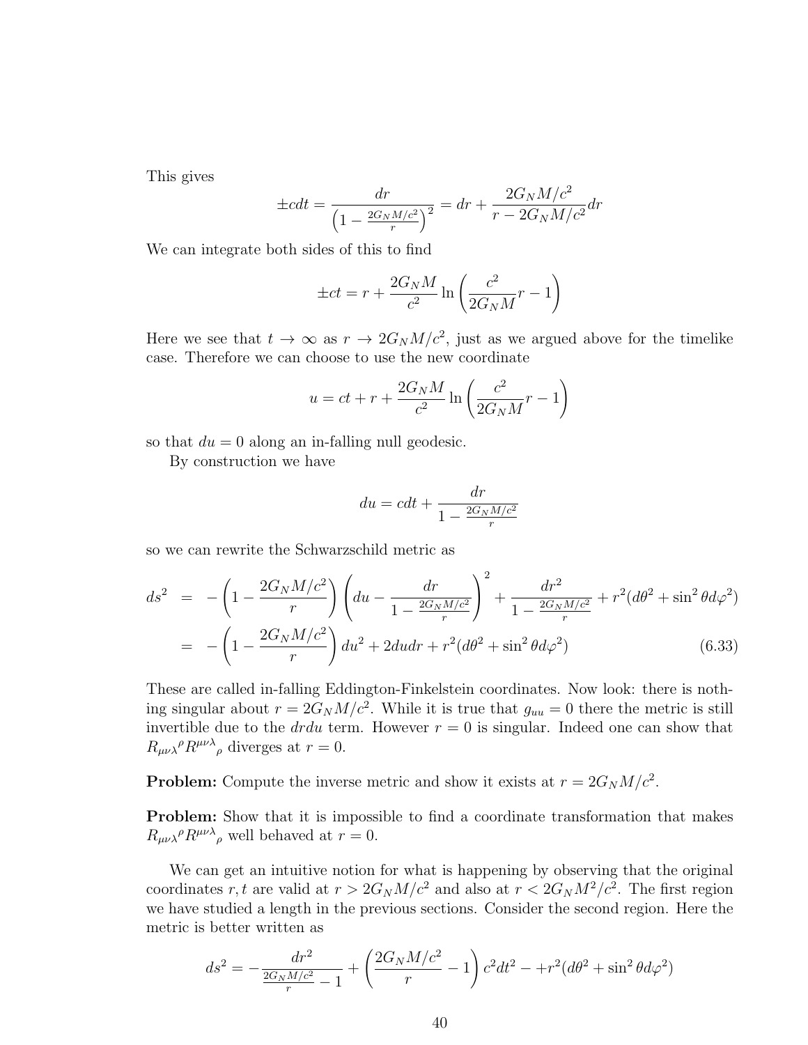This gives

$$\pm cdt = \frac{dr}{\left(1 - \frac{2G_N M/c^2}{r}\right)^2} = dr + \frac{2G_N M/c^2}{r - 2G_N M/c^2} dr$$

We can integrate both sides of this to find

$$\pm ct = r + \frac{2G_N M}{c^2} \ln\left(\frac{c^2}{2G_N M} r - 1\right)$$

Here we see that $t \to \infty$ as $r \to 2G_N M/c^2$, just as we argued above for the timelike case. Therefore we can choose to use the new coordinate

$$u = ct + r + \frac{2G_N M}{c^2} \ln\left(\frac{c^2}{2G_N M} r - 1\right)$$

so that $du = 0$ along an in-falling null geodesic.

By construction we have

$$du = cdt + \frac{dr}{1 - \frac{2G_N M/c^2}{r}}$$

so we can rewrite the Schwarzschild metric as

$$\begin{aligned}
ds^2 &= -\left(1 - \frac{2G_N M/c^2}{r}\right)\left(du - \frac{dr}{1 - \frac{2G_N M/c^2}{r}}\right)^2 + \frac{dr^2}{1 - \frac{2G_N M/c^2}{r}} + r^2(d\theta^2 + \sin^2\theta d\varphi^2) \\
&= -\left(1 - \frac{2G_N M/c^2}{r}\right) du^2 + 2dudr + r^2(d\theta^2 + \sin^2\theta d\varphi^2) \qquad (6.33)
\end{aligned}$$

These are called in-falling Eddington-Finkelstein coordinates. Now look: there is nothing singular about $r = 2G_N M/c^2$. While it is true that $g_{uu} = 0$ there the metric is still invertible due to the $drdu$ term. However $r = 0$ is singular. Indeed one can show that $R_{\mu\nu\lambda}{}^{\rho} R^{\mu\nu\lambda}{}_{\rho}$ diverges at $r = 0$.

**Problem:** Compute the inverse metric and show it exists at $r = 2G_N M/c^2$.

**Problem:** Show that it is impossible to find a coordinate transformation that makes $R_{\mu\nu\lambda}{}^{\rho} R^{\mu\nu\lambda}{}_{\rho}$ well behaved at $r = 0$.

We can get an intuitive notion for what is happening by observing that the original coordinates $r, t$ are valid at $r > 2G_N M/c^2$ and also at $r < 2G_N M^2/c^2$. The first region we have studied a length in the previous sections. Consider the second region. Here the metric is better written as

$$ds^2 = -\frac{dr^2}{\frac{2G_N M/c^2}{r} - 1} + \left(\frac{2G_N M/c^2}{r} - 1\right) c^2 dt^2 - + r^2(d\theta^2 + \sin^2\theta d\varphi^2)$$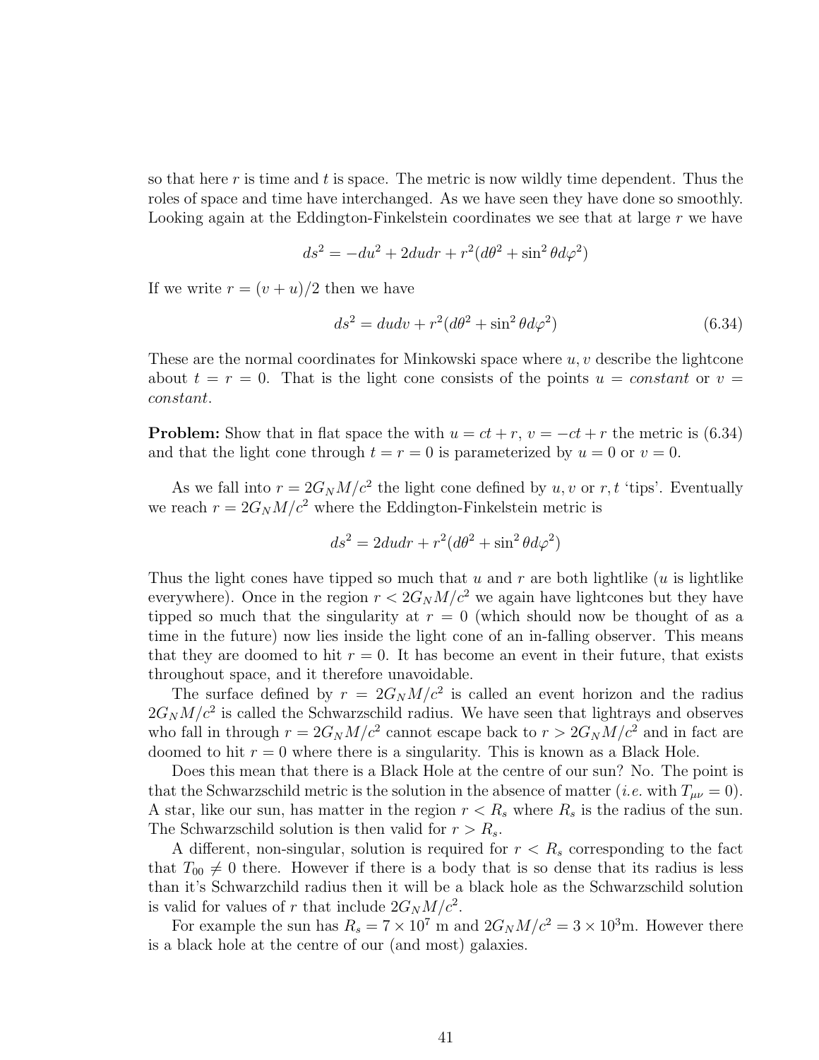so that here $r$ is time and $t$ is space. The metric is now wildly time dependent. Thus the roles of space and time have interchanged. As we have seen they have done so smoothly. Looking again at the Eddington-Finkelstein coordinates we see that at large $r$ we have

$$ds^2 = -du^2 + 2dudr + r^2(d\theta^2 + \sin^2\theta d\varphi^2)$$

If we write $r = (v + u)/2$ then we have

$$ds^2 = dudv + r^2(d\theta^2 + \sin^2\theta d\varphi^2) \tag{6.34}$$

These are the normal coordinates for Minkowski space where $u, v$ describe the lightcone about $t = r = 0$. That is the light cone consists of the points $u = constant$ or $v = constant$.

**Problem:** Show that in flat space the with $u = ct + r$, $v = -ct + r$ the metric is (6.34) and that the light cone through $t = r = 0$ is parameterized by $u = 0$ or $v = 0$.

As we fall into $r = 2G_N M/c^2$ the light cone defined by $u, v$ or $r, t$ 'tips'. Eventually we reach $r = 2G_N M/c^2$ where the Eddington-Finkelstein metric is

$$ds^2 = 2dudr + r^2(d\theta^2 + \sin^2\theta d\varphi^2)$$

Thus the light cones have tipped so much that $u$ and $r$ are both lightlike ($u$ is lightlike everywhere). Once in the region $r < 2G_N M/c^2$ we again have lightcones but they have tipped so much that the singularity at $r = 0$ (which should now be thought of as a time in the future) now lies inside the light cone of an in-falling observer. This means that they are doomed to hit $r = 0$. It has become an event in their future, that exists throughout space, and it therefore unavoidable.

The surface defined by $r = 2G_N M/c^2$ is called an event horizon and the radius $2G_N M/c^2$ is called the Schwarzschild radius. We have seen that lightrays and observes who fall in through $r = 2G_N M/c^2$ cannot escape back to $r > 2G_N M/c^2$ and in fact are doomed to hit $r = 0$ where there is a singularity. This is known as a Black Hole.

Does this mean that there is a Black Hole at the centre of our sun? No. The point is that the Schwarzschild metric is the solution in the absence of matter (*i.e.* with $T_{\mu\nu} = 0$). A star, like our sun, has matter in the region $r < R_s$ where $R_s$ is the radius of the sun. The Schwarzschild solution is then valid for $r > R_s$.

A different, non-singular, solution is required for $r < R_s$ corresponding to the fact that $T_{00} \neq 0$ there. However if there is a body that is so dense that its radius is less than it's Schwarzchild radius then it will be a black hole as the Schwarzschild solution is valid for values of $r$ that include $2G_N M/c^2$.

For example the sun has $R_s = 7 \times 10^7$ m and $2G_N M/c^2 = 3 \times 10^3$m. However there is a black hole at the centre of our (and most) galaxies.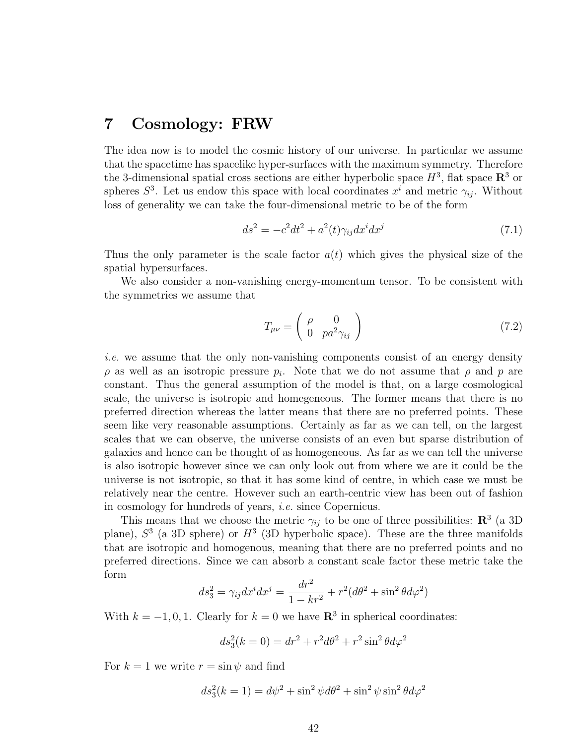# 7 Cosmology: FRW

The idea now is to model the cosmic history of our universe. In particular we assume that the spacetime has spacelike hyper-surfaces with the maximum symmetry. Therefore the 3-dimensional spatial cross sections are either hyperbolic space $H^3$, flat space $\mathbf{R}^3$ or spheres $S^3$. Let us endow this space with local coordinates $x^i$ and metric $\gamma_{ij}$. Without loss of generality we can take the four-dimensional metric to be of the form

$$ds^2 = -c^2dt^2 + a^2(t)\gamma_{ij}dx^i dx^j \tag{7.1}$$

Thus the only parameter is the scale factor $a(t)$ which gives the physical size of the spatial hypersurfaces.

We also consider a non-vanishing energy-momentum tensor. To be consistent with the symmetries we assume that

$$T_{\mu\nu} = \begin{pmatrix} \rho & 0 \\ 0 & pa^2\gamma_{ij} \end{pmatrix} \tag{7.2}$$

*i.e.* we assume that the only non-vanishing components consist of an energy density $\rho$ as well as an isotropic pressure $p_i$. Note that we do not assume that $\rho$ and $p$ are constant. Thus the general assumption of the model is that, on a large cosmological scale, the universe is isotropic and homegeneous. The former means that there is no preferred direction whereas the latter means that there are no preferred points. These seem like very reasonable assumptions. Certainly as far as we can tell, on the largest scales that we can observe, the universe consists of an even but sparse distribution of galaxies and hence can be thought of as homogeneous. As far as we can tell the universe is also isotropic however since we can only look out from where we are it could be the universe is not isotropic, so that it has some kind of centre, in which case we must be relatively near the centre. However such an earth-centric view has been out of fashion in cosmology for hundreds of years, *i.e.* since Copernicus.

This means that we choose the metric $\gamma_{ij}$ to be one of three possibilities: $\mathbf{R}^3$ (a 3D plane), $S^3$ (a 3D sphere) or $H^3$ (3D hyperbolic space). These are the three manifolds that are isotropic and homogenous, meaning that there are no preferred points and no preferred directions. Since we can absorb a constant scale factor these metric take the form

$$ds_3^2 = \gamma_{ij}dx^i dx^j = \frac{dr^2}{1-kr^2} + r^2(d\theta^2 + \sin^2\theta d\varphi^2)$$

With $k = -1, 0, 1$. Clearly for $k = 0$ we have $\mathbf{R}^3$ in spherical coordinates:

$$ds_3^2(k=0) = dr^2 + r^2 d\theta^2 + r^2\sin^2\theta d\varphi^2$$

For $k = 1$ we write $r = \sin\psi$ and find

$$ds_3^2(k=1) = d\psi^2 + \sin^2\psi d\theta^2 + \sin^2\psi\sin^2\theta d\varphi^2$$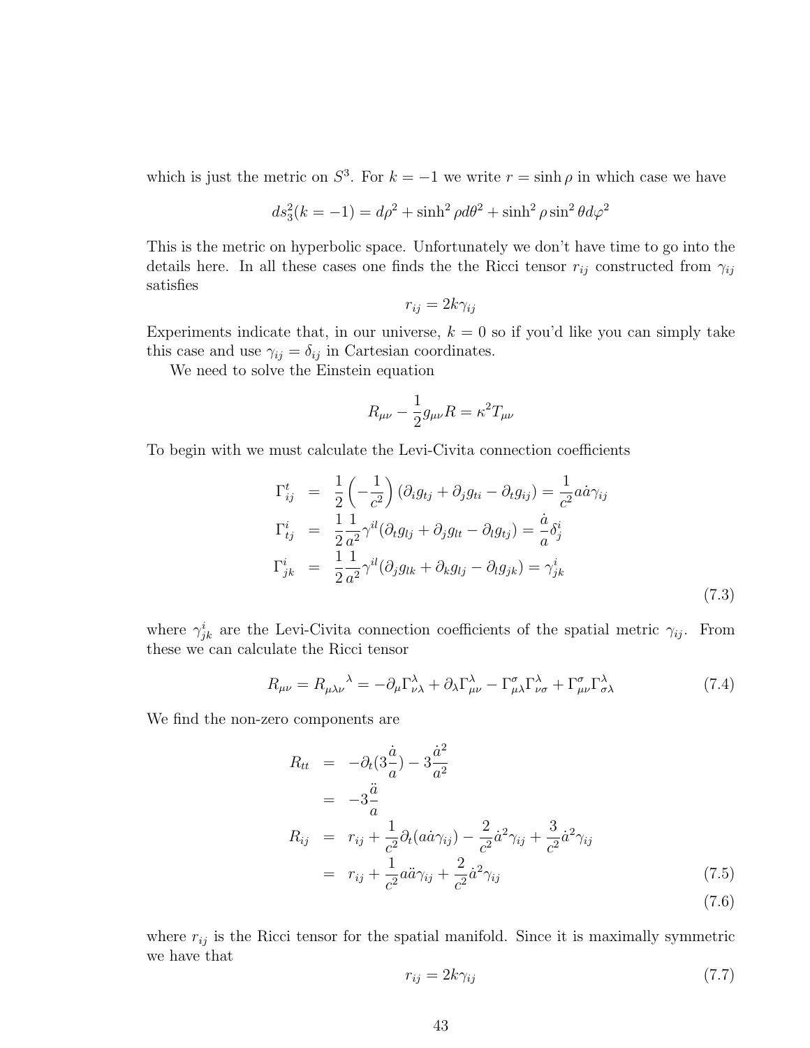which is just the metric on $S^3$. For $k = -1$ we write $r = \sinh\rho$ in which case we have

$$ds_3^2(k=-1) = d\rho^2 + \sinh^2\rho d\theta^2 + \sinh^2\rho\sin^2\theta d\varphi^2$$

This is the metric on hyperbolic space. Unfortunately we don't have time to go into the details here. In all these cases one finds the the Ricci tensor $r_{ij}$ constructed from $\gamma_{ij}$ satisfies

$$r_{ij} = 2k\gamma_{ij}$$

Experiments indicate that, in our universe, $k = 0$ so if you'd like you can simply take this case and use $\gamma_{ij} = \delta_{ij}$ in Cartesian coordinates.

We need to solve the Einstein equation

$$R_{\mu\nu} - \frac{1}{2}g_{\mu\nu}R = \kappa^2 T_{\mu\nu}$$

To begin with we must calculate the Levi-Civita connection coefficients

$$\begin{aligned}
\Gamma^t_{ij} &= \frac{1}{2}\left(-\frac{1}{c^2}\right)(\partial_i g_{tj} + \partial_j g_{ti} - \partial_t g_{ij}) = \frac{1}{c^2}a\dot{a}\gamma_{ij} \\
\Gamma^i_{tj} &= \frac{1}{2}\frac{1}{a^2}\gamma^{il}(\partial_t g_{lj} + \partial_j g_{lt} - \partial_l g_{tj}) = \frac{\dot{a}}{a}\delta^i_j \\
\Gamma^i_{jk} &= \frac{1}{2}\frac{1}{a^2}\gamma^{il}(\partial_j g_{lk} + \partial_k g_{lj} - \partial_l g_{jk}) = \gamma^i_{jk}
\end{aligned} \tag{7.3}$$

where $\gamma^i_{jk}$ are the Levi-Civita connection coefficients of the spatial metric $\gamma_{ij}$. From these we can calculate the Ricci tensor

$$R_{\mu\nu} = R_{\mu\lambda\nu}{}^{\lambda} = -\partial_\mu\Gamma^\lambda_{\nu\lambda} + \partial_\lambda\Gamma^\lambda_{\mu\nu} - \Gamma^\sigma_{\mu\lambda}\Gamma^\lambda_{\nu\sigma} + \Gamma^\sigma_{\mu\nu}\Gamma^\lambda_{\sigma\lambda} \tag{7.4}$$

We find the non-zero components are

$$\begin{aligned}
R_{tt} &= -\partial_t(3\frac{\dot{a}}{a}) - 3\frac{\dot{a}^2}{a^2} \\
&= -3\frac{\ddot{a}}{a} \\
R_{ij} &= r_{ij} + \frac{1}{c^2}\partial_t(a\dot{a}\gamma_{ij}) - \frac{2}{c^2}\dot{a}^2\gamma_{ij} + \frac{3}{c^2}\dot{a}^2\gamma_{ij} \\
&= r_{ij} + \frac{1}{c^2}a\ddot{a}\gamma_{ij} + \frac{2}{c^2}\dot{a}^2\gamma_{ij}
\end{aligned} \tag{7.5}$$

$$\tag{7.6}$$

where $r_{ij}$ is the Ricci tensor for the spatial manifold. Since it is maximally symmetric we have that

$$r_{ij} = 2k\gamma_{ij} \tag{7.7}$$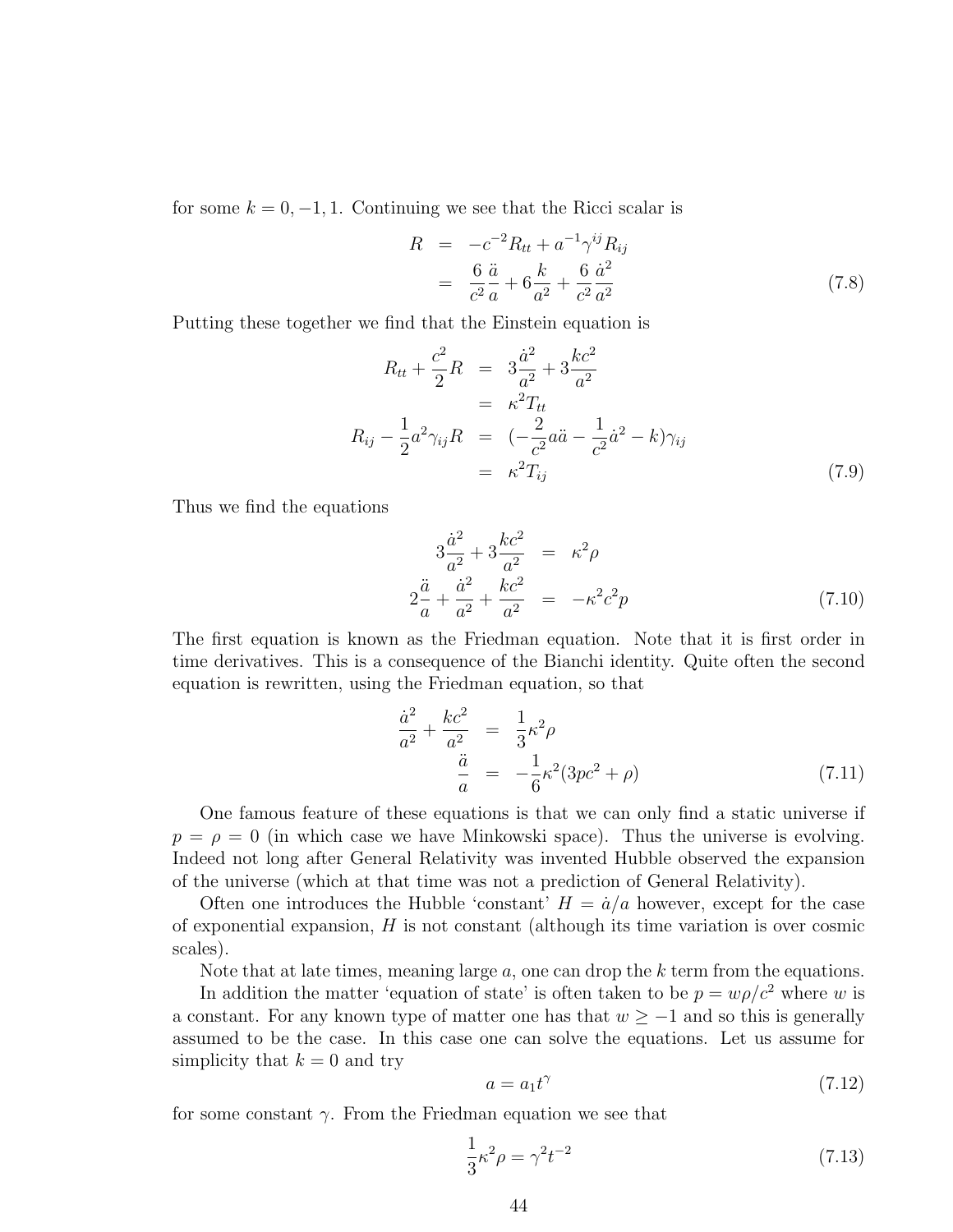for some $k = 0, -1, 1$. Continuing we see that the Ricci scalar is

$$
\begin{aligned}
R &= -c^{-2}R_{tt} + a^{-1}\gamma^{ij}R_{ij} \\
&= \frac{6}{c^2}\frac{\ddot{a}}{a} + 6\frac{k}{a^2} + \frac{6}{c^2}\frac{\dot{a}^2}{a^2}
\end{aligned}
\tag{7.8}
$$

Putting these together we find that the Einstein equation is

$$
\begin{aligned}
R_{tt} + \frac{c^2}{2}R &= 3\frac{\dot{a}^2}{a^2} + 3\frac{kc^2}{a^2} \\
&= \kappa^2 T_{tt} \\
R_{ij} - \frac{1}{2}a^2\gamma_{ij}R &= (-\frac{2}{c^2}a\ddot{a} - \frac{1}{c^2}\dot{a}^2 - k)\gamma_{ij} \\
&= \kappa^2 T_{ij}
\end{aligned}
\tag{7.9}
$$

Thus we find the equations

$$
\begin{aligned}
3\frac{\dot{a}^2}{a^2} + 3\frac{kc^2}{a^2} &= \kappa^2\rho \\
2\frac{\ddot{a}}{a} + \frac{\dot{a}^2}{a^2} + \frac{kc^2}{a^2} &= -\kappa^2 c^2 p
\end{aligned}
\tag{7.10}
$$

The first equation is known as the Friedman equation. Note that it is first order in time derivatives. This is a consequence of the Bianchi identity. Quite often the second equation is rewritten, using the Friedman equation, so that

$$
\begin{aligned}
\frac{\dot{a}^2}{a^2} + \frac{kc^2}{a^2} &= \frac{1}{3}\kappa^2\rho \\
\frac{\ddot{a}}{a} &= -\frac{1}{6}\kappa^2(3pc^2 + \rho)
\end{aligned}
\tag{7.11}
$$

One famous feature of these equations is that we can only find a static universe if $p = \rho = 0$ (in which case we have Minkowski space). Thus the universe is evolving. Indeed not long after General Relativity was invented Hubble observed the expansion of the universe (which at that time was not a prediction of General Relativity).

Often one introduces the Hubble 'constant' $H = \dot{a}/a$ however, except for the case of exponential expansion, $H$ is not constant (although its time variation is over cosmic scales).

Note that at late times, meaning large $a$, one can drop the $k$ term from the equations.

In addition the matter 'equation of state' is often taken to be $p = w\rho/c^2$ where $w$ is a constant. For any known type of matter one has that $w \geq -1$ and so this is generally assumed to be the case. In this case one can solve the equations. Let us assume for simplicity that $k = 0$ and try

$$
a = a_1 t^\gamma \tag{7.12}
$$

for some constant $\gamma$. From the Friedman equation we see that

$$
\frac{1}{3}\kappa^2\rho = \gamma^2 t^{-2} \tag{7.13}
$$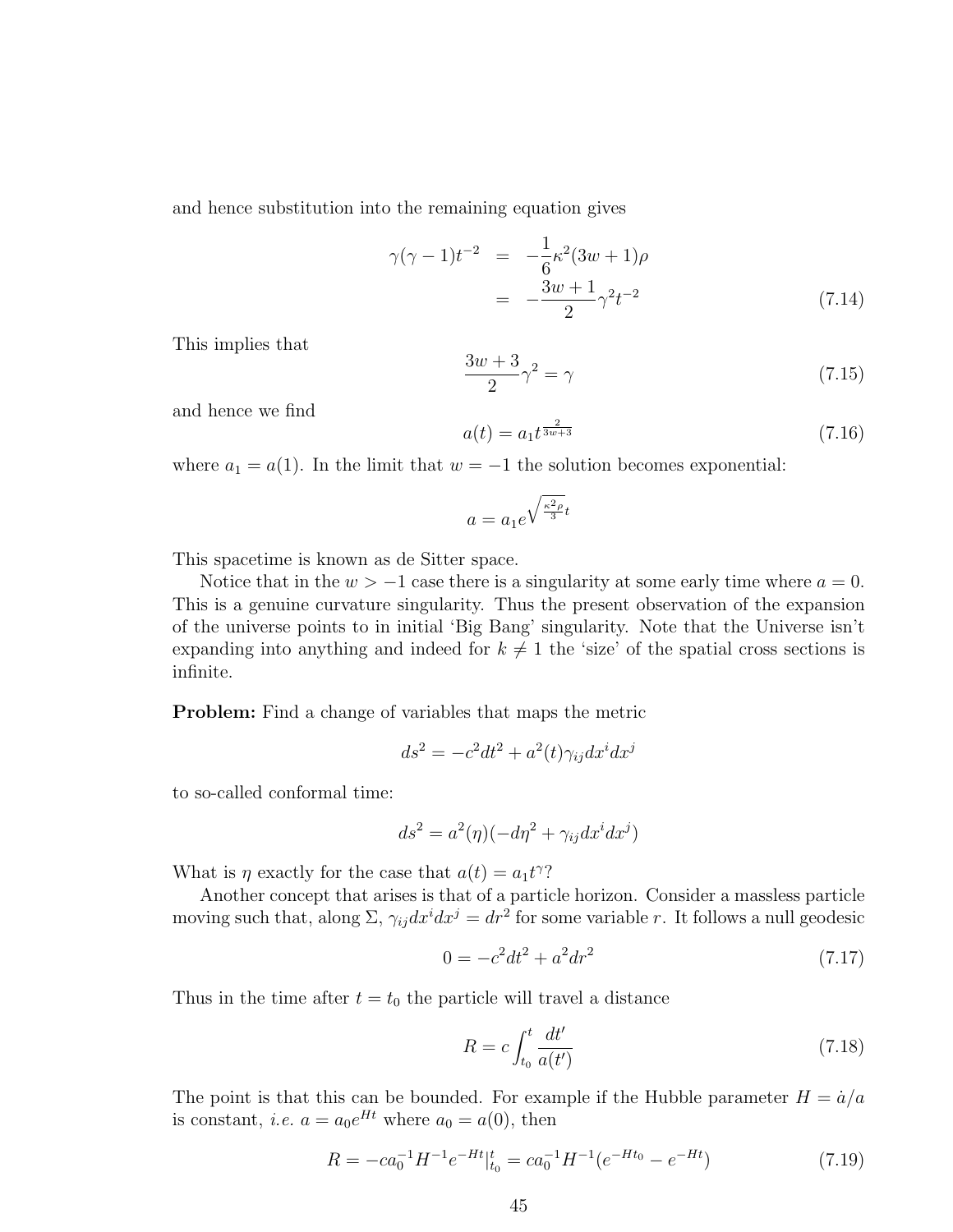and hence substitution into the remaining equation gives

$$\begin{aligned}
\gamma(\gamma-1)t^{-2} &= -\frac{1}{6}\kappa^2(3w+1)\rho \\
&= -\frac{3w+1}{2}\gamma^2 t^{-2}
\end{aligned} \tag{7.14}$$

This implies that

$$\frac{3w+3}{2}\gamma^2 = \gamma \tag{7.15}$$

and hence we find

$$a(t) = a_1 t^{\frac{2}{3w+3}} \tag{7.16}$$

where $a_1 = a(1)$. In the limit that $w = -1$ the solution becomes exponential:

$$a = a_1 e^{\sqrt{\frac{\kappa^2\rho}{3}}t}$$

This spacetime is known as de Sitter space.

Notice that in the $w > -1$ case there is a singularity at some early time where $a = 0$. This is a genuine curvature singularity. Thus the present observation of the expansion of the universe points to in initial 'Big Bang' singularity. Note that the Universe isn't expanding into anything and indeed for $k \neq 1$ the 'size' of the spatial cross sections is infinite.

**Problem:** Find a change of variables that maps the metric

$$ds^2 = -c^2dt^2 + a^2(t)\gamma_{ij}dx^i dx^j$$

to so-called conformal time:

$$ds^2 = a^2(\eta)(-d\eta^2 + \gamma_{ij}dx^i dx^j)$$

What is $\eta$ exactly for the case that $a(t) = a_1 t^\gamma$?

Another concept that arises is that of a particle horizon. Consider a massless particle moving such that, along $\Sigma$, $\gamma_{ij}dx^i dx^j = dr^2$ for some variable $r$. It follows a null geodesic

$$0 = -c^2dt^2 + a^2dr^2 \tag{7.17}$$

Thus in the time after $t = t_0$ the particle will travel a distance

$$R = c\int_{t_0}^{t} \frac{dt'}{a(t')} \tag{7.18}$$

The point is that this can be bounded. For example if the Hubble parameter $H = \dot{a}/a$ is constant, *i.e.* $a = a_0 e^{Ht}$ where $a_0 = a(0)$, then

$$R = -ca_0^{-1}H^{-1}e^{-Ht}\big|_{t_0}^{t} = ca_0^{-1}H^{-1}(e^{-Ht_0} - e^{-Ht}) \tag{7.19}$$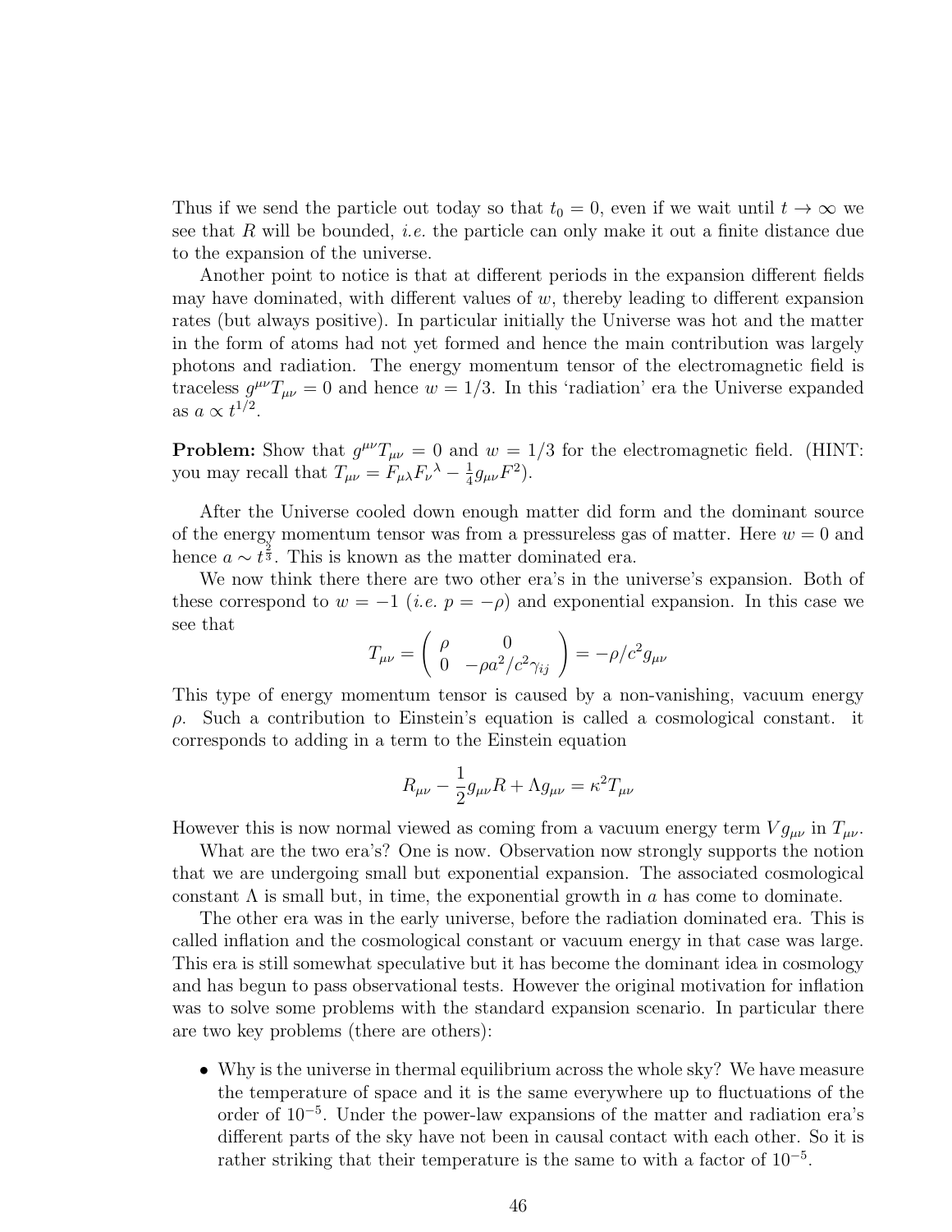Thus if we send the particle out today so that $t_0 = 0$, even if we wait until $t \to \infty$ we see that $R$ will be bounded, *i.e.* the particle can only make it out a finite distance due to the expansion of the universe.

Another point to notice is that at different periods in the expansion different fields may have dominated, with different values of $w$, thereby leading to different expansion rates (but always positive). In particular initially the Universe was hot and the matter in the form of atoms had not yet formed and hence the main contribution was largely photons and radiation. The energy momentum tensor of the electromagnetic field is traceless $g^{\mu\nu}T_{\mu\nu} = 0$ and hence $w = 1/3$. In this 'radiation' era the Universe expanded as $a \propto t^{1/2}$.

**Problem:** Show that $g^{\mu\nu}T_{\mu\nu} = 0$ and $w = 1/3$ for the electromagnetic field. (HINT: you may recall that $T_{\mu\nu} = F_{\mu\lambda}F_{\nu}{}^{\lambda} - \frac{1}{4}g_{\mu\nu}F^2$).

After the Universe cooled down enough matter did form and the dominant source of the energy momentum tensor was from a pressureless gas of matter. Here $w = 0$ and hence $a \sim t^{\frac{2}{3}}$. This is known as the matter dominated era.

We now think there there are two other era's in the universe's expansion. Both of these correspond to $w = -1$ (*i.e.* $p = -\rho$) and exponential expansion. In this case we see that

$$T_{\mu\nu} = \begin{pmatrix} \rho & 0 \\ 0 & -\rho a^2/c^2\gamma_{ij} \end{pmatrix} = -\rho/c^2 g_{\mu\nu}$$

This type of energy momentum tensor is caused by a non-vanishing, vacuum energy $\rho$. Such a contribution to Einstein's equation is called a cosmological constant. it corresponds to adding in a term to the Einstein equation

$$R_{\mu\nu} - \frac{1}{2}g_{\mu\nu}R + \Lambda g_{\mu\nu} = \kappa^2 T_{\mu\nu}$$

However this is now normal viewed as coming from a vacuum energy term $Vg_{\mu\nu}$ in $T_{\mu\nu}$.

What are the two era's? One is now. Observation now strongly supports the notion that we are undergoing small but exponential expansion. The associated cosmological constant $\Lambda$ is small but, in time, the exponential growth in $a$ has come to dominate.

The other era was in the early universe, before the radiation dominated era. This is called inflation and the cosmological constant or vacuum energy in that case was large. This era is still somewhat speculative but it has become the dominant idea in cosmology and has begun to pass observational tests. However the original motivation for inflation was to solve some problems with the standard expansion scenario. In particular there are two key problems (there are others):

- Why is the universe in thermal equilibrium across the whole sky? We have measure the temperature of space and it is the same everywhere up to fluctuations of the order of $10^{-5}$. Under the power-law expansions of the matter and radiation era's different parts of the sky have not been in causal contact with each other. So it is rather striking that their temperature is the same to with a factor of $10^{-5}$.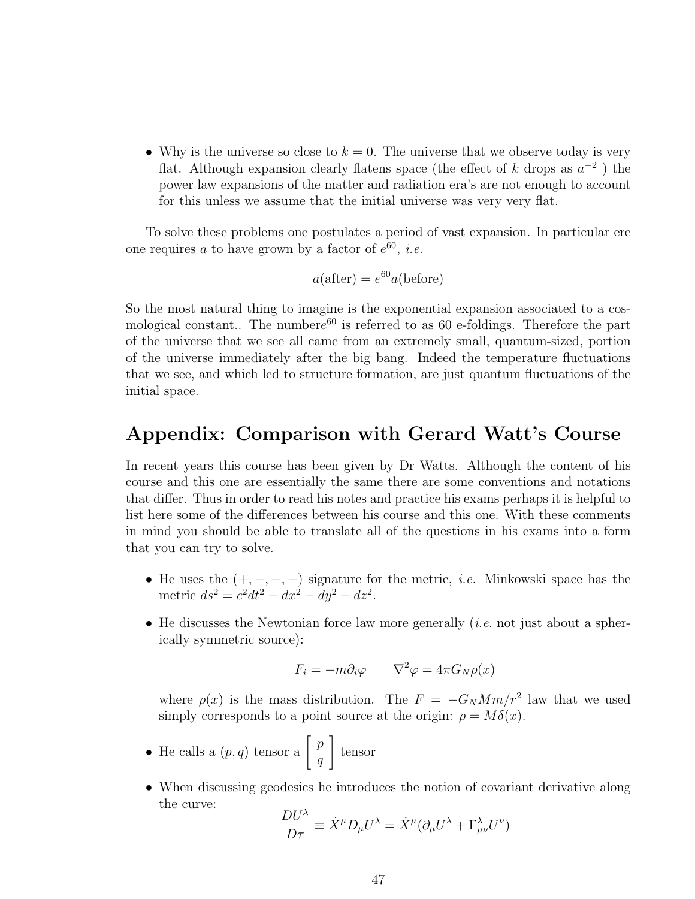- Why is the universe so close to $k = 0$. The universe that we observe today is very flat. Although expansion clearly flatens space (the effect of $k$ drops as $a^{-2}$ ) the power law expansions of the matter and radiation era's are not enough to account for this unless we assume that the initial universe was very very flat.

To solve these problems one postulates a period of vast expansion. In particular ere one requires $a$ to have grown by a factor of $e^{60}$, *i.e.*

$$a(\text{after}) = e^{60}a(\text{before})$$

So the most natural thing to imagine is the exponential expansion associated to a cosmological constant.. The numbere$^{60}$ is referred to as 60 e-foldings. Therefore the part of the universe that we see all came from an extremely small, quantum-sized, portion of the universe immediately after the big bang. Indeed the temperature fluctuations that we see, and which led to structure formation, are just quantum fluctuations of the initial space.

# Appendix: Comparison with Gerard Watt's Course

In recent years this course has been given by Dr Watts. Although the content of his course and this one are essentially the same there are some conventions and notations that differ. Thus in order to read his notes and practice his exams perhaps it is helpful to list here some of the differences between his course and this one. With these comments in mind you should be able to translate all of the questions in his exams into a form that you can try to solve.

- He uses the $(+, -, -, -)$ signature for the metric, *i.e.* Minkowski space has the metric $ds^2 = c^2dt^2 - dx^2 - dy^2 - dz^2$.

- He discusses the Newtonian force law more generally (*i.e.* not just about a spherically symmetric source):

$$F_i = -m\partial_i\varphi \qquad \nabla^2\varphi = 4\pi G_N\rho(x)$$

  where $\rho(x)$ is the mass distribution. The $F = -G_N Mm/r^2$ law that we used simply corresponds to a point source at the origin: $\rho = M\delta(x)$.

- He calls a $(p, q)$ tensor a $\left[ \begin{array}{c} p \\ q \end{array} \right]$ tensor

- When discussing geodesics he introduces the notion of covariant derivative along the curve:

$$\frac{DU^\lambda}{D\tau} \equiv \dot{X}^\mu D_\mu U^\lambda = \dot{X}^\mu(\partial_\mu U^\lambda + \Gamma^\lambda_{\mu\nu}U^\nu)$$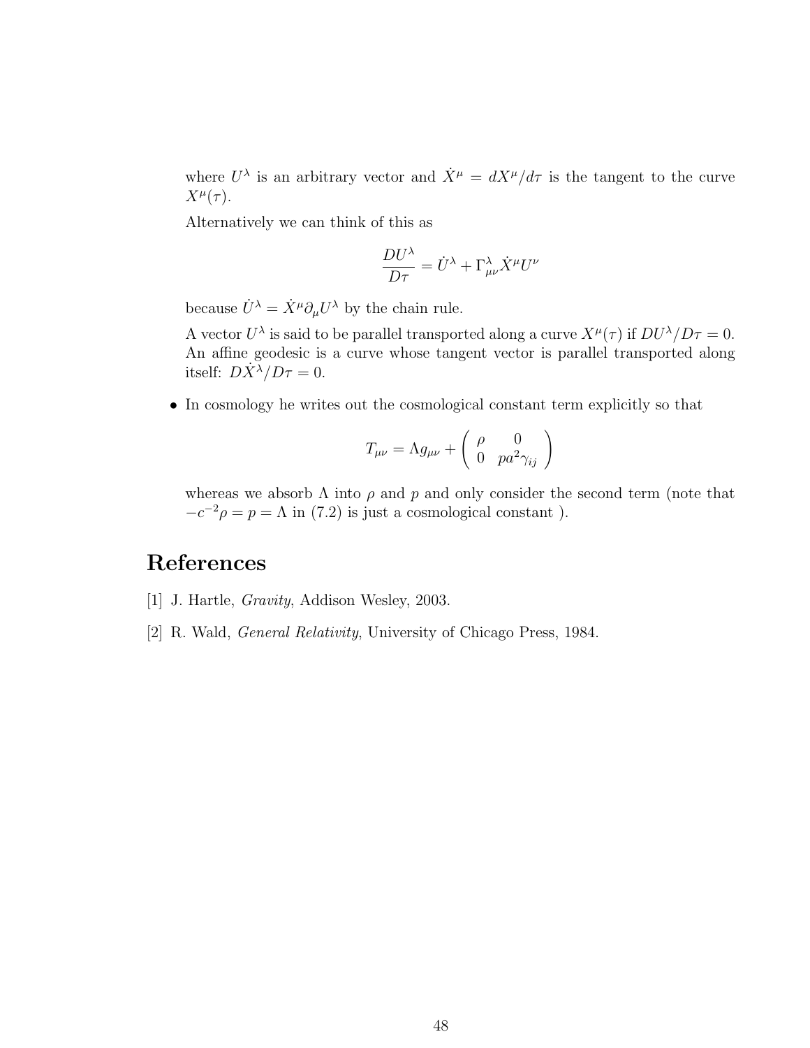where $U^\lambda$ is an arbitrary vector and $\dot{X}^\mu = dX^\mu/d\tau$ is the tangent to the curve $X^\mu(\tau)$.

Alternatively we can think of this as

$$\frac{DU^\lambda}{D\tau} = \dot{U}^\lambda + \Gamma^\lambda_{\mu\nu}\dot{X}^\mu U^\nu$$

because $\dot{U}^\lambda = \dot{X}^\mu \partial_\mu U^\lambda$ by the chain rule.

A vector $U^\lambda$ is said to be parallel transported along a curve $X^\mu(\tau)$ if $DU^\lambda/D\tau = 0$. An affine geodesic is a curve whose tangent vector is parallel transported along itself: $D\dot{X}^\lambda/D\tau = 0$.

- In cosmology he writes out the cosmological constant term explicitly so that

$$T_{\mu\nu} = \Lambda g_{\mu\nu} + \begin{pmatrix} \rho & 0 \\ 0 & pa^2\gamma_{ij} \end{pmatrix}$$

whereas we absorb $\Lambda$ into $\rho$ and $p$ and only consider the second term (note that $-c^{-2}\rho = p = \Lambda$ in (7.2) is just a cosmological constant ).

# References

[1] J. Hartle, *Gravity*, Addison Wesley, 2003.

[2] R. Wald, *General Relativity*, University of Chicago Press, 1984.